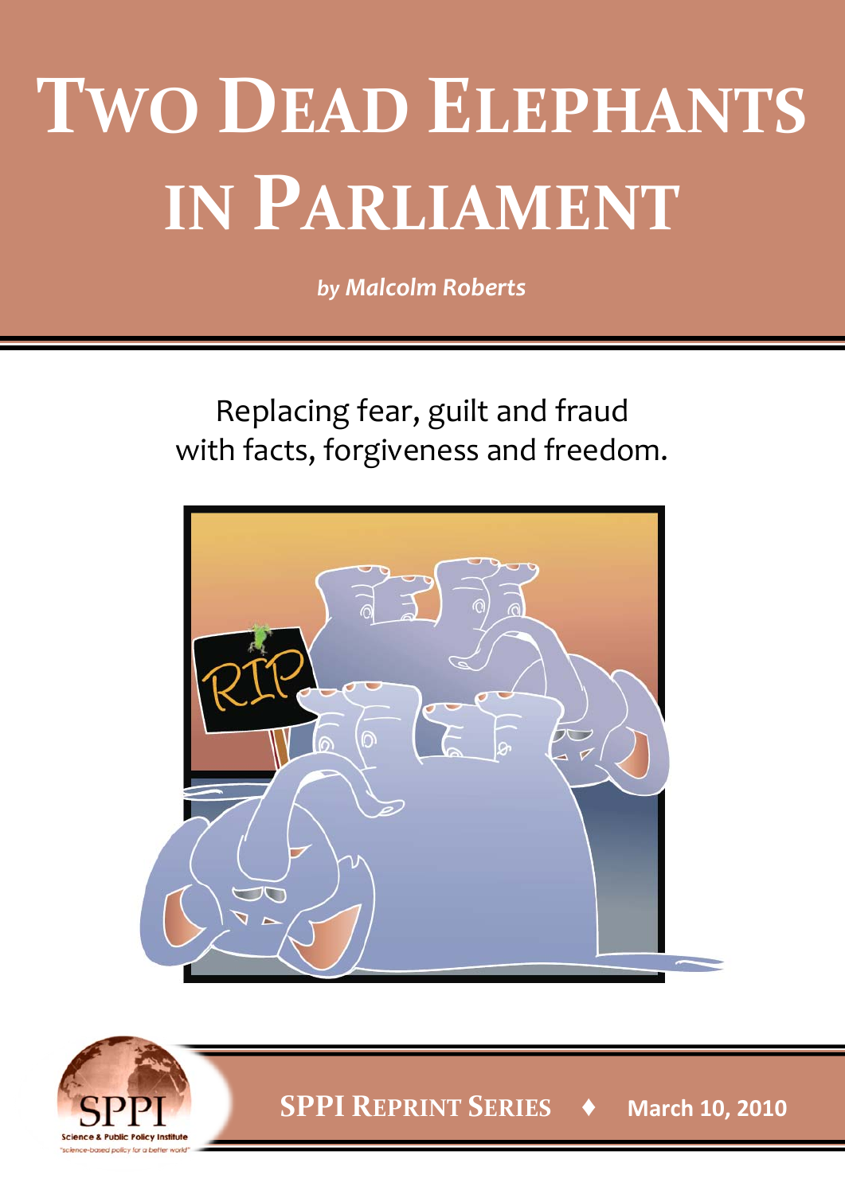# Two Dead Elephants in Parliament

***by Malcolm Roberts***

Replacing fear, guilt and fraud
with facts, forgiveness and freedom.

SPPI Reprint Series ♦ March 10, 2010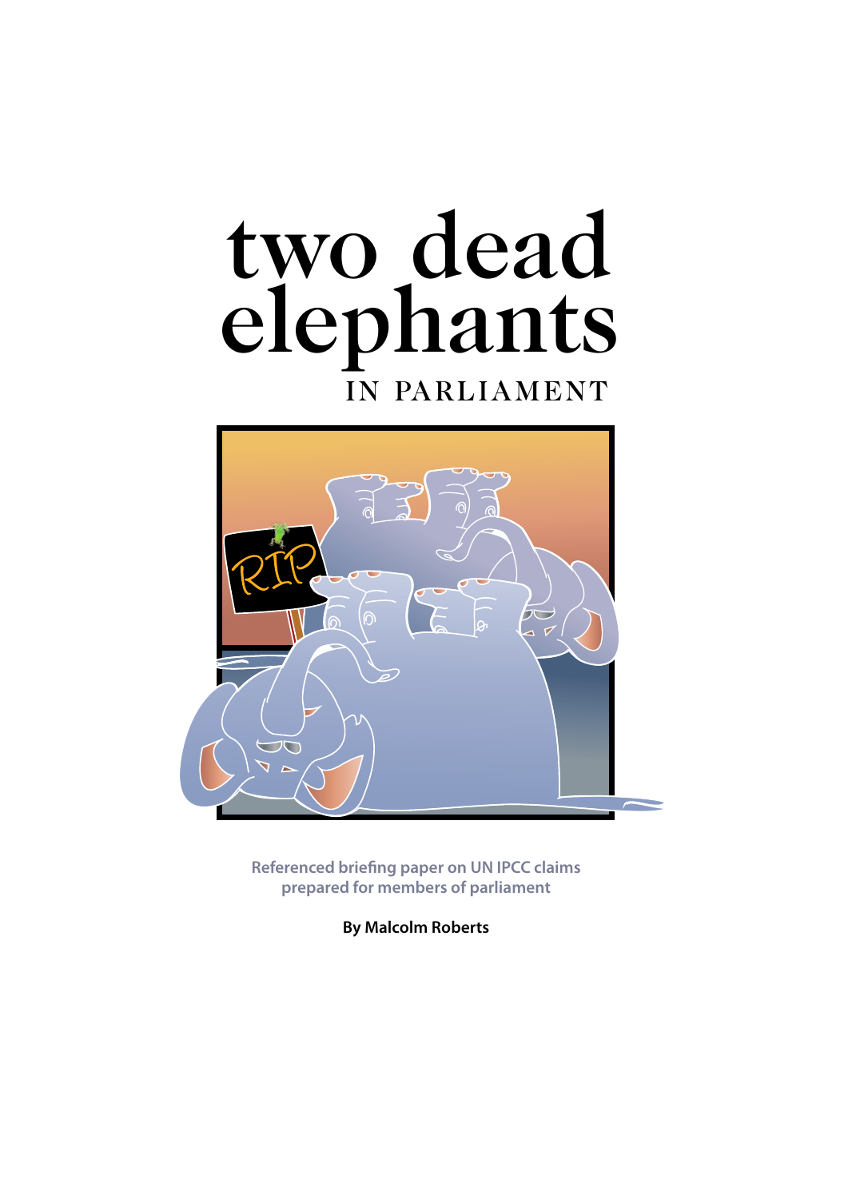# two dead elephants

## IN PARLIAMENT

Referenced briefing paper on UN IPCC claims prepared for members of parliament

**By Malcolm Roberts**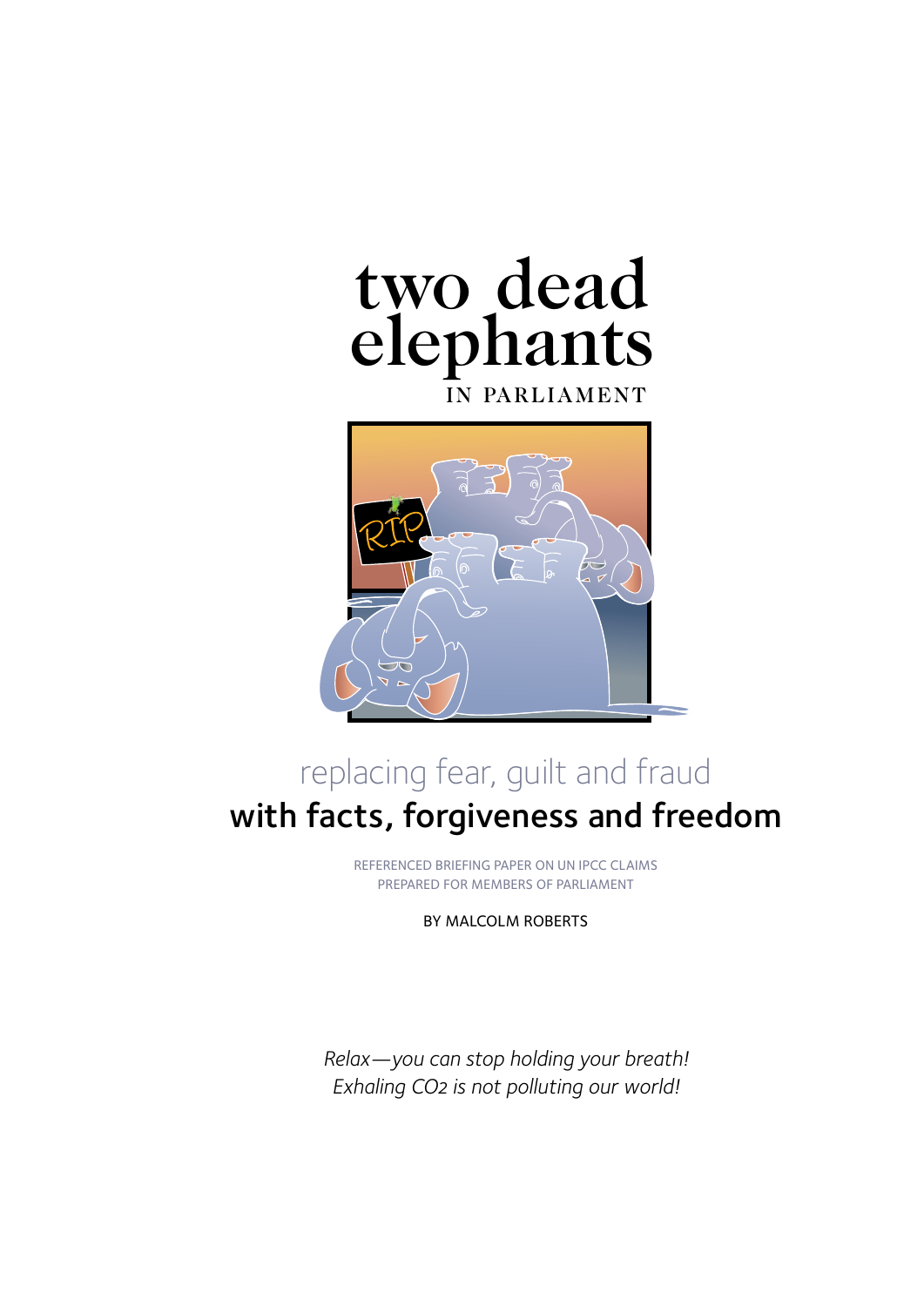# two dead elephants

IN PARLIAMENT

replacing fear, guilt and fraud

## with facts, forgiveness and freedom

REFERENCED BRIEFING PAPER ON UN IPCC CLAIMS
PREPARED FOR MEMBERS OF PARLIAMENT

BY MALCOLM ROBERTS

*Relax—you can stop holding your breath!*
*Exhaling $CO_2$ is not polluting our world!*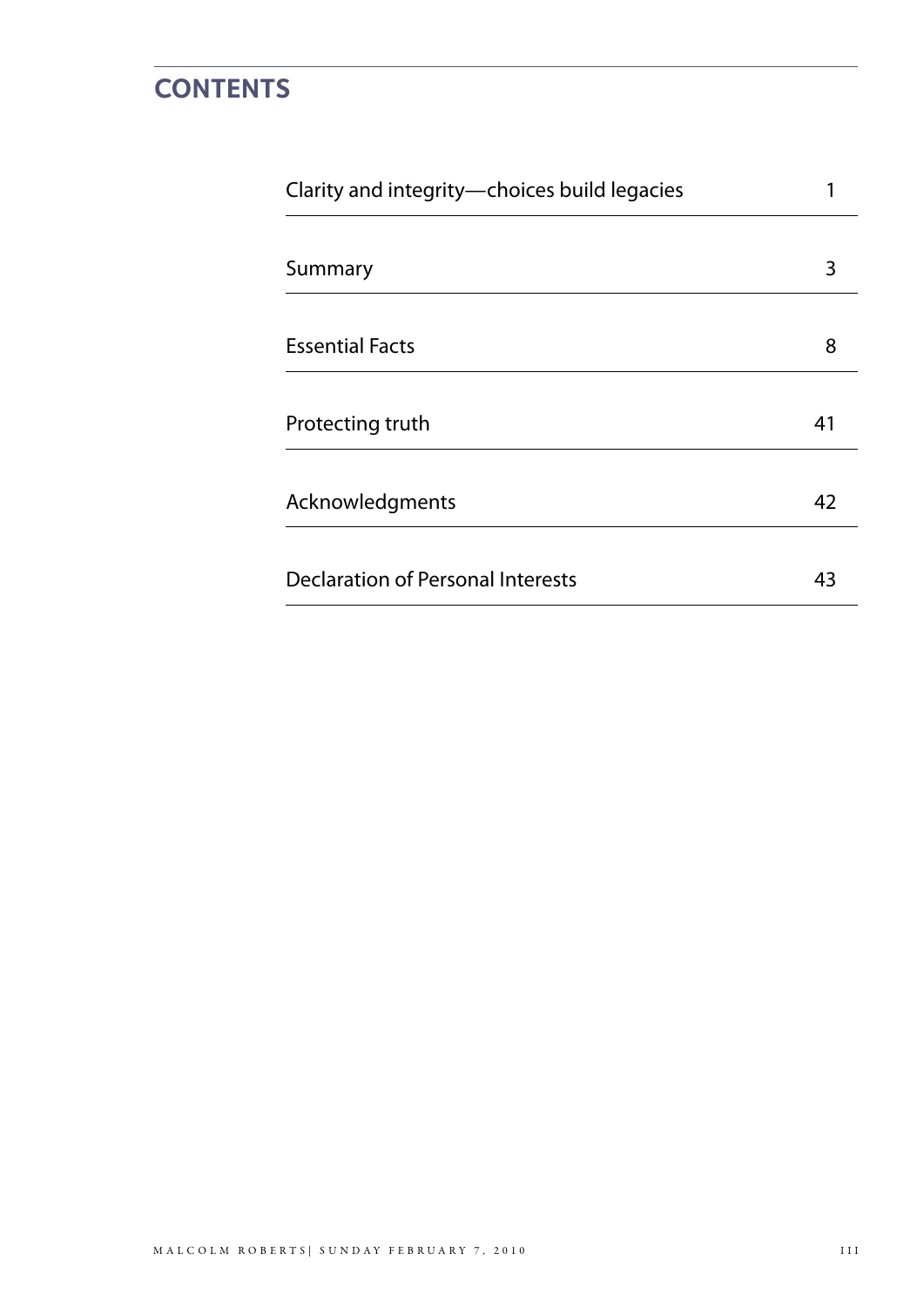# CONTENTS

| | |
|---|---|
| Clarity and integrity—choices build legacies | 1 |
| Summary | 3 |
| Essential Facts | 8 |
| Protecting truth | 41 |
| Acknowledgments | 42 |
| Declaration of Personal Interests | 43 |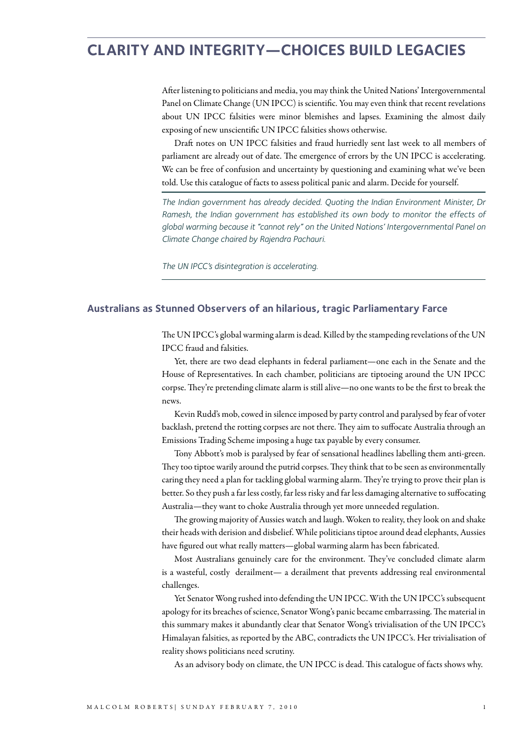# CLARITY AND INTEGRITY—CHOICES BUILD LEGACIES

After listening to politicians and media, you may think the United Nations' Intergovernmental Panel on Climate Change (UN IPCC) is scientific. You may even think that recent revelations about UN IPCC falsities were minor blemishes and lapses. Examining the almost daily exposing of new unscientific UN IPCC falsities shows otherwise.

Draft notes on UN IPCC falsities and fraud hurriedly sent last week to all members of parliament are already out of date. The emergence of errors by the UN IPCC is accelerating. We can be free of confusion and uncertainty by questioning and examining what we've been told. Use this catalogue of facts to assess political panic and alarm. Decide for yourself.

---

*The Indian government has already decided. Quoting the Indian Environment Minister, Dr Ramesh, the Indian government has established its own body to monitor the effects of global warming because it "cannot rely" on the United Nations' Intergovernmental Panel on Climate Change chaired by Rajendra Pachauri.*

*The UN IPCC's disintegration is accelerating.*

---

### Australians as Stunned Observers of an hilarious, tragic Parliamentary Farce

The UN IPCC's global warming alarm is dead. Killed by the stampeding revelations of the UN IPCC fraud and falsities.

Yet, there are two dead elephants in federal parliament—one each in the Senate and the House of Representatives. In each chamber, politicians are tiptoeing around the UN IPCC corpse. They're pretending climate alarm is still alive—no one wants to be the first to break the news.

Kevin Rudd's mob, cowed in silence imposed by party control and paralysed by fear of voter backlash, pretend the rotting corpses are not there. They aim to suffocate Australia through an Emissions Trading Scheme imposing a huge tax payable by every consumer.

Tony Abbott's mob is paralysed by fear of sensational headlines labelling them anti-green. They too tiptoe warily around the putrid corpses. They think that to be seen as environmentally caring they need a plan for tackling global warming alarm. They're trying to prove their plan is better. So they push a far less costly, far less risky and far less damaging alternative to suffocating Australia—they want to choke Australia through yet more unneeded regulation.

The growing majority of Aussies watch and laugh. Woken to reality, they look on and shake their heads with derision and disbelief. While politicians tiptoe around dead elephants, Aussies have figured out what really matters—global warming alarm has been fabricated.

Most Australians genuinely care for the environment. They've concluded climate alarm is a wasteful, costly derailment— a derailment that prevents addressing real environmental challenges.

Yet Senator Wong rushed into defending the UN IPCC. With the UN IPCC's subsequent apology for its breaches of science, Senator Wong's panic became embarrassing. The material in this summary makes it abundantly clear that Senator Wong's trivialisation of the UN IPCC's Himalayan falsities, as reported by the ABC, contradicts the UN IPCC's. Her trivialisation of reality shows politicians need scrutiny.

As an advisory body on climate, the UN IPCC is dead. This catalogue of facts shows why.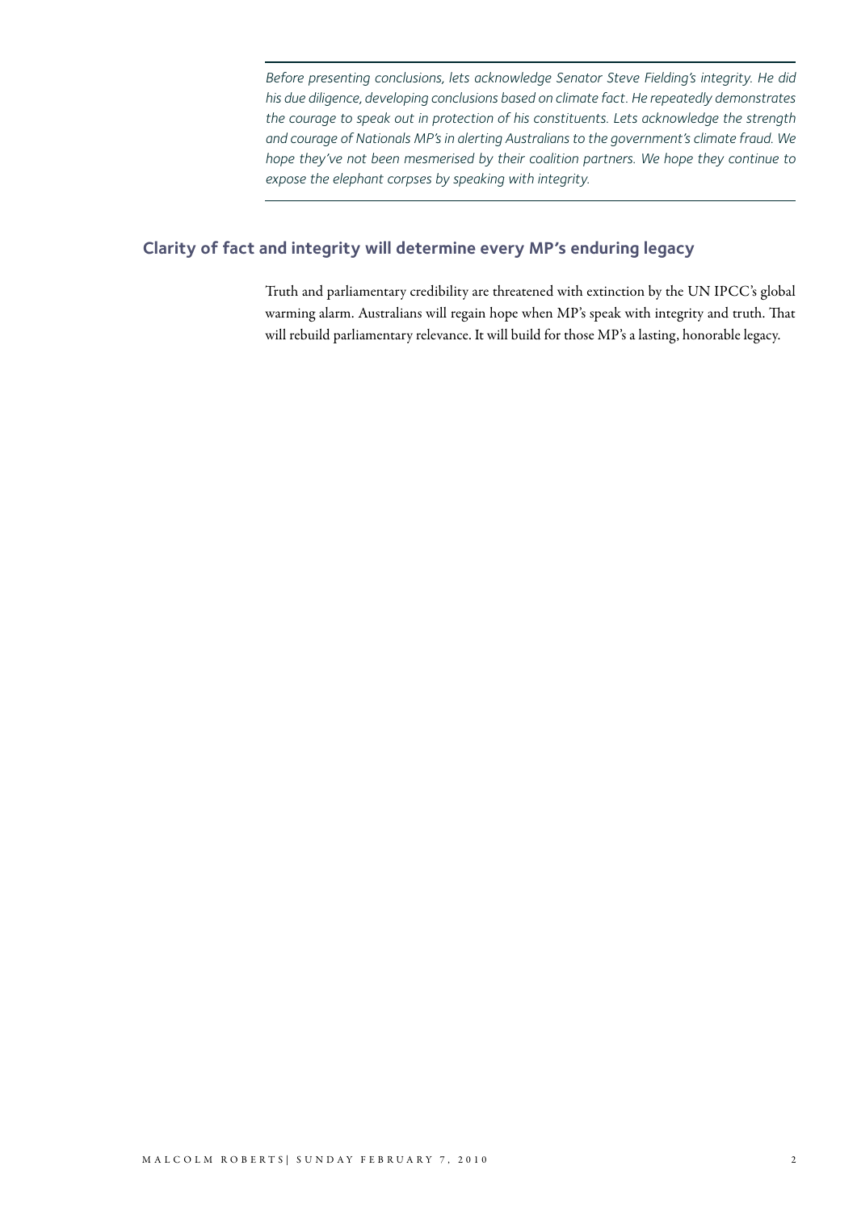*Before presenting conclusions, lets acknowledge Senator Steve Fielding's integrity. He did his due diligence, developing conclusions based on climate fact. He repeatedly demonstrates the courage to speak out in protection of his constituents. Lets acknowledge the strength and courage of Nationals MP's in alerting Australians to the government's climate fraud. We hope they've not been mesmerised by their coalition partners. We hope they continue to expose the elephant corpses by speaking with integrity.*

## Clarity of fact and integrity will determine every MP's enduring legacy

Truth and parliamentary credibility are threatened with extinction by the UN IPCC's global warming alarm. Australians will regain hope when MP's speak with integrity and truth. That will rebuild parliamentary relevance. It will build for those MP's a lasting, honorable legacy.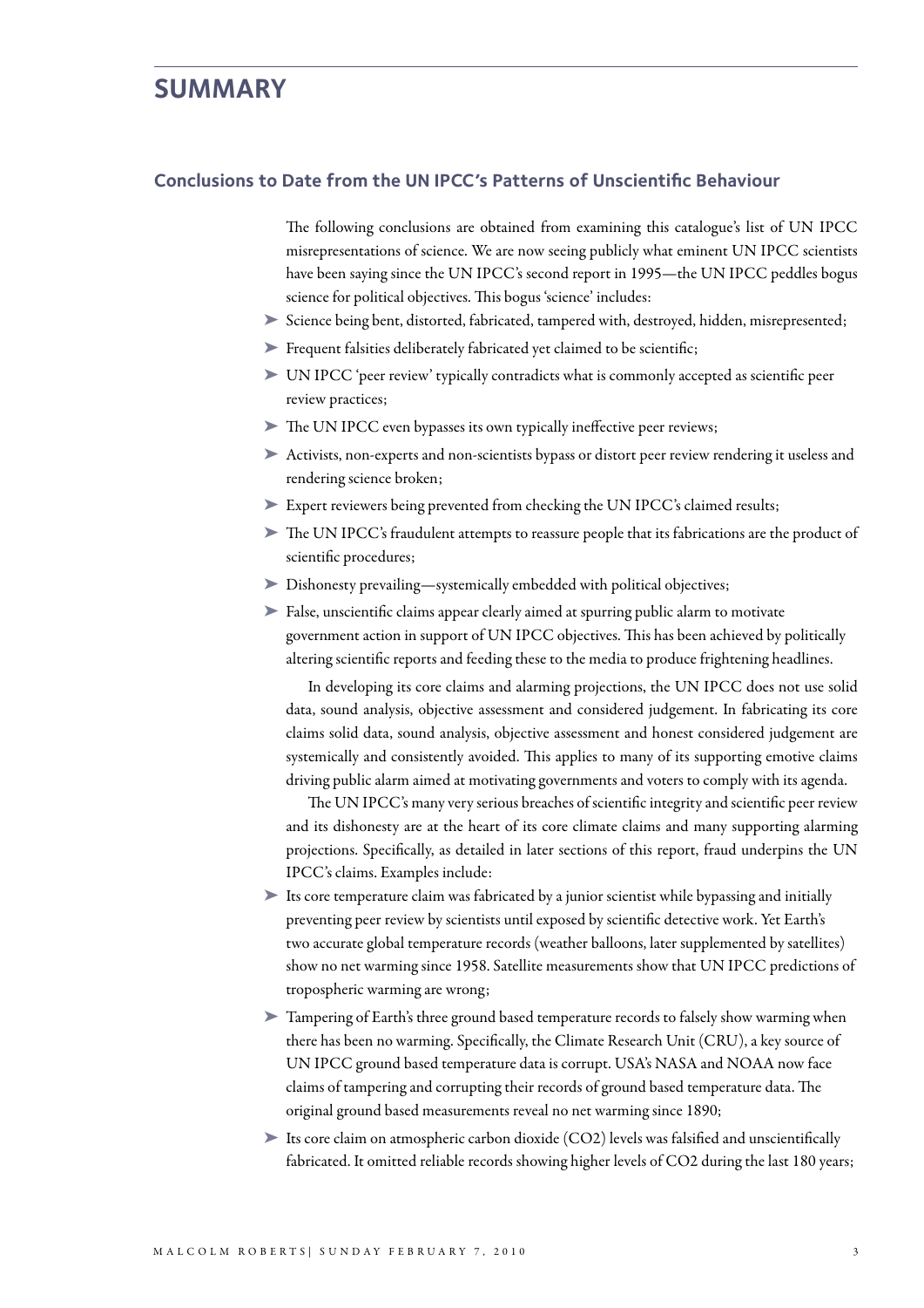# SUMMARY

## Conclusions to Date from the UN IPCC's Patterns of Unscientific Behaviour

The following conclusions are obtained from examining this catalogue's list of UN IPCC misrepresentations of science. We are now seeing publicly what eminent UN IPCC scientists have been saying since the UN IPCC's second report in 1995—the UN IPCC peddles bogus science for political objectives. This bogus 'science' includes:

- Science being bent, distorted, fabricated, tampered with, destroyed, hidden, misrepresented;
- Frequent falsities deliberately fabricated yet claimed to be scientific;
- UN IPCC 'peer review' typically contradicts what is commonly accepted as scientific peer review practices;
- The UN IPCC even bypasses its own typically ineffective peer reviews;
- Activists, non-experts and non-scientists bypass or distort peer review rendering it useless and rendering science broken;
- Expert reviewers being prevented from checking the UN IPCC's claimed results;
- The UN IPCC's fraudulent attempts to reassure people that its fabrications are the product of scientific procedures;
- Dishonesty prevailing—systemically embedded with political objectives;
- False, unscientific claims appear clearly aimed at spurring public alarm to motivate government action in support of UN IPCC objectives. This has been achieved by politically altering scientific reports and feeding these to the media to produce frightening headlines.

In developing its core claims and alarming projections, the UN IPCC does not use solid data, sound analysis, objective assessment and considered judgement. In fabricating its core claims solid data, sound analysis, objective assessment and honest considered judgement are systemically and consistently avoided. This applies to many of its supporting emotive claims driving public alarm aimed at motivating governments and voters to comply with its agenda.

The UN IPCC's many very serious breaches of scientific integrity and scientific peer review and its dishonesty are at the heart of its core climate claims and many supporting alarming projections. Specifically, as detailed in later sections of this report, fraud underpins the UN IPCC's claims. Examples include:

- Its core temperature claim was fabricated by a junior scientist while bypassing and initially preventing peer review by scientists until exposed by scientific detective work. Yet Earth's two accurate global temperature records (weather balloons, later supplemented by satellites) show no net warming since 1958. Satellite measurements show that UN IPCC predictions of tropospheric warming are wrong;
- Tampering of Earth's three ground based temperature records to falsely show warming when there has been no warming. Specifically, the Climate Research Unit (CRU), a key source of UN IPCC ground based temperature data is corrupt. USA's NASA and NOAA now face claims of tampering and corrupting their records of ground based temperature data. The original ground based measurements reveal no net warming since 1890;
- Its core claim on atmospheric carbon dioxide ($CO_2$) levels was falsified and unscientifically fabricated. It omitted reliable records showing higher levels of $CO_2$ during the last 180 years;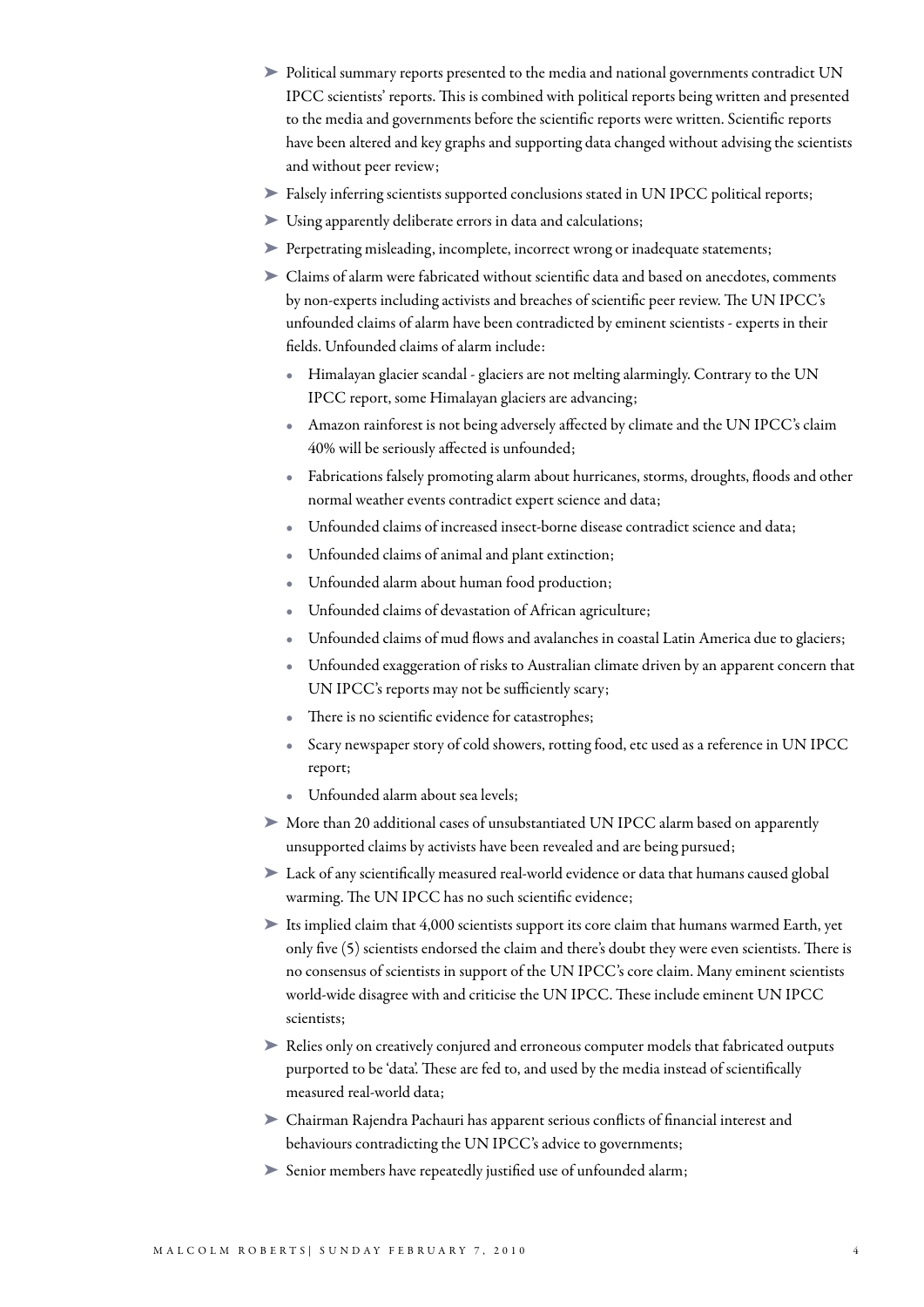- Political summary reports presented to the media and national governments contradict UN IPCC scientists' reports. This is combined with political reports being written and presented to the media and governments before the scientific reports were written. Scientific reports have been altered and key graphs and supporting data changed without advising the scientists and without peer review;
- Falsely inferring scientists supported conclusions stated in UN IPCC political reports;
- Using apparently deliberate errors in data and calculations;
- Perpetrating misleading, incomplete, incorrect wrong or inadequate statements;
- Claims of alarm were fabricated without scientific data and based on anecdotes, comments by non-experts including activists and breaches of scientific peer review. The UN IPCC's unfounded claims of alarm have been contradicted by eminent scientists - experts in their fields. Unfounded claims of alarm include:
  - Himalayan glacier scandal - glaciers are not melting alarmingly. Contrary to the UN IPCC report, some Himalayan glaciers are advancing;
  - Amazon rainforest is not being adversely affected by climate and the UN IPCC's claim 40% will be seriously affected is unfounded;
  - Fabrications falsely promoting alarm about hurricanes, storms, droughts, floods and other normal weather events contradict expert science and data;
  - Unfounded claims of increased insect-borne disease contradict science and data;
  - Unfounded claims of animal and plant extinction;
  - Unfounded alarm about human food production;
  - Unfounded claims of devastation of African agriculture;
  - Unfounded claims of mud flows and avalanches in coastal Latin America due to glaciers;
  - Unfounded exaggeration of risks to Australian climate driven by an apparent concern that UN IPCC's reports may not be sufficiently scary;
  - There is no scientific evidence for catastrophes;
  - Scary newspaper story of cold showers, rotting food, etc used as a reference in UN IPCC report;
  - Unfounded alarm about sea levels;
- More than 20 additional cases of unsubstantiated UN IPCC alarm based on apparently unsupported claims by activists have been revealed and are being pursued;
- Lack of any scientifically measured real-world evidence or data that humans caused global warming. The UN IPCC has no such scientific evidence;
- Its implied claim that 4,000 scientists support its core claim that humans warmed Earth, yet only five (5) scientists endorsed the claim and there's doubt they were even scientists. There is no consensus of scientists in support of the UN IPCC's core claim. Many eminent scientists world-wide disagree with and criticise the UN IPCC. These include eminent UN IPCC scientists;
- Relies only on creatively conjured and erroneous computer models that fabricated outputs purported to be 'data'. These are fed to, and used by the media instead of scientifically measured real-world data;
- Chairman Rajendra Pachauri has apparent serious conflicts of financial interest and behaviours contradicting the UN IPCC's advice to governments;
- Senior members have repeatedly justified use of unfounded alarm;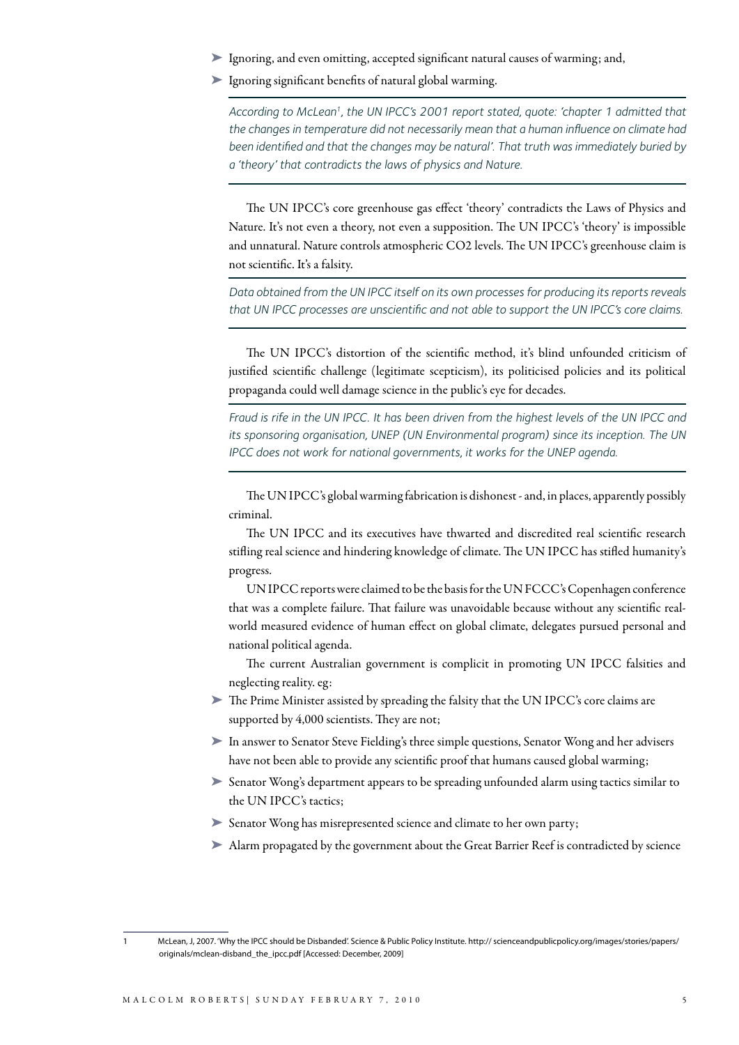- Ignoring, and even omitting, accepted significant natural causes of warming; and,
- Ignoring significant benefits of natural global warming.

---

*According to McLean[1], the UN IPCC's 2001 report stated, quote: 'chapter 1 admitted that the changes in temperature did not necessarily mean that a human influence on climate had been identified and that the changes may be natural'. That truth was immediately buried by a 'theory' that contradicts the laws of physics and Nature.*

---

The UN IPCC's core greenhouse gas effect 'theory' contradicts the Laws of Physics and Nature. It's not even a theory, not even a supposition. The UN IPCC's 'theory' is impossible and unnatural. Nature controls atmospheric CO2 levels. The UN IPCC's greenhouse claim is not scientific. It's a falsity.

---

*Data obtained from the UN IPCC itself on its own processes for producing its reports reveals that UN IPCC processes are unscientific and not able to support the UN IPCC's core claims.*

---

The UN IPCC's distortion of the scientific method, it's blind unfounded criticism of justified scientific challenge (legitimate scepticism), its politicised policies and its political propaganda could well damage science in the public's eye for decades.

---

*Fraud is rife in the UN IPCC. It has been driven from the highest levels of the UN IPCC and its sponsoring organisation, UNEP (UN Environmental program) since its inception. The UN IPCC does not work for national governments, it works for the UNEP agenda.*

---

The UN IPCC's global warming fabrication is dishonest - and, in places, apparently possibly criminal.

The UN IPCC and its executives have thwarted and discredited real scientific research stifling real science and hindering knowledge of climate. The UN IPCC has stifled humanity's progress.

UN IPCC reports were claimed to be the basis for the UN FCCC's Copenhagen conference that was a complete failure. That failure was unavoidable because without any scientific real-world measured evidence of human effect on global climate, delegates pursued personal and national political agenda.

The current Australian government is complicit in promoting UN IPCC falsities and neglecting reality. eg:

- The Prime Minister assisted by spreading the falsity that the UN IPCC's core claims are supported by 4,000 scientists. They are not;
- In answer to Senator Steve Fielding's three simple questions, Senator Wong and her advisers have not been able to provide any scientific proof that humans caused global warming;
- Senator Wong's department appears to be spreading unfounded alarm using tactics similar to the UN IPCC's tactics;
- Senator Wong has misrepresented science and climate to her own party;
- Alarm propagated by the government about the Great Barrier Reef is contradicted by science

---

[1] McLean, J, 2007. 'Why the IPCC should be Disbanded'. Science & Public Policy Institute. http:// scienceandpublicpolicy.org/images/stories/papers/originals/mclean-disband_the_ipcc.pdf [Accessed: December, 2009]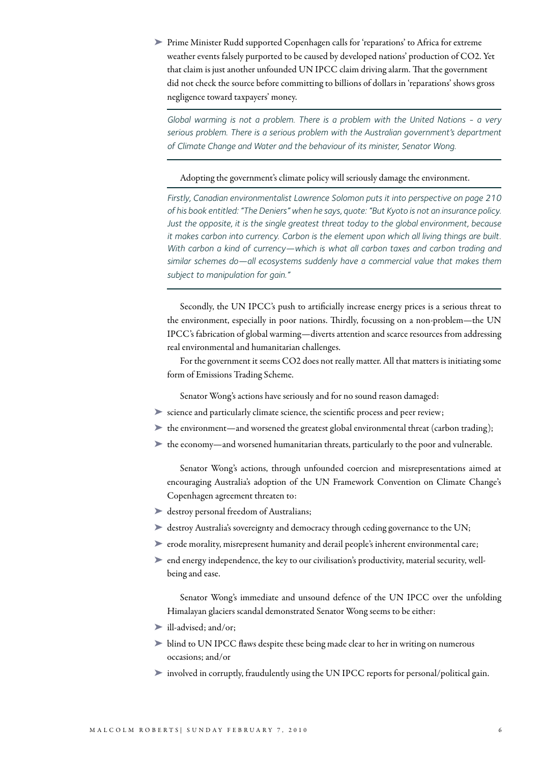- Prime Minister Rudd supported Copenhagen calls for 'reparations' to Africa for extreme weather events falsely purported to be caused by developed nations' production of $CO_2$. Yet that claim is just another unfounded UN IPCC claim driving alarm. That the government did not check the source before committing to billions of dollars in 'reparations' shows gross negligence toward taxpayers' money.

---

*Global warming is not a problem. There is a problem with the United Nations – a very serious problem. There is a serious problem with the Australian government's department of Climate Change and Water and the behaviour of its minister, Senator Wong.*

---

Adopting the government's climate policy will seriously damage the environment.

---

*Firstly, Canadian environmentalist Lawrence Solomon puts it into perspective on page 210 of his book entitled: "The Deniers" when he says, quote: "But Kyoto is not an insurance policy. Just the opposite, it is the single greatest threat today to the global environment, because it makes carbon into currency. Carbon is the element upon which all living things are built. With carbon a kind of currency—which is what all carbon taxes and carbon trading and similar schemes do—all ecosystems suddenly have a commercial value that makes them subject to manipulation for gain."*

---

Secondly, the UN IPCC's push to artificially increase energy prices is a serious threat to the environment, especially in poor nations. Thirdly, focussing on a non-problem—the UN IPCC's fabrication of global warming—diverts attention and scarce resources from addressing real environmental and humanitarian challenges.

For the government it seems $CO_2$ does not really matter. All that matters is initiating some form of Emissions Trading Scheme.

Senator Wong's actions have seriously and for no sound reason damaged:

- science and particularly climate science, the scientific process and peer review;
- the environment—and worsened the greatest global environmental threat (carbon trading);
- the economy—and worsened humanitarian threats, particularly to the poor and vulnerable.

Senator Wong's actions, through unfounded coercion and misrepresentations aimed at encouraging Australia's adoption of the UN Framework Convention on Climate Change's Copenhagen agreement threaten to:

- destroy personal freedom of Australians;
- destroy Australia's sovereignty and democracy through ceding governance to the UN;
- erode morality, misrepresent humanity and derail people's inherent environmental care;
- end energy independence, the key to our civilisation's productivity, material security, well-being and ease.

Senator Wong's immediate and unsound defence of the UN IPCC over the unfolding Himalayan glaciers scandal demonstrated Senator Wong seems to be either:

- ill-advised; and/or;
- blind to UN IPCC flaws despite these being made clear to her in writing on numerous occasions; and/or
- involved in corruptly, fraudulently using the UN IPCC reports for personal/political gain.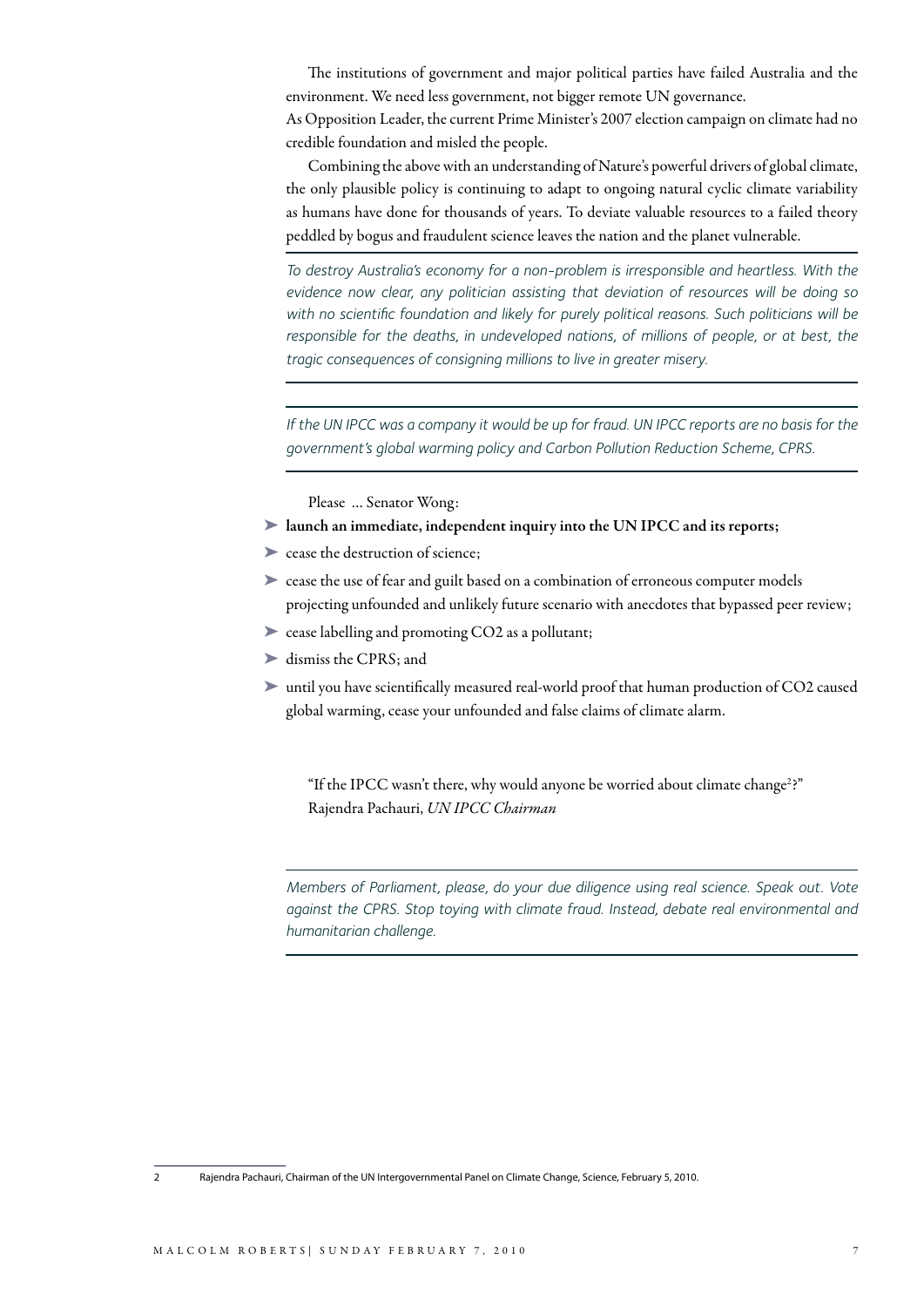The institutions of government and major political parties have failed Australia and the environment. We need less government, not bigger remote UN governance.
As Opposition Leader, the current Prime Minister's 2007 election campaign on climate had no credible foundation and misled the people.

Combining the above with an understanding of Nature's powerful drivers of global climate, the only plausible policy is continuing to adapt to ongoing natural cyclic climate variability as humans have done for thousands of years. To deviate valuable resources to a failed theory peddled by bogus and fraudulent science leaves the nation and the planet vulnerable.

---

*To destroy Australia's economy for a non-problem is irresponsible and heartless. With the evidence now clear, any politician assisting that deviation of resources will be doing so with no scientific foundation and likely for purely political reasons. Such politicians will be responsible for the deaths, in undeveloped nations, of millions of people, or at best, the tragic consequences of consigning millions to live in greater misery.*

---

*If the UN IPCC was a company it would be up for fraud. UN IPCC reports are no basis for the government's global warming policy and Carbon Pollution Reduction Scheme, CPRS.*

---

Please ... Senator Wong:

- **launch an immediate, independent inquiry into the UN IPCC and its reports;**
- cease the destruction of science;
- cease the use of fear and guilt based on a combination of erroneous computer models projecting unfounded and unlikely future scenario with anecdotes that bypassed peer review;
- cease labelling and promoting $CO_2$ as a pollutant;
- dismiss the CPRS; and
- until you have scientifically measured real-world proof that human production of $CO_2$ caused global warming, cease your unfounded and false claims of climate alarm.

"If the IPCC wasn't there, why would anyone be worried about climate change[2]?"
Rajendra Pachauri, *UN IPCC Chairman*

---

*Members of Parliament, please, do your due diligence using real science. Speak out. Vote against the CPRS. Stop toying with climate fraud. Instead, debate real environmental and humanitarian challenge.*

---

2 Rajendra Pachauri, Chairman of the UN Intergovernmental Panel on Climate Change, Science, February 5, 2010.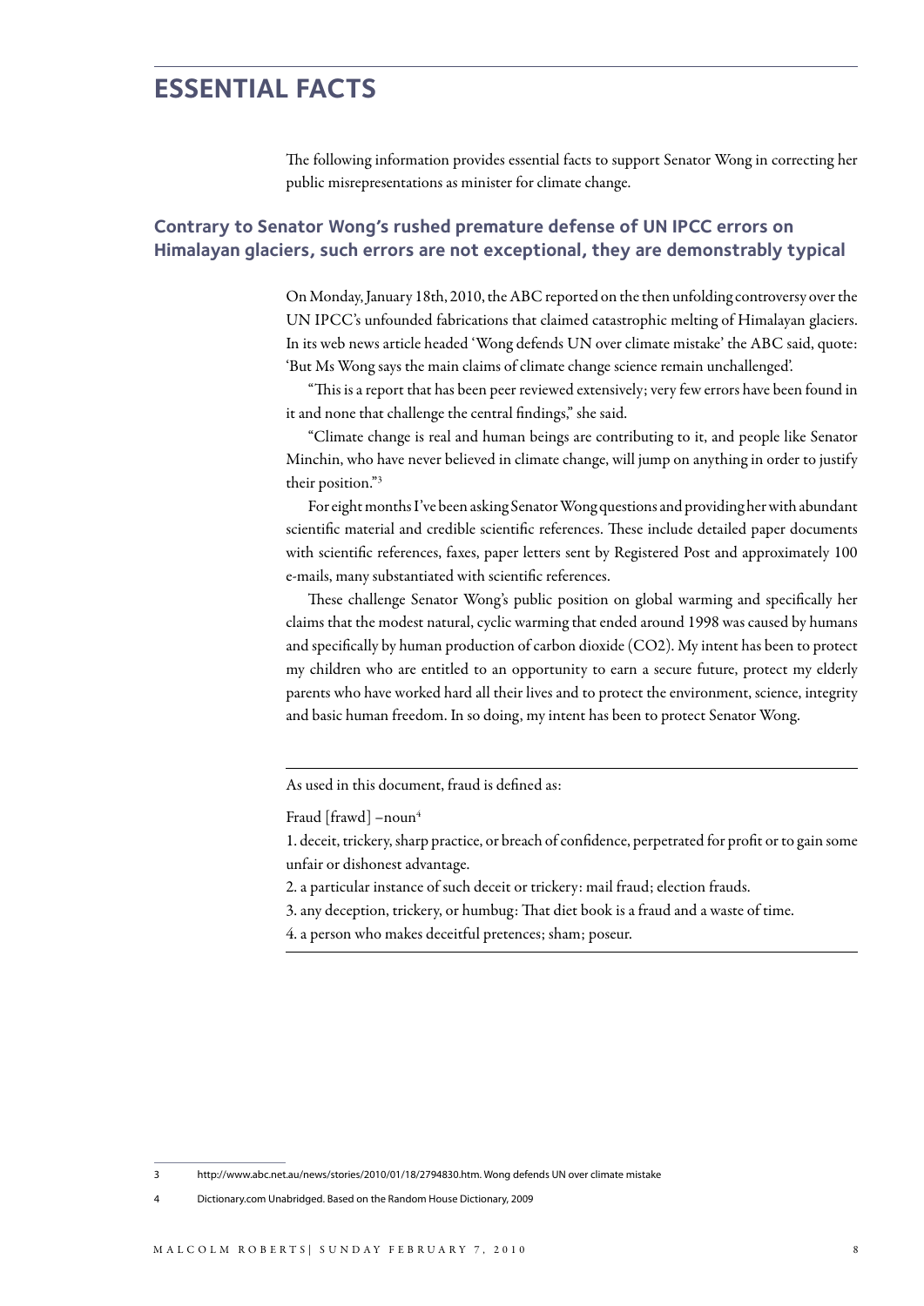# ESSENTIAL FACTS

The following information provides essential facts to support Senator Wong in correcting her public misrepresentations as minister for climate change.

## Contrary to Senator Wong's rushed premature defense of UN IPCC errors on Himalayan glaciers, such errors are not exceptional, they are demonstrably typical

On Monday, January 18th, 2010, the ABC reported on the then unfolding controversy over the UN IPCC's unfounded fabrications that claimed catastrophic melting of Himalayan glaciers. In its web news article headed 'Wong defends UN over climate mistake' the ABC said, quote: 'But Ms Wong says the main claims of climate change science remain unchallenged'.

"This is a report that has been peer reviewed extensively; very few errors have been found in it and none that challenge the central findings," she said.

"Climate change is real and human beings are contributing to it, and people like Senator Minchin, who have never believed in climate change, will jump on anything in order to justify their position."[3]

For eight months I've been asking Senator Wong questions and providing her with abundant scientific material and credible scientific references. These include detailed paper documents with scientific references, faxes, paper letters sent by Registered Post and approximately 100 e-mails, many substantiated with scientific references.

These challenge Senator Wong's public position on global warming and specifically her claims that the modest natural, cyclic warming that ended around 1998 was caused by humans and specifically by human production of carbon dioxide ($CO_2$). My intent has been to protect my children who are entitled to an opportunity to earn a secure future, protect my elderly parents who have worked hard all their lives and to protect the environment, science, integrity and basic human freedom. In so doing, my intent has been to protect Senator Wong.

---

As used in this document, fraud is defined as:

Fraud [frawd] –noun[4]

1. deceit, trickery, sharp practice, or breach of confidence, perpetrated for profit or to gain some unfair or dishonest advantage.
2. a particular instance of such deceit or trickery: mail fraud; election frauds.
3. any deception, trickery, or humbug: That diet book is a fraud and a waste of time.
4. a person who makes deceitful pretences; sham; poseur.

---

3 http://www.abc.net.au/news/stories/2010/01/18/2794830.htm. Wong defends UN over climate mistake

4 Dictionary.com Unabridged. Based on the Random House Dictionary, 2009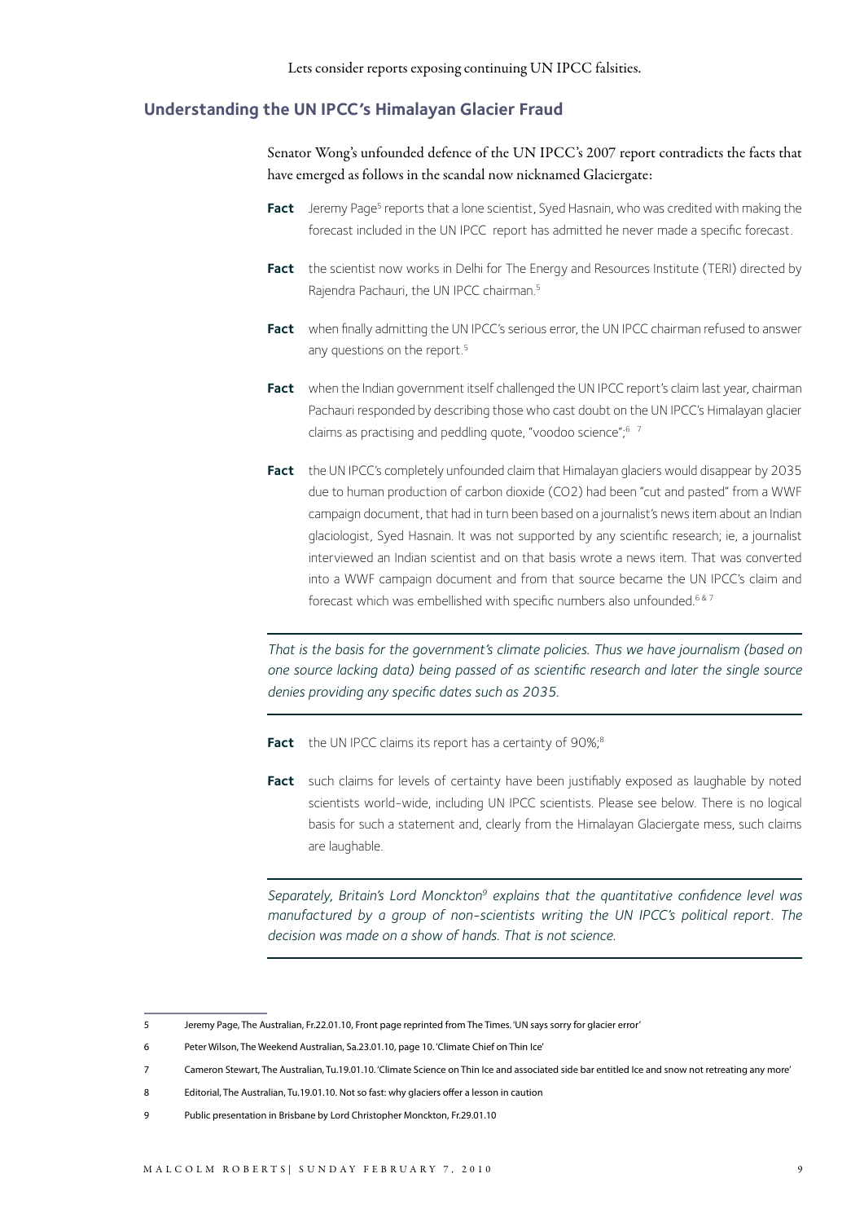Lets consider reports exposing continuing UN IPCC falsities.

## Understanding the UN IPCC's Himalayan Glacier Fraud

Senator Wong's unfounded defence of the UN IPCC's 2007 report contradicts the facts that have emerged as follows in the scandal now nicknamed Glaciergate:

**Fact** Jeremy Page[5] reports that a lone scientist, Syed Hasnain, who was credited with making the forecast included in the UN IPCC report has admitted he never made a specific forecast.

**Fact** the scientist now works in Delhi for The Energy and Resources Institute (TERI) directed by Rajendra Pachauri, the UN IPCC chairman.[5]

**Fact** when finally admitting the UN IPCC's serious error, the UN IPCC chairman refused to answer any questions on the report.[5]

**Fact** when the Indian government itself challenged the UN IPCC report's claim last year, chairman Pachauri responded by describing those who cast doubt on the UN IPCC's Himalayan glacier claims as practising and peddling quote, "voodoo science";[6, 7]

**Fact** the UN IPCC's completely unfounded claim that Himalayan glaciers would disappear by 2035 due to human production of carbon dioxide ($CO_2$) had been "cut and pasted" from a WWF campaign document, that had in turn been based on a journalist's news item about an Indian glaciologist, Syed Hasnain. It was not supported by any scientific research; ie, a journalist interviewed an Indian scientist and on that basis wrote a news item. That was converted into a WWF campaign document and from that source became the UN IPCC's claim and forecast which was embellished with specific numbers also unfounded.[6 & 7]

---

*That is the basis for the government's climate policies. Thus we have journalism (based on one source lacking data) being passed of as scientific research and later the single source denies providing any specific dates such as 2035.*

---

**Fact** the UN IPCC claims its report has a certainty of 90%;[8]

**Fact** such claims for levels of certainty have been justifiably exposed as laughable by noted scientists world-wide, including UN IPCC scientists. Please see below. There is no logical basis for such a statement and, clearly from the Himalayan Glaciergate mess, such claims are laughable.

---

*Separately, Britain's Lord Monckton[9] explains that the quantitative confidence level was manufactured by a group of non-scientists writing the UN IPCC's political report. The decision was made on a show of hands. That is not science.*

---

5 Jeremy Page, The Australian, Fr.22.01.10, Front page reprinted from The Times. 'UN says sorry for glacier error'

6 Peter Wilson, The Weekend Australian, Sa.23.01.10, page 10. 'Climate Chief on Thin Ice'

7 Cameron Stewart, The Australian, Tu.19.01.10. 'Climate Science on Thin Ice and associated side bar entitled Ice and snow not retreating any more'

8 Editorial, The Australian, Tu.19.01.10. Not so fast: why glaciers offer a lesson in caution

9 Public presentation in Brisbane by Lord Christopher Monckton, Fr.29.01.10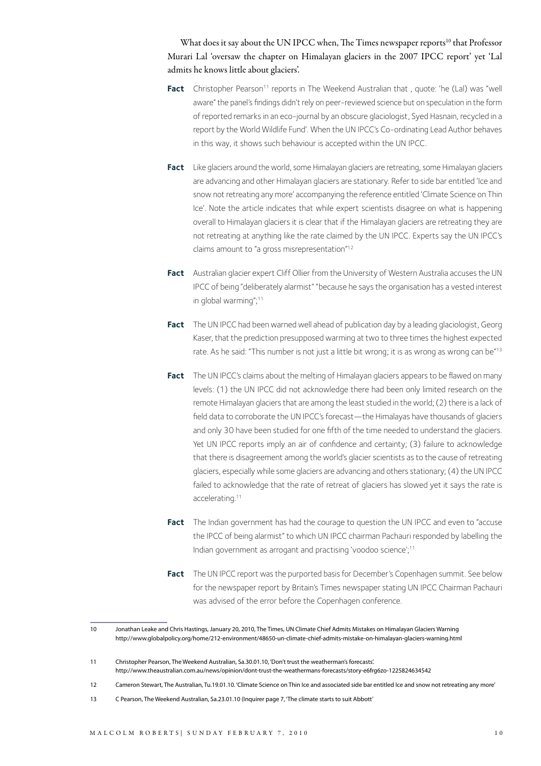What does it say about the UN IPCC when, The Times newspaper reports[10] that Professor Murari Lal 'oversaw the chapter on Himalayan glaciers in the 2007 IPCC report' yet 'Lal admits he knows little about glaciers'.

**Fact** Christopher Pearson[11] reports in The Weekend Australian that , quote: 'he (Lal) was "well aware" the panel's findings didn't rely on peer-reviewed science but on speculation in the form of reported remarks in an eco-journal by an obscure glaciologist, Syed Hasnain, recycled in a report by the World Wildlife Fund'. When the UN IPCC's Co-ordinating Lead Author behaves in this way, it shows such behaviour is accepted within the UN IPCC.

**Fact** Like glaciers around the world, some Himalayan glaciers are retreating, some Himalayan glaciers are advancing and other Himalayan glaciers are stationary. Refer to side bar entitled 'Ice and snow not retreating any more' accompanying the reference entitled 'Climate Science on Thin Ice'. Note the article indicates that while expert scientists disagree on what is happening overall to Himalayan glaciers it is clear that if the Himalayan glaciers are retreating they are not retreating at anything like the rate claimed by the UN IPCC. Experts say the UN IPCC's claims amount to "a gross misrepresentation"[12]

**Fact** Australian glacier expert Cliff Ollier from the University of Western Australia accuses the UN IPCC of being "deliberately alarmist" "because he says the organisation has a vested interest in global warming";[11]

**Fact** The UN IPCC had been warned well ahead of publication day by a leading glaciologist, Georg Kaser, that the prediction presupposed warming at two to three times the highest expected rate. As he said: "This number is not just a little bit wrong; it is as wrong as wrong can be"[13]

**Fact** The UN IPCC's claims about the melting of Himalayan glaciers appears to be flawed on many levels: (1) the UN IPCC did not acknowledge there had been only limited research on the remote Himalayan glaciers that are among the least studied in the world; (2) there is a lack of field data to corroborate the UN IPCC's forecast—the Himalayas have thousands of glaciers and only 30 have been studied for one fifth of the time needed to understand the glaciers. Yet UN IPCC reports imply an air of confidence and certainty; (3) failure to acknowledge that there is disagreement among the world's glacier scientists as to the cause of retreating glaciers, especially while some glaciers are advancing and others stationary; (4) the UN IPCC failed to acknowledge that the rate of retreat of glaciers has slowed yet it says the rate is accelerating.[11]

**Fact** The Indian government has had the courage to question the UN IPCC and even to "accuse the IPCC of being alarmist" to which UN IPCC chairman Pachauri responded by labelling the Indian government as arrogant and practising 'voodoo science';[11]

**Fact** The UN IPCC report was the purported basis for December's Copenhagen summit. See below for the newspaper report by Britain's Times newspaper stating UN IPCC Chairman Pachauri was advised of the error before the Copenhagen conference.

---

10 Jonathan Leake and Chris Hastings, January 20, 2010, The Times, UN Climate Chief Admits Mistakes on Himalayan Glaciers Warning http://www.globalpolicy.org/home/212-environment/48650-un-climate-chief-admits-mistake-on-himalayan-glaciers-warning.html

11 Christopher Pearson, The Weekend Australian, Sa.30.01.10, 'Don't trust the weatherman's forecasts'. http://www.theaustralian.com.au/news/opinion/dont-trust-the-weathermans-forecasts/story-e6frg6zo-1225824634542

12 Cameron Stewart, The Australian, Tu.19.01.10. 'Climate Science on Thin Ice and associated side bar entitled Ice and snow not retreating any more'

13 C Pearson, The Weekend Australian, Sa.23.01.10 (Inquirer page 7, 'The climate starts to suit Abbott'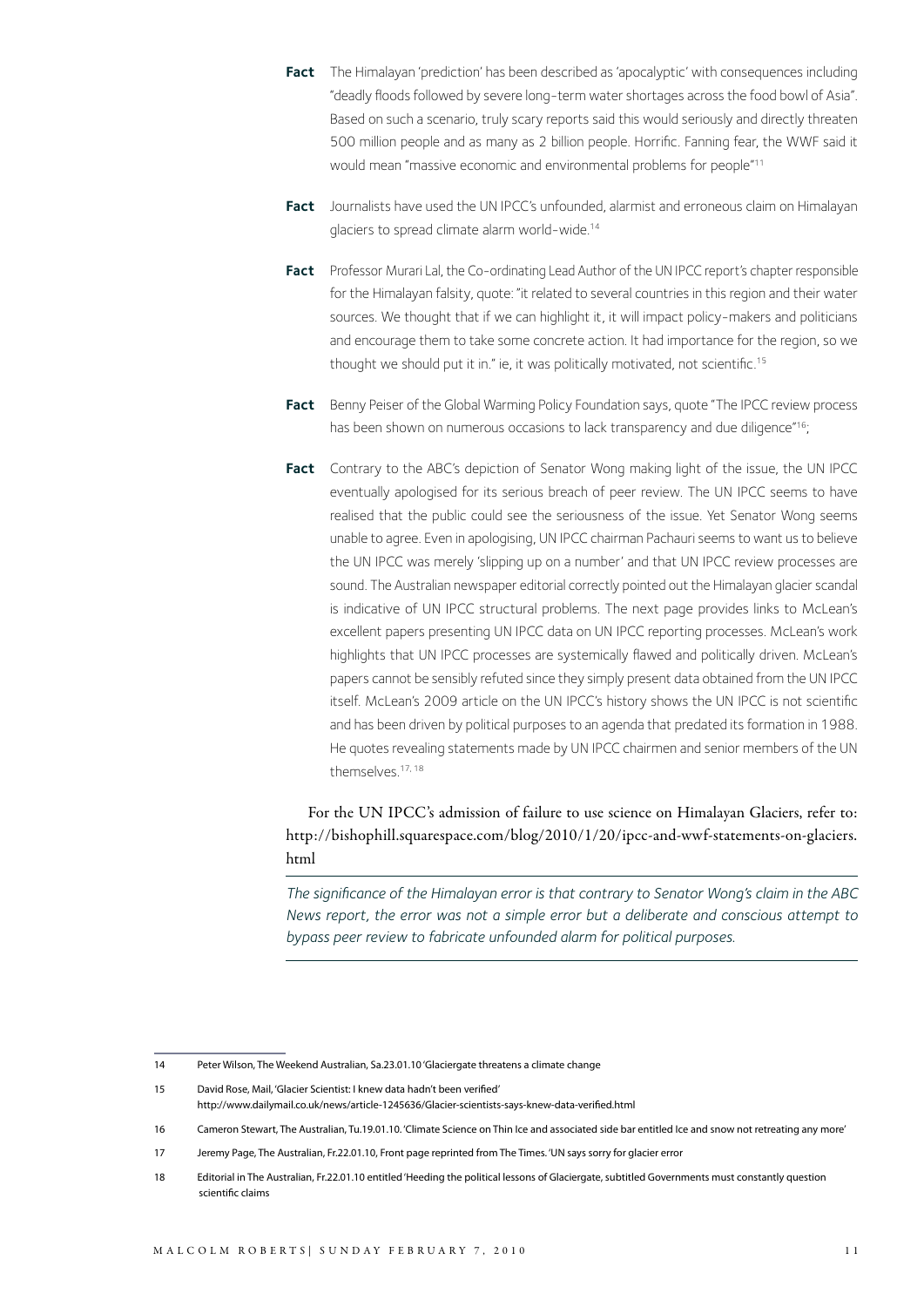**Fact** The Himalayan 'prediction' has been described as 'apocalyptic' with consequences including "deadly floods followed by severe long-term water shortages across the food bowl of Asia". Based on such a scenario, truly scary reports said this would seriously and directly threaten 500 million people and as many as 2 billion people. Horrific. Fanning fear, the WWF said it would mean "massive economic and environmental problems for people"[11]

**Fact** Journalists have used the UN IPCC's unfounded, alarmist and erroneous claim on Himalayan glaciers to spread climate alarm world-wide.[14]

**Fact** Professor Murari Lal, the Co-ordinating Lead Author of the UN IPCC report's chapter responsible for the Himalayan falsity, quote: "it related to several countries in this region and their water sources. We thought that if we can highlight it, it will impact policy-makers and politicians and encourage them to take some concrete action. It had importance for the region, so we thought we should put it in." ie, it was politically motivated, not scientific.[15]

**Fact** Benny Peiser of the Global Warming Policy Foundation says, quote "The IPCC review process has been shown on numerous occasions to lack transparency and due diligence"[16];

**Fact** Contrary to the ABC's depiction of Senator Wong making light of the issue, the UN IPCC eventually apologised for its serious breach of peer review. The UN IPCC seems to have realised that the public could see the seriousness of the issue. Yet Senator Wong seems unable to agree. Even in apologising, UN IPCC chairman Pachauri seems to want us to believe the UN IPCC was merely 'slipping up on a number' and that UN IPCC review processes are sound. The Australian newspaper editorial correctly pointed out the Himalayan glacier scandal is indicative of UN IPCC structural problems. The next page provides links to McLean's excellent papers presenting UN IPCC data on UN IPCC reporting processes. McLean's work highlights that UN IPCC processes are systemically flawed and politically driven. McLean's papers cannot be sensibly refuted since they simply present data obtained from the UN IPCC itself. McLean's 2009 article on the UN IPCC's history shows the UN IPCC is not scientific and has been driven by political purposes to an agenda that predated its formation in 1988. He quotes revealing statements made by UN IPCC chairmen and senior members of the UN themselves.[17, 18]

For the UN IPCC's admission of failure to use science on Himalayan Glaciers, refer to: http://bishophill.squarespace.com/blog/2010/1/20/ipcc-and-wwf-statements-on-glaciers.html

---

*The significance of the Himalayan error is that contrary to Senator Wong's claim in the ABC News report, the error was not a simple error but a deliberate and conscious attempt to bypass peer review to fabricate unfounded alarm for political purposes.*

---

14 Peter Wilson, The Weekend Australian, Sa.23.01.10 'Glaciergate threatens a climate change

15 David Rose, Mail, 'Glacier Scientist: I knew data hadn't been verified' http://www.dailymail.co.uk/news/article-1245636/Glacier-scientists-says-knew-data-verified.html

16 Cameron Stewart, The Australian, Tu.19.01.10. 'Climate Science on Thin Ice and associated side bar entitled Ice and snow not retreating any more'

17 Jeremy Page, The Australian, Fr.22.01.10, Front page reprinted from The Times. 'UN says sorry for glacier error

18 Editorial in The Australian, Fr.22.01.10 entitled 'Heeding the political lessons of Glaciergate, subtitled Governments must constantly question scientific claims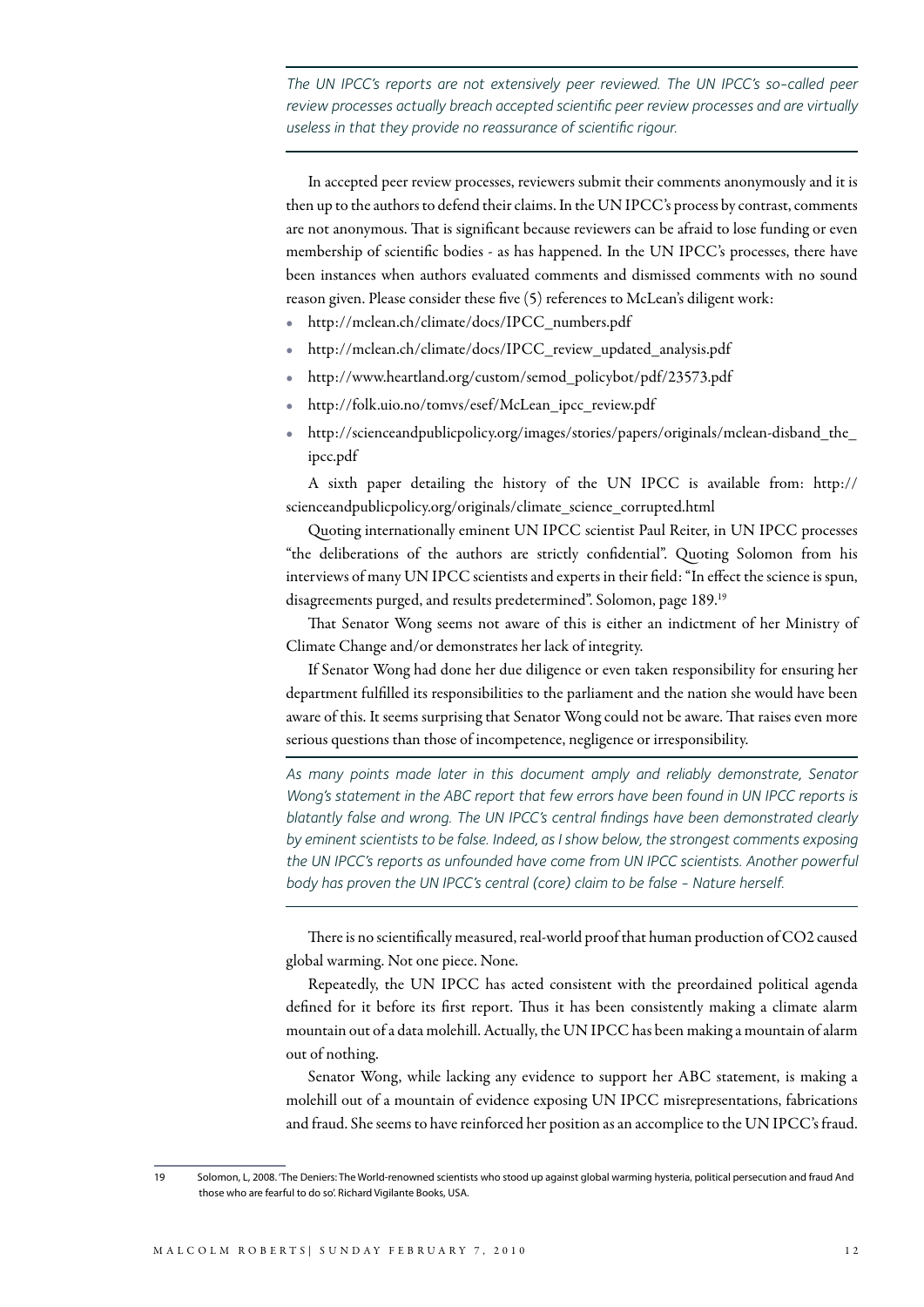*The UN IPCC's reports are not extensively peer reviewed. The UN IPCC's so-called peer review processes actually breach accepted scientific peer review processes and are virtually useless in that they provide no reassurance of scientific rigour.*

In accepted peer review processes, reviewers submit their comments anonymously and it is then up to the authors to defend their claims. In the UN IPCC's process by contrast, comments are not anonymous. That is significant because reviewers can be afraid to lose funding or even membership of scientific bodies - as has happened. In the UN IPCC's processes, there have been instances when authors evaluated comments and dismissed comments with no sound reason given. Please consider these five (5) references to McLean's diligent work:

- http://mclean.ch/climate/docs/IPCC_numbers.pdf
- http://mclean.ch/climate/docs/IPCC_review_updated_analysis.pdf
- http://www.heartland.org/custom/semod_policybot/pdf/23573.pdf
- http://folk.uio.no/tomvs/esef/McLean_ipcc_review.pdf
- http://scienceandpublicpolicy.org/images/stories/papers/originals/mclean-disband_the_ipcc.pdf

A sixth paper detailing the history of the UN IPCC is available from: http://scienceandpublicpolicy.org/originals/climate_science_corrupted.html

Quoting internationally eminent UN IPCC scientist Paul Reiter, in UN IPCC processes "the deliberations of the authors are strictly confidential". Quoting Solomon from his interviews of many UN IPCC scientists and experts in their field: "In effect the science is spun, disagreements purged, and results predetermined". Solomon, page 189.[19]

That Senator Wong seems not aware of this is either an indictment of her Ministry of Climate Change and/or demonstrates her lack of integrity.

If Senator Wong had done her due diligence or even taken responsibility for ensuring her department fulfilled its responsibilities to the parliament and the nation she would have been aware of this. It seems surprising that Senator Wong could not be aware. That raises even more serious questions than those of incompetence, negligence or irresponsibility.

*As many points made later in this document amply and reliably demonstrate, Senator Wong's statement in the ABC report that few errors have been found in UN IPCC reports is blatantly false and wrong. The UN IPCC's central findings have been demonstrated clearly by eminent scientists to be false. Indeed, as I show below, the strongest comments exposing the UN IPCC's reports as unfounded have come from UN IPCC scientists. Another powerful body has proven the UN IPCC's central (core) claim to be false – Nature herself.*

There is no scientifically measured, real-world proof that human production of $CO_2$ caused global warming. Not one piece. None.

Repeatedly, the UN IPCC has acted consistent with the preordained political agenda defined for it before its first report. Thus it has been consistently making a climate alarm mountain out of a data molehill. Actually, the UN IPCC has been making a mountain of alarm out of nothing.

Senator Wong, while lacking any evidence to support her ABC statement, is making a molehill out of a mountain of evidence exposing UN IPCC misrepresentations, fabrications and fraud. She seems to have reinforced her position as an accomplice to the UN IPCC's fraud.

19 Solomon, L, 2008. 'The Deniers: The World-renowned scientists who stood up against global warming hysteria, political persecution and fraud And those who are fearful to do so'. Richard Vigilante Books, USA.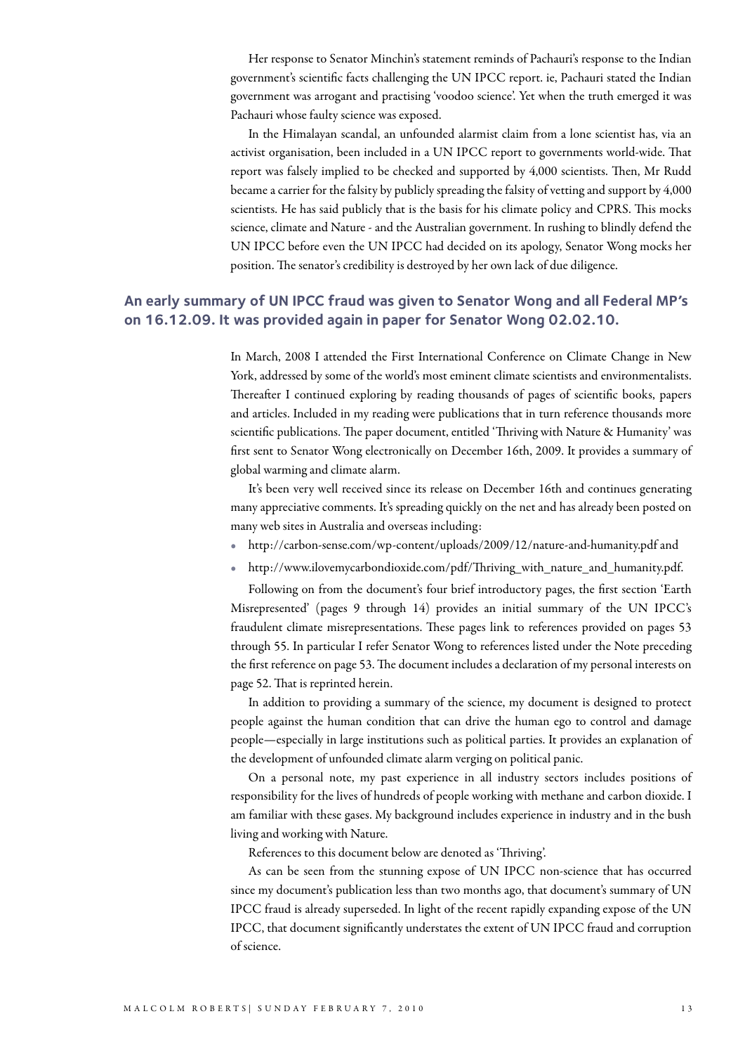Her response to Senator Minchin's statement reminds of Pachauri's response to the Indian government's scientific facts challenging the UN IPCC report. ie, Pachauri stated the Indian government was arrogant and practising 'voodoo science'. Yet when the truth emerged it was Pachauri whose faulty science was exposed.

In the Himalayan scandal, an unfounded alarmist claim from a lone scientist has, via an activist organisation, been included in a UN IPCC report to governments world-wide. That report was falsely implied to be checked and supported by 4,000 scientists. Then, Mr Rudd became a carrier for the falsity by publicly spreading the falsity of vetting and support by 4,000 scientists. He has said publicly that is the basis for his climate policy and CPRS. This mocks science, climate and Nature - and the Australian government. In rushing to blindly defend the UN IPCC before even the UN IPCC had decided on its apology, Senator Wong mocks her position. The senator's credibility is destroyed by her own lack of due diligence.

## An early summary of UN IPCC fraud was given to Senator Wong and all Federal MP's on 16.12.09. It was provided again in paper for Senator Wong 02.02.10.

In March, 2008 I attended the First International Conference on Climate Change in New York, addressed by some of the world's most eminent climate scientists and environmentalists. Thereafter I continued exploring by reading thousands of pages of scientific books, papers and articles. Included in my reading were publications that in turn reference thousands more scientific publications. The paper document, entitled 'Thriving with Nature & Humanity' was first sent to Senator Wong electronically on December 16th, 2009. It provides a summary of global warming and climate alarm.

It's been very well received since its release on December 16th and continues generating many appreciative comments. It's spreading quickly on the net and has already been posted on many web sites in Australia and overseas including:

- http://carbon-sense.com/wp-content/uploads/2009/12/nature-and-humanity.pdf and
- http://www.ilovemycarbondioxide.com/pdf/Thriving_with_nature_and_humanity.pdf.

Following on from the document's four brief introductory pages, the first section 'Earth Misrepresented' (pages 9 through 14) provides an initial summary of the UN IPCC's fraudulent climate misrepresentations. These pages link to references provided on pages 53 through 55. In particular I refer Senator Wong to references listed under the Note preceding the first reference on page 53. The document includes a declaration of my personal interests on page 52. That is reprinted herein.

In addition to providing a summary of the science, my document is designed to protect people against the human condition that can drive the human ego to control and damage people—especially in large institutions such as political parties. It provides an explanation of the development of unfounded climate alarm verging on political panic.

On a personal note, my past experience in all industry sectors includes positions of responsibility for the lives of hundreds of people working with methane and carbon dioxide. I am familiar with these gases. My background includes experience in industry and in the bush living and working with Nature.

References to this document below are denoted as 'Thriving'.

As can be seen from the stunning expose of UN IPCC non-science that has occurred since my document's publication less than two months ago, that document's summary of UN IPCC fraud is already superseded. In light of the recent rapidly expanding expose of the UN IPCC, that document significantly understates the extent of UN IPCC fraud and corruption of science.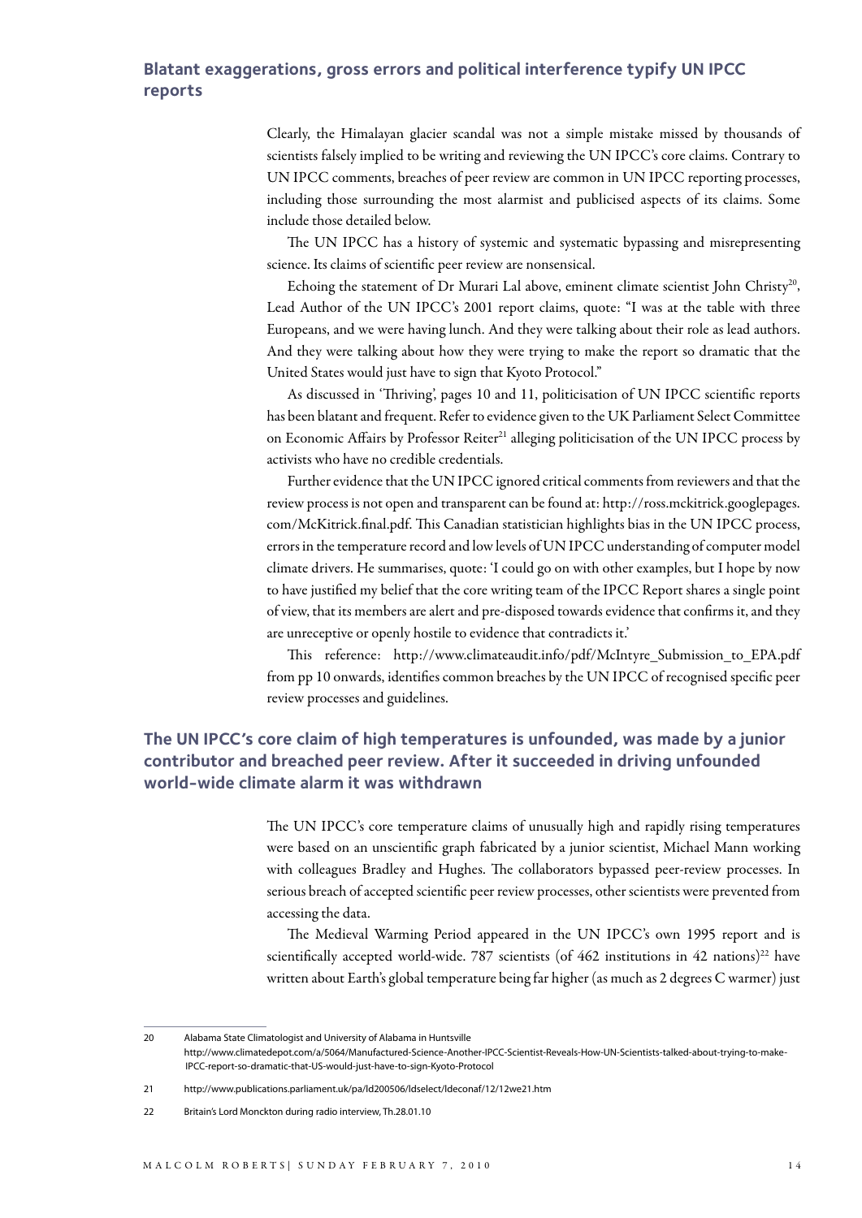## Blatant exaggerations, gross errors and political interference typify UN IPCC reports

Clearly, the Himalayan glacier scandal was not a simple mistake missed by thousands of scientists falsely implied to be writing and reviewing the UN IPCC's core claims. Contrary to UN IPCC comments, breaches of peer review are common in UN IPCC reporting processes, including those surrounding the most alarmist and publicised aspects of its claims. Some include those detailed below.

The UN IPCC has a history of systemic and systematic bypassing and misrepresenting science. Its claims of scientific peer review are nonsensical.

Echoing the statement of Dr Murari Lal above, eminent climate scientist John Christy[20], Lead Author of the UN IPCC's 2001 report claims, quote: "I was at the table with three Europeans, and we were having lunch. And they were talking about their role as lead authors. And they were talking about how they were trying to make the report so dramatic that the United States would just have to sign that Kyoto Protocol."

As discussed in 'Thriving', pages 10 and 11, politicisation of UN IPCC scientific reports has been blatant and frequent. Refer to evidence given to the UK Parliament Select Committee on Economic Affairs by Professor Reiter[21] alleging politicisation of the UN IPCC process by activists who have no credible credentials.

Further evidence that the UN IPCC ignored critical comments from reviewers and that the review process is not open and transparent can be found at: http://ross.mckitrick.googlepages.com/McKitrick.final.pdf. This Canadian statistician highlights bias in the UN IPCC process, errors in the temperature record and low levels of UN IPCC understanding of computer model climate drivers. He summarises, quote: 'I could go on with other examples, but I hope by now to have justified my belief that the core writing team of the IPCC Report shares a single point of view, that its members are alert and pre-disposed towards evidence that confirms it, and they are unreceptive or openly hostile to evidence that contradicts it.'

This reference: http://www.climateaudit.info/pdf/McIntyre_Submission_to_EPA.pdf from pp 10 onwards, identifies common breaches by the UN IPCC of recognised specific peer review processes and guidelines.

## The UN IPCC's core claim of high temperatures is unfounded, was made by a junior contributor and breached peer review. After it succeeded in driving unfounded world-wide climate alarm it was withdrawn

The UN IPCC's core temperature claims of unusually high and rapidly rising temperatures were based on an unscientific graph fabricated by a junior scientist, Michael Mann working with colleagues Bradley and Hughes. The collaborators bypassed peer-review processes. In serious breach of accepted scientific peer review processes, other scientists were prevented from accessing the data.

The Medieval Warming Period appeared in the UN IPCC's own 1995 report and is scientifically accepted world-wide. 787 scientists (of 462 institutions in 42 nations)[22] have written about Earth's global temperature being far higher (as much as 2 degrees C warmer) just

---

20 Alabama State Climatologist and University of Alabama in Huntsville http://www.climatedepot.com/a/5064/Manufactured-Science-Another-IPCC-Scientist-Reveals-How-UN-Scientists-talked-about-trying-to-make-IPCC-report-so-dramatic-that-US-would-just-have-to-sign-Kyoto-Protocol

21 http://www.publications.parliament.uk/pa/ld200506/ldselect/ldeconaf/12/12we21.htm

22 Britain's Lord Monckton during radio interview, Th.28.01.10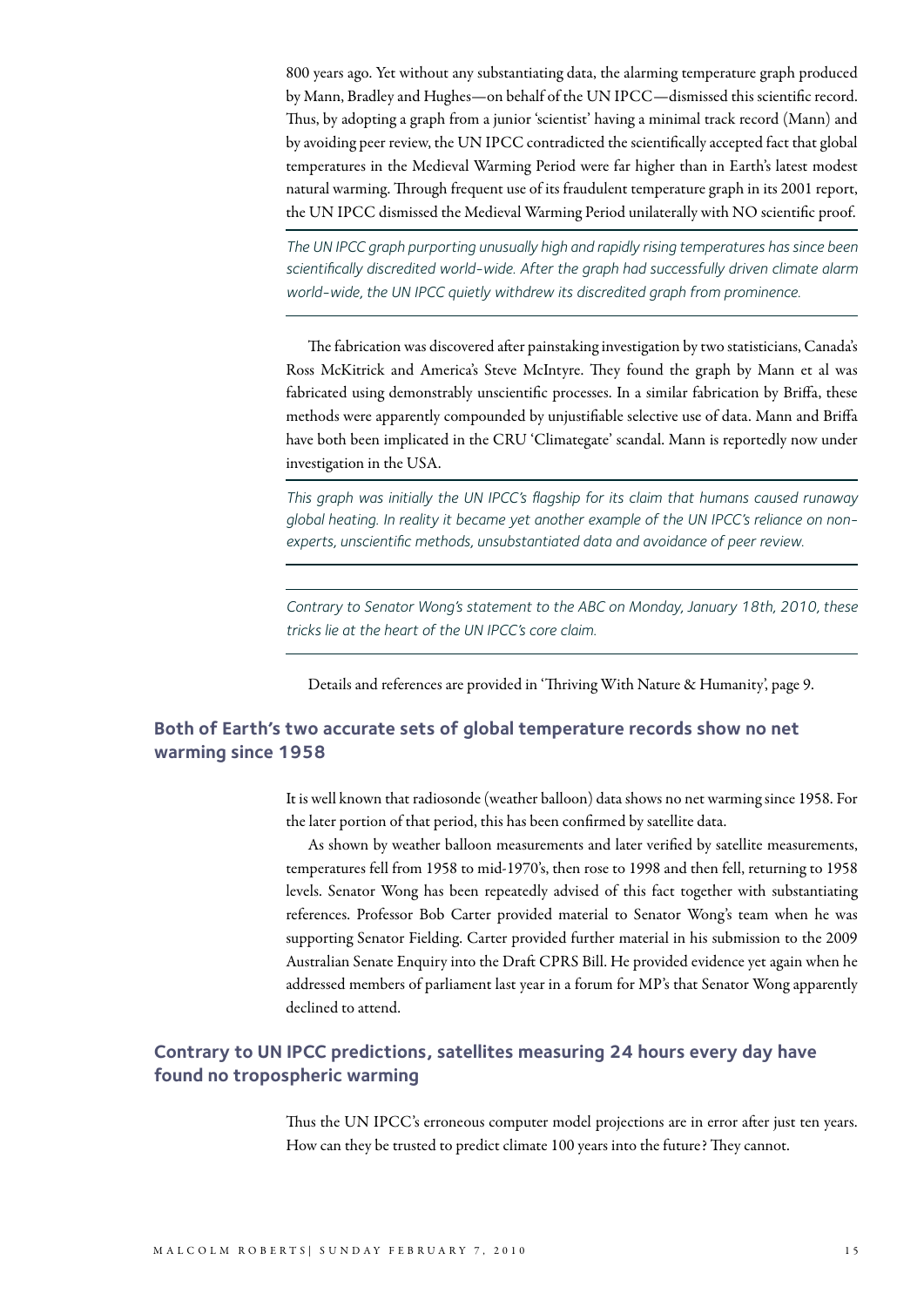800 years ago. Yet without any substantiating data, the alarming temperature graph produced by Mann, Bradley and Hughes—on behalf of the UN IPCC—dismissed this scientific record. Thus, by adopting a graph from a junior 'scientist' having a minimal track record (Mann) and by avoiding peer review, the UN IPCC contradicted the scientifically accepted fact that global temperatures in the Medieval Warming Period were far higher than in Earth's latest modest natural warming. Through frequent use of its fraudulent temperature graph in its 2001 report, the UN IPCC dismissed the Medieval Warming Period unilaterally with NO scientific proof.

---

*The UN IPCC graph purporting unusually high and rapidly rising temperatures has since been scientifically discredited world-wide. After the graph had successfully driven climate alarm world-wide, the UN IPCC quietly withdrew its discredited graph from prominence.*

---

The fabrication was discovered after painstaking investigation by two statisticians, Canada's Ross McKitrick and America's Steve McIntyre. They found the graph by Mann et al was fabricated using demonstrably unscientific processes. In a similar fabrication by Briffa, these methods were apparently compounded by unjustifiable selective use of data. Mann and Briffa have both been implicated in the CRU 'Climategate' scandal. Mann is reportedly now under investigation in the USA.

---

*This graph was initially the UN IPCC's flagship for its claim that humans caused runaway global heating. In reality it became yet another example of the UN IPCC's reliance on non-experts, unscientific methods, unsubstantiated data and avoidance of peer review.*

---

*Contrary to Senator Wong's statement to the ABC on Monday, January 18th, 2010, these tricks lie at the heart of the UN IPCC's core claim.*

---

Details and references are provided in 'Thriving With Nature & Humanity', page 9.

## Both of Earth's two accurate sets of global temperature records show no net warming since 1958

It is well known that radiosonde (weather balloon) data shows no net warming since 1958. For the later portion of that period, this has been confirmed by satellite data.

As shown by weather balloon measurements and later verified by satellite measurements, temperatures fell from 1958 to mid-1970's, then rose to 1998 and then fell, returning to 1958 levels. Senator Wong has been repeatedly advised of this fact together with substantiating references. Professor Bob Carter provided material to Senator Wong's team when he was supporting Senator Fielding. Carter provided further material in his submission to the 2009 Australian Senate Enquiry into the Draft CPRS Bill. He provided evidence yet again when he addressed members of parliament last year in a forum for MP's that Senator Wong apparently declined to attend.

## Contrary to UN IPCC predictions, satellites measuring 24 hours every day have found no tropospheric warming

Thus the UN IPCC's erroneous computer model projections are in error after just ten years. How can they be trusted to predict climate 100 years into the future? They cannot.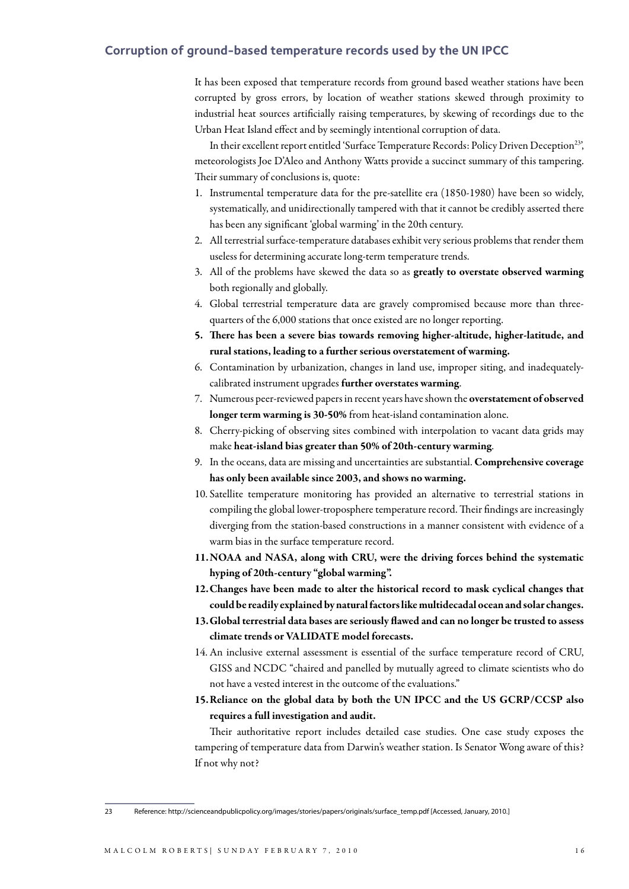## Corruption of ground-based temperature records used by the UN IPCC

It has been exposed that temperature records from ground based weather stations have been corrupted by gross errors, by location of weather stations skewed through proximity to industrial heat sources artificially raising temperatures, by skewing of recordings due to the Urban Heat Island effect and by seemingly intentional corruption of data.

In their excellent report entitled 'Surface Temperature Records: Policy Driven Deception[23]', meteorologists Joe D'Aleo and Anthony Watts provide a succinct summary of this tampering. Their summary of conclusions is, quote:

1. Instrumental temperature data for the pre-satellite era (1850-1980) have been so widely, systematically, and unidirectionally tampered with that it cannot be credibly asserted there has been any significant 'global warming' in the 20th century.
2. All terrestrial surface-temperature databases exhibit very serious problems that render them useless for determining accurate long-term temperature trends.
3. All of the problems have skewed the data so as **greatly to overstate observed warming** both regionally and globally.
4. Global terrestrial temperature data are gravely compromised because more than three-quarters of the 6,000 stations that once existed are no longer reporting.
5. **There has been a severe bias towards removing higher-altitude, higher-latitude, and rural stations, leading to a further serious overstatement of warming.**
6. Contamination by urbanization, changes in land use, improper siting, and inadequately-calibrated instrument upgrades **further overstates warming**.
7. Numerous peer-reviewed papers in recent years have shown the **overstatement of observed longer term warming is 30-50%** from heat-island contamination alone.
8. Cherry-picking of observing sites combined with interpolation to vacant data grids may make **heat-island bias greater than 50% of 20th-century warming**.
9. In the oceans, data are missing and uncertainties are substantial. **Comprehensive coverage has only been available since 2003, and shows no warming.**
10. Satellite temperature monitoring has provided an alternative to terrestrial stations in compiling the global lower-troposphere temperature record. Their findings are increasingly diverging from the station-based constructions in a manner consistent with evidence of a warm bias in the surface temperature record.
11. **NOAA and NASA, along with CRU, were the driving forces behind the systematic hyping of 20th-century "global warming".**
12. **Changes have been made to alter the historical record to mask cyclical changes that could be readily explained by natural factors like multidecadal ocean and solar changes.**
13. **Global terrestrial data bases are seriously flawed and can no longer be trusted to assess climate trends or VALIDATE model forecasts.**
14. An inclusive external assessment is essential of the surface temperature record of CRU, GISS and NCDC "chaired and panelled by mutually agreed to climate scientists who do not have a vested interest in the outcome of the evaluations."
15. **Reliance on the global data by both the UN IPCC and the US GCRP/CCSP also requires a full investigation and audit.**

Their authoritative report includes detailed case studies. One case study exposes the tampering of temperature data from Darwin's weather station. Is Senator Wong aware of this? If not why not?

---

23 Reference: http://scienceandpublicpolicy.org/images/stories/papers/originals/surface_temp.pdf [Accessed, January, 2010.]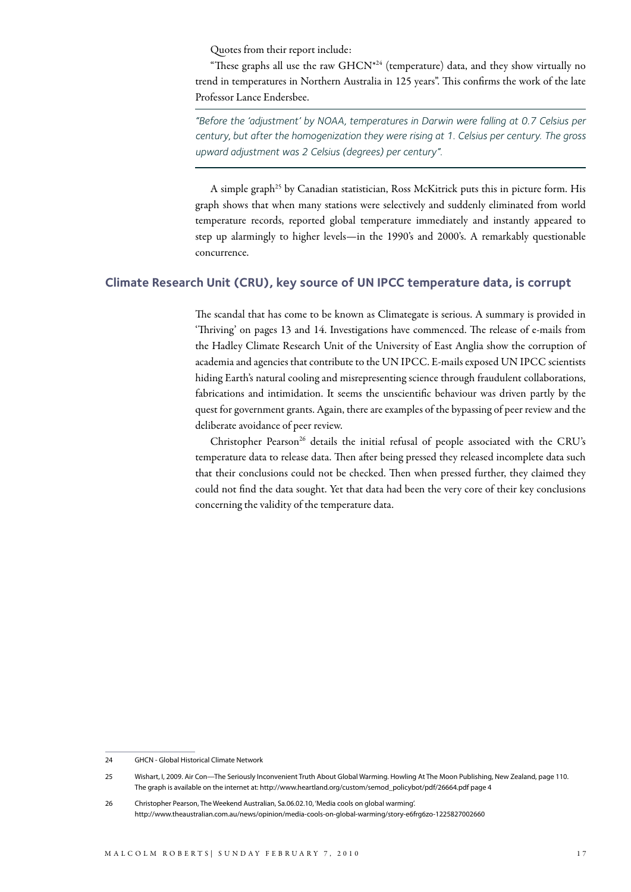Quotes from their report include:

"These graphs all use the raw GHCN*[24] (temperature) data, and they show virtually no trend in temperatures in Northern Australia in 125 years". This confirms the work of the late Professor Lance Endersbee.

---

*"Before the 'adjustment' by NOAA, temperatures in Darwin were falling at 0.7 Celsius per century, but after the homogenization they were rising at 1. Celsius per century. The gross upward adjustment was 2 Celsius (degrees) per century".*

---

A simple graph[25] by Canadian statistician, Ross McKitrick puts this in picture form. His graph shows that when many stations were selectively and suddenly eliminated from world temperature records, reported global temperature immediately and instantly appeared to step up alarmingly to higher levels—in the 1990's and 2000's. A remarkably questionable concurrence.

## Climate Research Unit (CRU), key source of UN IPCC temperature data, is corrupt

The scandal that has come to be known as Climategate is serious. A summary is provided in 'Thriving' on pages 13 and 14. Investigations have commenced. The release of e-mails from the Hadley Climate Research Unit of the University of East Anglia show the corruption of academia and agencies that contribute to the UN IPCC. E-mails exposed UN IPCC scientists hiding Earth's natural cooling and misrepresenting science through fraudulent collaborations, fabrications and intimidation. It seems the unscientific behaviour was driven partly by the quest for government grants. Again, there are examples of the bypassing of peer review and the deliberate avoidance of peer review.

Christopher Pearson[26] details the initial refusal of people associated with the CRU's temperature data to release data. Then after being pressed they released incomplete data such that their conclusions could not be checked. Then when pressed further, they claimed they could not find the data sought. Yet that data had been the very core of their key conclusions concerning the validity of the temperature data.

---

24 GHCN - Global Historical Climate Network

25 Wishart, I, 2009. Air Con—The Seriously Inconvenient Truth About Global Warming. Howling At The Moon Publishing, New Zealand, page 110. The graph is available on the internet at: http://www.heartland.org/custom/semod_policybot/pdf/26664.pdf page 4

26 Christopher Pearson, The Weekend Australian, Sa.06.02.10, 'Media cools on global warming'. http://www.theaustralian.com.au/news/opinion/media-cools-on-global-warming/story-e6frg6zo-1225827002660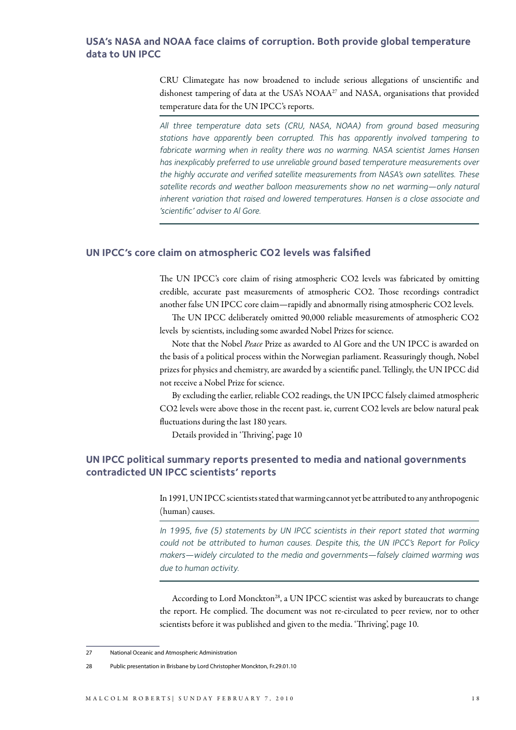## USA's NASA and NOAA face claims of corruption. Both provide global temperature data to UN IPCC

CRU Climategate has now broadened to include serious allegations of unscientific and dishonest tampering of data at the USA's NOAA[27] and NASA, organisations that provided temperature data for the UN IPCC's reports.

*All three temperature data sets (CRU, NASA, NOAA) from ground based measuring stations have apparently been corrupted. This has apparently involved tampering to fabricate warming when in reality there was no warming. NASA scientist James Hansen has inexplicably preferred to use unreliable ground based temperature measurements over the highly accurate and verified satellite measurements from NASA's own satellites. These satellite records and weather balloon measurements show no net warming—only natural inherent variation that raised and lowered temperatures. Hansen is a close associate and 'scientific' adviser to Al Gore.*

## UN IPCC's core claim on atmospheric CO2 levels was falsified

The UN IPCC's core claim of rising atmospheric CO2 levels was fabricated by omitting credible, accurate past measurements of atmospheric CO2. Those recordings contradict another false UN IPCC core claim—rapidly and abnormally rising atmospheric CO2 levels.

The UN IPCC deliberately omitted 90,000 reliable measurements of atmospheric CO2 levels by scientists, including some awarded Nobel Prizes for science.

Note that the Nobel *Peace* Prize as awarded to Al Gore and the UN IPCC is awarded on the basis of a political process within the Norwegian parliament. Reassuringly though, Nobel prizes for physics and chemistry, are awarded by a scientific panel. Tellingly, the UN IPCC did not receive a Nobel Prize for science.

By excluding the earlier, reliable CO2 readings, the UN IPCC falsely claimed atmospheric CO2 levels were above those in the recent past. ie, current CO2 levels are below natural peak fluctuations during the last 180 years.

Details provided in 'Thriving', page 10

## UN IPCC political summary reports presented to media and national governments contradicted UN IPCC scientists' reports

In 1991, UN IPCC scientists stated that warming cannot yet be attributed to any anthropogenic (human) causes.

*In 1995, five (5) statements by UN IPCC scientists in their report stated that warming could not be attributed to human causes. Despite this, the UN IPCC's Report for Policy makers—widely circulated to the media and governments—falsely claimed warming was due to human activity.*

According to Lord Monckton[28], a UN IPCC scientist was asked by bureaucrats to change the report. He complied. The document was not re-circulated to peer review, nor to other scientists before it was published and given to the media. 'Thriving', page 10.

---

27 National Oceanic and Atmospheric Administration

28 Public presentation in Brisbane by Lord Christopher Monckton, Fr.29.01.10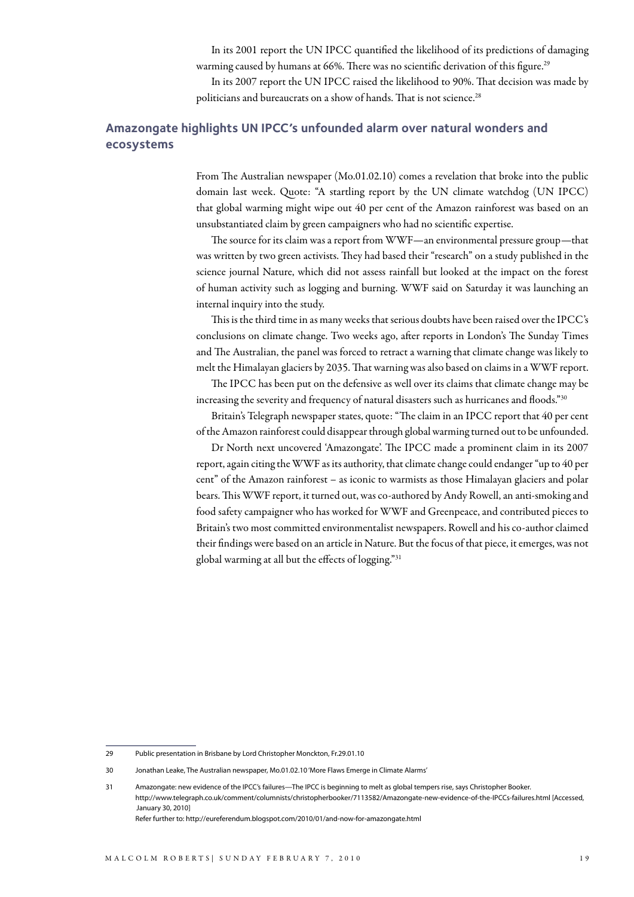In its 2001 report the UN IPCC quantified the likelihood of its predictions of damaging warming caused by humans at 66%. There was no scientific derivation of this figure.[29]

In its 2007 report the UN IPCC raised the likelihood to 90%. That decision was made by politicians and bureaucrats on a show of hands. That is not science.[28]

## Amazongate highlights UN IPCC's unfounded alarm over natural wonders and ecosystems

From The Australian newspaper (Mo.01.02.10) comes a revelation that broke into the public domain last week. Quote: "A startling report by the UN climate watchdog (UN IPCC) that global warming might wipe out 40 per cent of the Amazon rainforest was based on an unsubstantiated claim by green campaigners who had no scientific expertise.

The source for its claim was a report from WWF—an environmental pressure group—that was written by two green activists. They had based their "research" on a study published in the science journal Nature, which did not assess rainfall but looked at the impact on the forest of human activity such as logging and burning. WWF said on Saturday it was launching an internal inquiry into the study.

This is the third time in as many weeks that serious doubts have been raised over the IPCC's conclusions on climate change. Two weeks ago, after reports in London's The Sunday Times and The Australian, the panel was forced to retract a warning that climate change was likely to melt the Himalayan glaciers by 2035. That warning was also based on claims in a WWF report.

The IPCC has been put on the defensive as well over its claims that climate change may be increasing the severity and frequency of natural disasters such as hurricanes and floods."[30]

Britain's Telegraph newspaper states, quote: "The claim in an IPCC report that 40 per cent of the Amazon rainforest could disappear through global warming turned out to be unfounded.

Dr North next uncovered 'Amazongate'. The IPCC made a prominent claim in its 2007 report, again citing the WWF as its authority, that climate change could endanger "up to 40 per cent" of the Amazon rainforest – as iconic to warmists as those Himalayan glaciers and polar bears. This WWF report, it turned out, was co-authored by Andy Rowell, an anti-smoking and food safety campaigner who has worked for WWF and Greenpeace, and contributed pieces to Britain's two most committed environmentalist newspapers. Rowell and his co-author claimed their findings were based on an article in Nature. But the focus of that piece, it emerges, was not global warming at all but the effects of logging."[31]

---

29 Public presentation in Brisbane by Lord Christopher Monckton, Fr.29.01.10

30 Jonathan Leake, The Australian newspaper, Mo.01.02.10 'More Flaws Emerge in Climate Alarms'

31 Amazongate: new evidence of the IPCC's failures—The IPCC is beginning to melt as global tempers rise, says Christopher Booker. http://www.telegraph.co.uk/comment/columnists/christopherbooker/7113582/Amazongate-new-evidence-of-the-IPCCs-failures.html [Accessed, January 30, 2010]
Refer further to: http://eureferendum.blogspot.com/2010/01/and-now-for-amazongate.html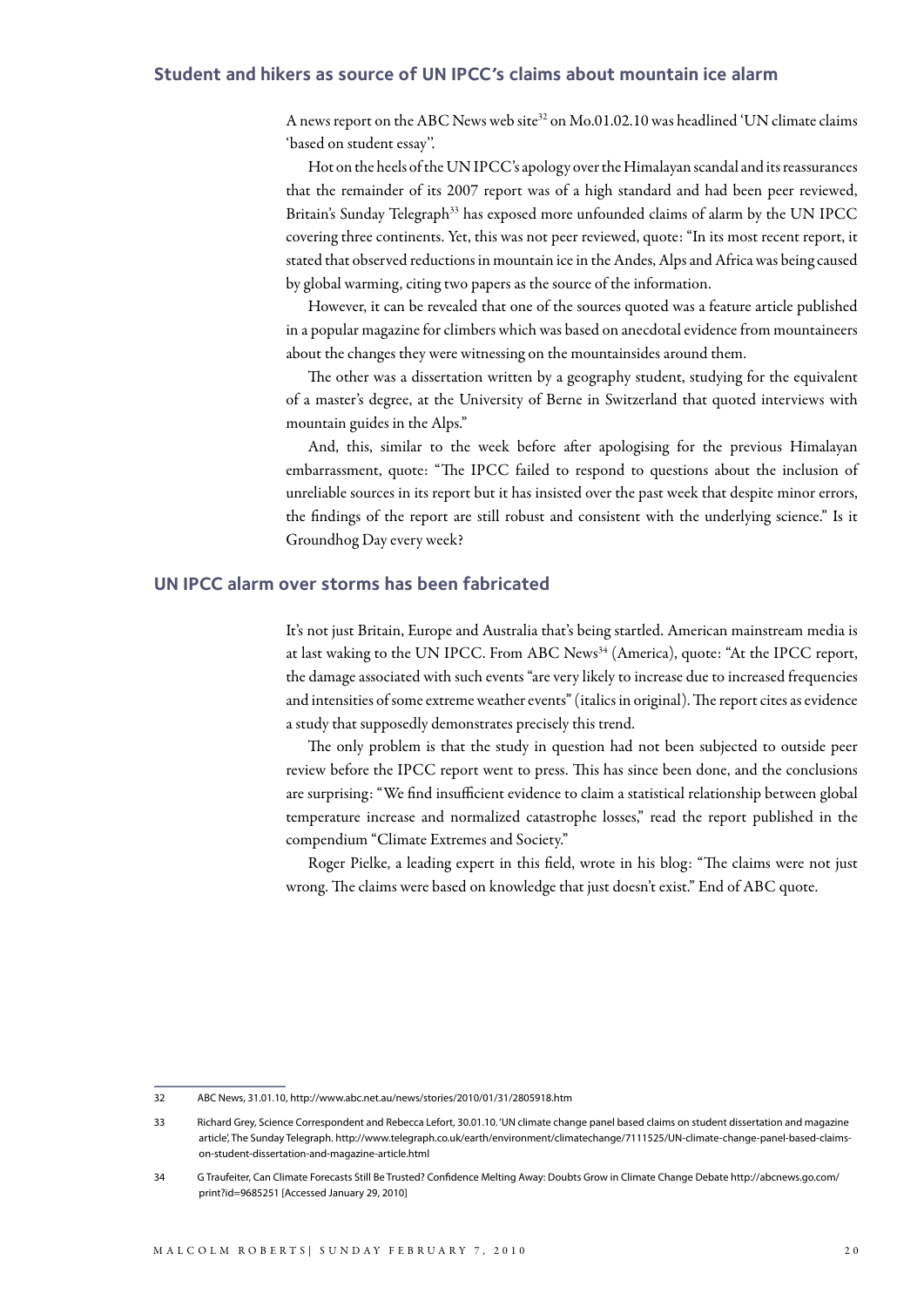## Student and hikers as source of UN IPCC's claims about mountain ice alarm

A news report on the ABC News web site[32] on Mo.01.02.10 was headlined 'UN climate claims 'based on student essay''.

Hot on the heels of the UN IPCC's apology over the Himalayan scandal and its reassurances that the remainder of its 2007 report was of a high standard and had been peer reviewed, Britain's Sunday Telegraph[33] has exposed more unfounded claims of alarm by the UN IPCC covering three continents. Yet, this was not peer reviewed, quote: "In its most recent report, it stated that observed reductions in mountain ice in the Andes, Alps and Africa was being caused by global warming, citing two papers as the source of the information.

However, it can be revealed that one of the sources quoted was a feature article published in a popular magazine for climbers which was based on anecdotal evidence from mountaineers about the changes they were witnessing on the mountainsides around them.

The other was a dissertation written by a geography student, studying for the equivalent of a master's degree, at the University of Berne in Switzerland that quoted interviews with mountain guides in the Alps."

And, this, similar to the week before after apologising for the previous Himalayan embarrassment, quote: "The IPCC failed to respond to questions about the inclusion of unreliable sources in its report but it has insisted over the past week that despite minor errors, the findings of the report are still robust and consistent with the underlying science." Is it Groundhog Day every week?

## UN IPCC alarm over storms has been fabricated

It's not just Britain, Europe and Australia that's being startled. American mainstream media is at last waking to the UN IPCC. From ABC News[34] (America), quote: "At the IPCC report, the damage associated with such events "are very likely to increase due to increased frequencies and intensities of some extreme weather events" (italics in original). The report cites as evidence a study that supposedly demonstrates precisely this trend.

The only problem is that the study in question had not been subjected to outside peer review before the IPCC report went to press. This has since been done, and the conclusions are surprising: "We find insufficient evidence to claim a statistical relationship between global temperature increase and normalized catastrophe losses," read the report published in the compendium "Climate Extremes and Society."

Roger Pielke, a leading expert in this field, wrote in his blog: "The claims were not just wrong. The claims were based on knowledge that just doesn't exist." End of ABC quote.

---

32 ABC News, 31.01.10, http://www.abc.net.au/news/stories/2010/01/31/2805918.htm

33 Richard Grey, Science Correspondent and Rebecca Lefort, 30.01.10. 'UN climate change panel based claims on student dissertation and magazine article', The Sunday Telegraph. http://www.telegraph.co.uk/earth/environment/climatechange/7111525/UN-climate-change-panel-based-claims-on-student-dissertation-and-magazine-article.html

34 G Traufeiter, Can Climate Forecasts Still Be Trusted? Confidence Melting Away: Doubts Grow in Climate Change Debate http://abcnews.go.com/print?id=9685251 [Accessed January 29, 2010]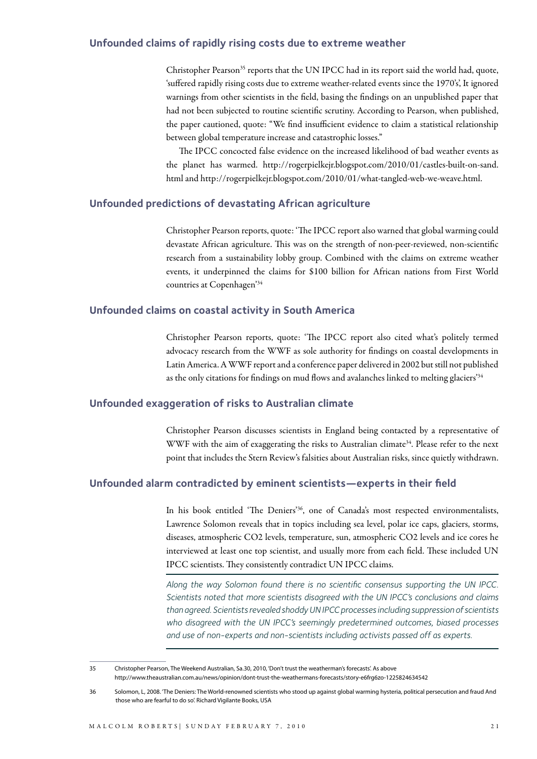## Unfounded claims of rapidly rising costs due to extreme weather

Christopher Pearson[35] reports that the UN IPCC had in its report said the world had, quote, 'suffered rapidly rising costs due to extreme weather-related events since the 1970's', It ignored warnings from other scientists in the field, basing the findings on an unpublished paper that had not been subjected to routine scientific scrutiny. According to Pearson, when published, the paper cautioned, quote: "We find insufficient evidence to claim a statistical relationship between global temperature increase and catastrophic losses."

The IPCC concocted false evidence on the increased likelihood of bad weather events as the planet has warmed. http://rogerpielkejr.blogspot.com/2010/01/castles-built-on-sand.html and http://rogerpielkejr.blogspot.com/2010/01/what-tangled-web-we-weave.html.

## Unfounded predictions of devastating African agriculture

Christopher Pearson reports, quote: 'The IPCC report also warned that global warming could devastate African agriculture. This was on the strength of non-peer-reviewed, non-scientific research from a sustainability lobby group. Combined with the claims on extreme weather events, it underpinned the claims for $100 billion for African nations from First World countries at Copenhagen'[34]

## Unfounded claims on coastal activity in South America

Christopher Pearson reports, quote: 'The IPCC report also cited what's politely termed advocacy research from the WWF as sole authority for findings on coastal developments in Latin America. A WWF report and a conference paper delivered in 2002 but still not published as the only citations for findings on mud flows and avalanches linked to melting glaciers'[34]

## Unfounded exaggeration of risks to Australian climate

Christopher Pearson discusses scientists in England being contacted by a representative of WWF with the aim of exaggerating the risks to Australian climate[34]. Please refer to the next point that includes the Stern Review's falsities about Australian risks, since quietly withdrawn.

## Unfounded alarm contradicted by eminent scientists—experts in their field

In his book entitled 'The Deniers'[36], one of Canada's most respected environmentalists, Lawrence Solomon reveals that in topics including sea level, polar ice caps, glaciers, storms, diseases, atmospheric CO2 levels, temperature, sun, atmospheric CO2 levels and ice cores he interviewed at least one top scientist, and usually more from each field. These included UN IPCC scientists. They consistently contradict UN IPCC claims.

*Along the way Solomon found there is no scientific consensus supporting the UN IPCC. Scientists noted that more scientists disagreed with the UN IPCC's conclusions and claims than agreed. Scientists revealed shoddy UN IPCC processes including suppression of scientists who disagreed with the UN IPCC's seemingly predetermined outcomes, biased processes and use of non-experts and non-scientists including activists passed off as experts.*

---

35 Christopher Pearson, The Weekend Australian, Sa.30, 2010, 'Don't trust the weatherman's forecasts'. As above http://www.theaustralian.com.au/news/opinion/dont-trust-the-weathermans-forecasts/story-e6frg6zo-1225824634542

36 Solomon, L, 2008. 'The Deniers: The World-renowned scientists who stood up against global warming hysteria, political persecution and fraud And those who are fearful to do so'. Richard Vigilante Books, USA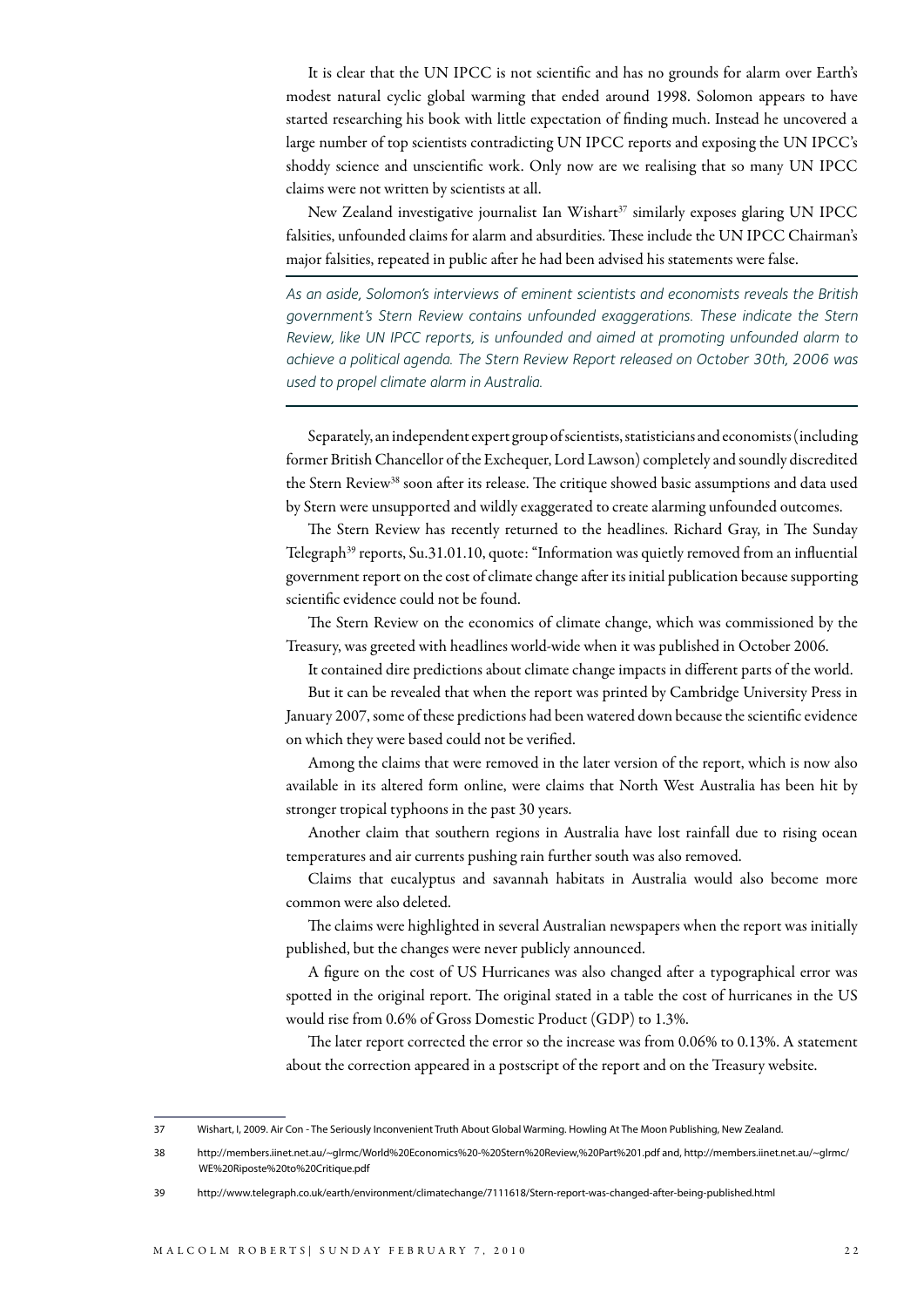It is clear that the UN IPCC is not scientific and has no grounds for alarm over Earth's modest natural cyclic global warming that ended around 1998. Solomon appears to have started researching his book with little expectation of finding much. Instead he uncovered a large number of top scientists contradicting UN IPCC reports and exposing the UN IPCC's shoddy science and unscientific work. Only now are we realising that so many UN IPCC claims were not written by scientists at all.

New Zealand investigative journalist Ian Wishart[37] similarly exposes glaring UN IPCC falsities, unfounded claims for alarm and absurdities. These include the UN IPCC Chairman's major falsities, repeated in public after he had been advised his statements were false.

---

*As an aside, Solomon's interviews of eminent scientists and economists reveals the British government's Stern Review contains unfounded exaggerations. These indicate the Stern Review, like UN IPCC reports, is unfounded and aimed at promoting unfounded alarm to achieve a political agenda. The Stern Review Report released on October 30th, 2006 was used to propel climate alarm in Australia.*

---

Separately, an independent expert group of scientists, statisticians and economists (including former British Chancellor of the Exchequer, Lord Lawson) completely and soundly discredited the Stern Review[38] soon after its release. The critique showed basic assumptions and data used by Stern were unsupported and wildly exaggerated to create alarming unfounded outcomes.

The Stern Review has recently returned to the headlines. Richard Gray, in The Sunday Telegraph[39] reports, Su.31.01.10, quote: "Information was quietly removed from an influential government report on the cost of climate change after its initial publication because supporting scientific evidence could not be found.

The Stern Review on the economics of climate change, which was commissioned by the Treasury, was greeted with headlines world-wide when it was published in October 2006.

It contained dire predictions about climate change impacts in different parts of the world.

But it can be revealed that when the report was printed by Cambridge University Press in January 2007, some of these predictions had been watered down because the scientific evidence on which they were based could not be verified.

Among the claims that were removed in the later version of the report, which is now also available in its altered form online, were claims that North West Australia has been hit by stronger tropical typhoons in the past 30 years.

Another claim that southern regions in Australia have lost rainfall due to rising ocean temperatures and air currents pushing rain further south was also removed.

Claims that eucalyptus and savannah habitats in Australia would also become more common were also deleted.

The claims were highlighted in several Australian newspapers when the report was initially published, but the changes were never publicly announced.

A figure on the cost of US Hurricanes was also changed after a typographical error was spotted in the original report. The original stated in a table the cost of hurricanes in the US would rise from 0.6% of Gross Domestic Product (GDP) to 1.3%.

The later report corrected the error so the increase was from 0.06% to 0.13%. A statement about the correction appeared in a postscript of the report and on the Treasury website.

---

37 Wishart, I, 2009. Air Con - The Seriously Inconvenient Truth About Global Warming. Howling At The Moon Publishing, New Zealand.

38 http://members.iinet.net.au/~glrmc/World%20Economics%20-%20Stern%20Review,%20Part%201.pdf and, http://members.iinet.net.au/~glrmc/WE%20Riposte%20to%20Critique.pdf

39 http://www.telegraph.co.uk/earth/environment/climatechange/7111618/Stern-report-was-changed-after-being-published.html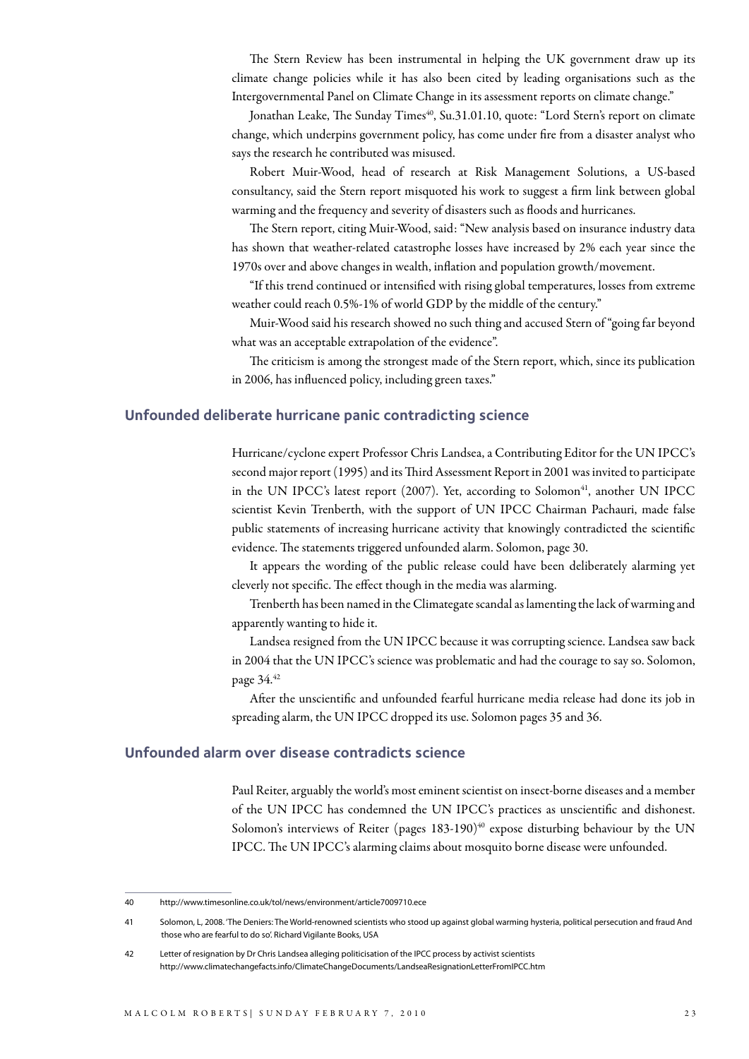The Stern Review has been instrumental in helping the UK government draw up its climate change policies while it has also been cited by leading organisations such as the Intergovernmental Panel on Climate Change in its assessment reports on climate change."

Jonathan Leake, The Sunday Times[40], Su.31.01.10, quote: "Lord Stern's report on climate change, which underpins government policy, has come under fire from a disaster analyst who says the research he contributed was misused.

Robert Muir-Wood, head of research at Risk Management Solutions, a US-based consultancy, said the Stern report misquoted his work to suggest a firm link between global warming and the frequency and severity of disasters such as floods and hurricanes.

The Stern report, citing Muir-Wood, said: "New analysis based on insurance industry data has shown that weather-related catastrophe losses have increased by 2% each year since the 1970s over and above changes in wealth, inflation and population growth/movement.

"If this trend continued or intensified with rising global temperatures, losses from extreme weather could reach 0.5%-1% of world GDP by the middle of the century."

Muir-Wood said his research showed no such thing and accused Stern of "going far beyond what was an acceptable extrapolation of the evidence".

The criticism is among the strongest made of the Stern report, which, since its publication in 2006, has influenced policy, including green taxes."

## Unfounded deliberate hurricane panic contradicting science

Hurricane/cyclone expert Professor Chris Landsea, a Contributing Editor for the UN IPCC's second major report (1995) and its Third Assessment Report in 2001 was invited to participate in the UN IPCC's latest report (2007). Yet, according to Solomon[41], another UN IPCC scientist Kevin Trenberth, with the support of UN IPCC Chairman Pachauri, made false public statements of increasing hurricane activity that knowingly contradicted the scientific evidence. The statements triggered unfounded alarm. Solomon, page 30.

It appears the wording of the public release could have been deliberately alarming yet cleverly not specific. The effect though in the media was alarming.

Trenberth has been named in the Climategate scandal as lamenting the lack of warming and apparently wanting to hide it.

Landsea resigned from the UN IPCC because it was corrupting science. Landsea saw back in 2004 that the UN IPCC's science was problematic and had the courage to say so. Solomon, page 34.[42]

After the unscientific and unfounded fearful hurricane media release had done its job in spreading alarm, the UN IPCC dropped its use. Solomon pages 35 and 36.

## Unfounded alarm over disease contradicts science

Paul Reiter, arguably the world's most eminent scientist on insect-borne diseases and a member of the UN IPCC has condemned the UN IPCC's practices as unscientific and dishonest. Solomon's interviews of Reiter (pages 183-190)[40] expose disturbing behaviour by the UN IPCC. The UN IPCC's alarming claims about mosquito borne disease were unfounded.

---

40 http://www.timesonline.co.uk/tol/news/environment/article7009710.ece

41 Solomon, L, 2008. 'The Deniers: The World-renowned scientists who stood up against global warming hysteria, political persecution and fraud And those who are fearful to do so'. Richard Vigilante Books, USA

42 Letter of resignation by Dr Chris Landsea alleging politicisation of the IPCC process by activist scientists http://www.climatechangefacts.info/ClimateChangeDocuments/LandseaResignationLetterFromIPCC.htm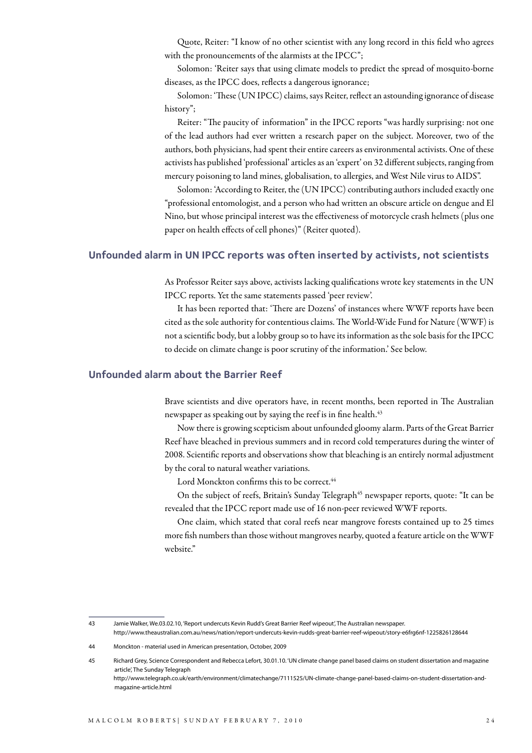Quote, Reiter: "I know of no other scientist with any long record in this field who agrees with the pronouncements of the alarmists at the IPCC";

Solomon: 'Reiter says that using climate models to predict the spread of mosquito-borne diseases, as the IPCC does, reflects a dangerous ignorance;

Solomon: 'These (UN IPCC) claims, says Reiter, reflect an astounding ignorance of disease history";

Reiter: "The paucity of information" in the IPCC reports "was hardly surprising: not one of the lead authors had ever written a research paper on the subject. Moreover, two of the authors, both physicians, had spent their entire careers as environmental activists. One of these activists has published 'professional' articles as an 'expert' on 32 different subjects, ranging from mercury poisoning to land mines, globalisation, to allergies, and West Nile virus to AIDS".

Solomon: 'According to Reiter, the (UN IPCC) contributing authors included exactly one "professional entomologist, and a person who had written an obscure article on dengue and El Nino, but whose principal interest was the effectiveness of motorcycle crash helmets (plus one paper on health effects of cell phones)" (Reiter quoted).

## Unfounded alarm in UN IPCC reports was often inserted by activists, not scientists

As Professor Reiter says above, activists lacking qualifications wrote key statements in the UN IPCC reports. Yet the same statements passed 'peer review'.

It has been reported that: 'There are Dozens' of instances where WWF reports have been cited as the sole authority for contentious claims. The World-Wide Fund for Nature (WWF) is not a scientific body, but a lobby group so to have its information as the sole basis for the IPCC to decide on climate change is poor scrutiny of the information.' See below.

## Unfounded alarm about the Barrier Reef

Brave scientists and dive operators have, in recent months, been reported in The Australian newspaper as speaking out by saying the reef is in fine health.[43]

Now there is growing scepticism about unfounded gloomy alarm. Parts of the Great Barrier Reef have bleached in previous summers and in record cold temperatures during the winter of 2008. Scientific reports and observations show that bleaching is an entirely normal adjustment by the coral to natural weather variations.

Lord Monckton confirms this to be correct.[44]

On the subject of reefs, Britain's Sunday Telegraph[45] newspaper reports, quote: "It can be revealed that the IPCC report made use of 16 non-peer reviewed WWF reports.

One claim, which stated that coral reefs near mangrove forests contained up to 25 times more fish numbers than those without mangroves nearby, quoted a feature article on the WWF website."

---

43 Jamie Walker, We.03.02.10, 'Report undercuts Kevin Rudd's Great Barrier Reef wipeout', The Australian newspaper. http://www.theaustralian.com.au/news/nation/report-undercuts-kevin-rudds-great-barrier-reef-wipeout/story-e6frg6nf-1225826128644

44 Monckton - material used in American presentation, October, 2009

45 Richard Grey, Science Correspondent and Rebecca Lefort, 30.01.10. 'UN climate change panel based claims on student dissertation and magazine article', The Sunday Telegraph http://www.telegraph.co.uk/earth/environment/climatechange/7111525/UN-climate-change-panel-based-claims-on-student-dissertation-and-magazine-article.html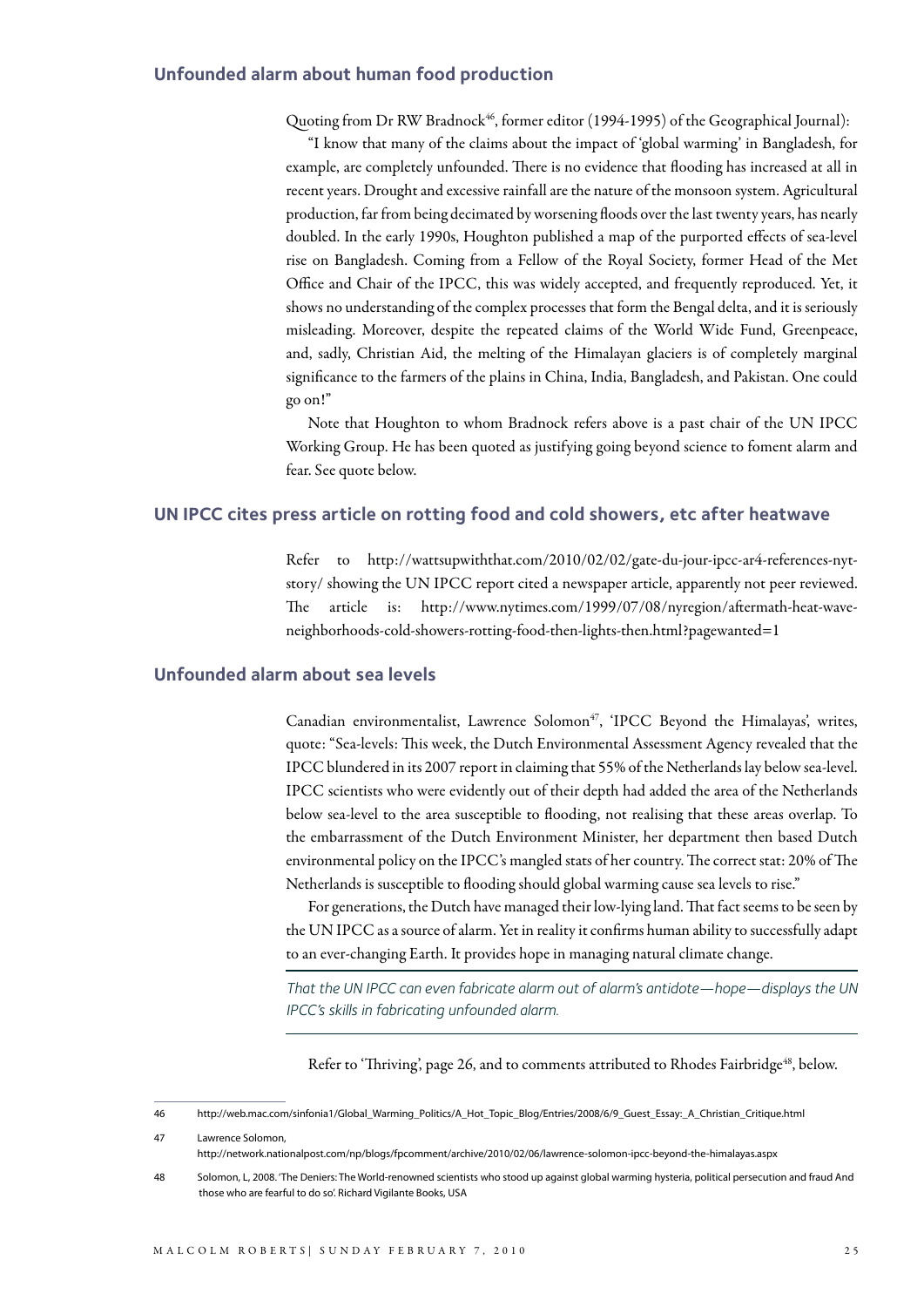## Unfounded alarm about human food production

Quoting from Dr RW Bradnock[46], former editor (1994-1995) of the Geographical Journal):

"I know that many of the claims about the impact of 'global warming' in Bangladesh, for example, are completely unfounded. There is no evidence that flooding has increased at all in recent years. Drought and excessive rainfall are the nature of the monsoon system. Agricultural production, far from being decimated by worsening floods over the last twenty years, has nearly doubled. In the early 1990s, Houghton published a map of the purported effects of sea-level rise on Bangladesh. Coming from a Fellow of the Royal Society, former Head of the Met Office and Chair of the IPCC, this was widely accepted, and frequently reproduced. Yet, it shows no understanding of the complex processes that form the Bengal delta, and it is seriously misleading. Moreover, despite the repeated claims of the World Wide Fund, Greenpeace, and, sadly, Christian Aid, the melting of the Himalayan glaciers is of completely marginal significance to the farmers of the plains in China, India, Bangladesh, and Pakistan. One could go on!"

Note that Houghton to whom Bradnock refers above is a past chair of the UN IPCC Working Group. He has been quoted as justifying going beyond science to foment alarm and fear. See quote below.

## UN IPCC cites press article on rotting food and cold showers, etc after heatwave

Refer to http://wattsupwiththat.com/2010/02/02/gate-du-jour-ipcc-ar4-references-nyt-story/ showing the UN IPCC report cited a newspaper article, apparently not peer reviewed. The article is: http://www.nytimes.com/1999/07/08/nyregion/aftermath-heat-wave-neighborhoods-cold-showers-rotting-food-then-lights-then.html?pagewanted=1

## Unfounded alarm about sea levels

Canadian environmentalist, Lawrence Solomon[47], 'IPCC Beyond the Himalayas', writes, quote: "Sea-levels: This week, the Dutch Environmental Assessment Agency revealed that the IPCC blundered in its 2007 report in claiming that 55% of the Netherlands lay below sea-level. IPCC scientists who were evidently out of their depth had added the area of the Netherlands below sea-level to the area susceptible to flooding, not realising that these areas overlap. To the embarrassment of the Dutch Environment Minister, her department then based Dutch environmental policy on the IPCC's mangled stats of her country. The correct stat: 20% of The Netherlands is susceptible to flooding should global warming cause sea levels to rise."

For generations, the Dutch have managed their low-lying land. That fact seems to be seen by the UN IPCC as a source of alarm. Yet in reality it confirms human ability to successfully adapt to an ever-changing Earth. It provides hope in managing natural climate change.

---

*That the UN IPCC can even fabricate alarm out of alarm's antidote—hope—displays the UN IPCC's skills in fabricating unfounded alarm.*

---

Refer to 'Thriving', page 26, and to comments attributed to Rhodes Fairbridge[48], below.

---

46 http://web.mac.com/sinfonia1/Global_Warming_Politics/A_Hot_Topic_Blog/Entries/2008/6/9_Guest_Essay:_A_Christian_Critique.html

47 Lawrence Solomon, http://network.nationalpost.com/np/blogs/fpcomment/archive/2010/02/06/lawrence-solomon-ipcc-beyond-the-himalayas.aspx

48 Solomon, L, 2008. 'The Deniers: The World-renowned scientists who stood up against global warming hysteria, political persecution and fraud And those who are fearful to do so'. Richard Vigilante Books, USA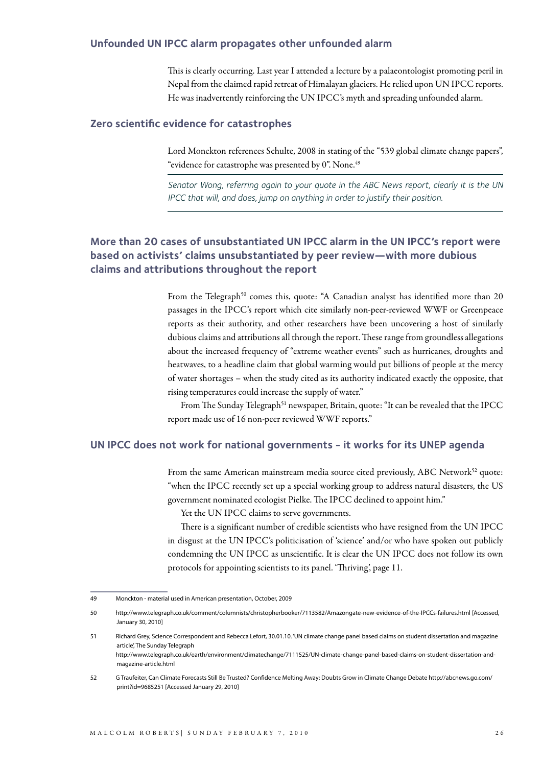### Unfounded UN IPCC alarm propagates other unfounded alarm

This is clearly occurring. Last year I attended a lecture by a palaeontologist promoting peril in Nepal from the claimed rapid retreat of Himalayan glaciers. He relied upon UN IPCC reports. He was inadvertently reinforcing the UN IPCC's myth and spreading unfounded alarm.

### Zero scientific evidence for catastrophes

Lord Monckton references Schulte, 2008 in stating of the "539 global climate change papers", "evidence for catastrophe was presented by 0". None.[49]

*Senator Wong, referring again to your quote in the ABC News report, clearly it is the UN IPCC that will, and does, jump on anything in order to justify their position.*

### More than 20 cases of unsubstantiated UN IPCC alarm in the UN IPCC's report were based on activists' claims unsubstantiated by peer review—with more dubious claims and attributions throughout the report

From the Telegraph[50] comes this, quote: "A Canadian analyst has identified more than 20 passages in the IPCC's report which cite similarly non-peer-reviewed WWF or Greenpeace reports as their authority, and other researchers have been uncovering a host of similarly dubious claims and attributions all through the report. These range from groundless allegations about the increased frequency of "extreme weather events" such as hurricanes, droughts and heatwaves, to a headline claim that global warming would put billions of people at the mercy of water shortages – when the study cited as its authority indicated exactly the opposite, that rising temperatures could increase the supply of water."

From The Sunday Telegraph[51] newspaper, Britain, quote: "It can be revealed that the IPCC report made use of 16 non-peer reviewed WWF reports."

### UN IPCC does not work for national governments - it works for its UNEP agenda

From the same American mainstream media source cited previously, ABC Network[52] quote: "when the IPCC recently set up a special working group to address natural disasters, the US government nominated ecologist Pielke. The IPCC declined to appoint him."

Yet the UN IPCC claims to serve governments.

There is a significant number of credible scientists who have resigned from the UN IPCC in disgust at the UN IPCC's politicisation of 'science' and/or who have spoken out publicly condemning the UN IPCC as unscientific. It is clear the UN IPCC does not follow its own protocols for appointing scientists to its panel. 'Thriving', page 11.

---

49 Monckton - material used in American presentation, October, 2009

50 http://www.telegraph.co.uk/comment/columnists/christopherbooker/7113582/Amazongate-new-evidence-of-the-IPCCs-failures.html [Accessed, January 30, 2010]

51 Richard Grey, Science Correspondent and Rebecca Lefort, 30.01.10. 'UN climate change panel based claims on student dissertation and magazine article', The Sunday Telegraph http://www.telegraph.co.uk/earth/environment/climatechange/7111525/UN-climate-change-panel-based-claims-on-student-dissertation-and-magazine-article.html

52 G Traufeiter, Can Climate Forecasts Still Be Trusted? Confidence Melting Away: Doubts Grow in Climate Change Debate http://abcnews.go.com/print?id=9685251 [Accessed January 29, 2010]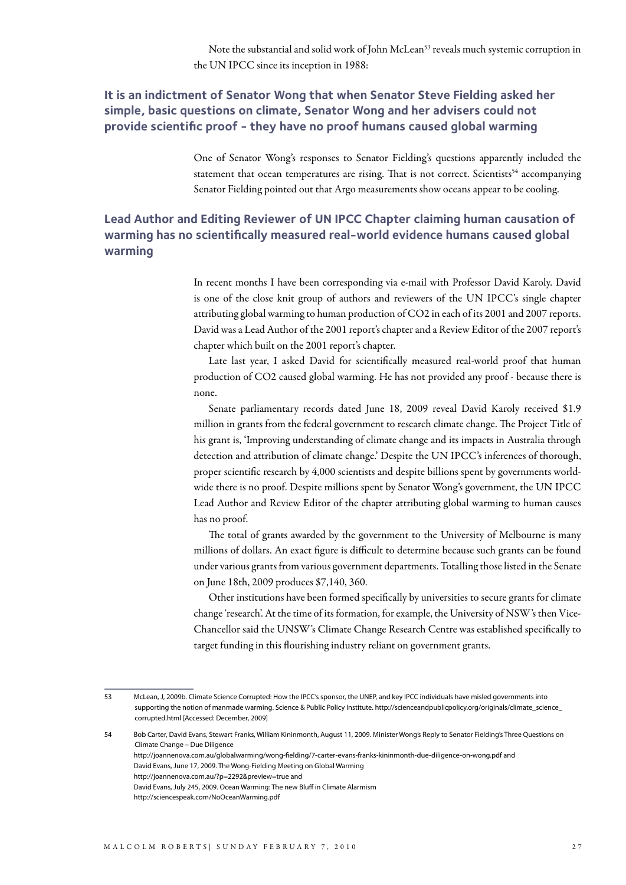Note the substantial and solid work of John McLean[53] reveals much systemic corruption in the UN IPCC since its inception in 1988:

## It is an indictment of Senator Wong that when Senator Steve Fielding asked her simple, basic questions on climate, Senator Wong and her advisers could not provide scientific proof - they have no proof humans caused global warming

One of Senator Wong's responses to Senator Fielding's questions apparently included the statement that ocean temperatures are rising. That is not correct. Scientists[54] accompanying Senator Fielding pointed out that Argo measurements show oceans appear to be cooling.

## Lead Author and Editing Reviewer of UN IPCC Chapter claiming human causation of warming has no scientifically measured real-world evidence humans caused global warming

In recent months I have been corresponding via e-mail with Professor David Karoly. David is one of the close knit group of authors and reviewers of the UN IPCC's single chapter attributing global warming to human production of $CO_2$ in each of its 2001 and 2007 reports. David was a Lead Author of the 2001 report's chapter and a Review Editor of the 2007 report's chapter which built on the 2001 report's chapter.

Late last year, I asked David for scientifically measured real-world proof that human production of $CO_2$ caused global warming. He has not provided any proof - because there is none.

Senate parliamentary records dated June 18, 2009 reveal David Karoly received $1.9 million in grants from the federal government to research climate change. The Project Title of his grant is, 'Improving understanding of climate change and its impacts in Australia through detection and attribution of climate change.' Despite the UN IPCC's inferences of thorough, proper scientific research by 4,000 scientists and despite billions spent by governments world-wide there is no proof. Despite millions spent by Senator Wong's government, the UN IPCC Lead Author and Review Editor of the chapter attributing global warming to human causes has no proof.

The total of grants awarded by the government to the University of Melbourne is many millions of dollars. An exact figure is difficult to determine because such grants can be found under various grants from various government departments. Totalling those listed in the Senate on June 18th, 2009 produces $7,140, 360.

Other institutions have been formed specifically by universities to secure grants for climate change 'research'. At the time of its formation, for example, the University of NSW's then Vice-Chancellor said the UNSW's Climate Change Research Centre was established specifically to target funding in this flourishing industry reliant on government grants.

---

53 McLean, J, 2009b. Climate Science Corrupted: How the IPCC's sponsor, the UNEP, and key IPCC individuals have misled governments into supporting the notion of manmade warming. Science & Public Policy Institute. http://scienceandpublicpolicy.org/originals/climate_science_corrupted.html [Accessed: December, 2009]

54 Bob Carter, David Evans, Stewart Franks, William Kininmonth, August 11, 2009. Minister Wong's Reply to Senator Fielding's Three Questions on Climate Change – Due Diligence
http://joannenova.com.au/globalwarming/wong-fielding/7-carter-evans-franks-kininmonth-due-diligence-on-wong.pdf and
David Evans, June 17, 2009. The Wong-Fielding Meeting on Global Warming
http://joannenova.com.au/?p=2292&preview=true and
David Evans, July 245, 2009. Ocean Warming: The new Bluff in Climate Alarmism
http://sciencespeak.com/NoOceanWarming.pdf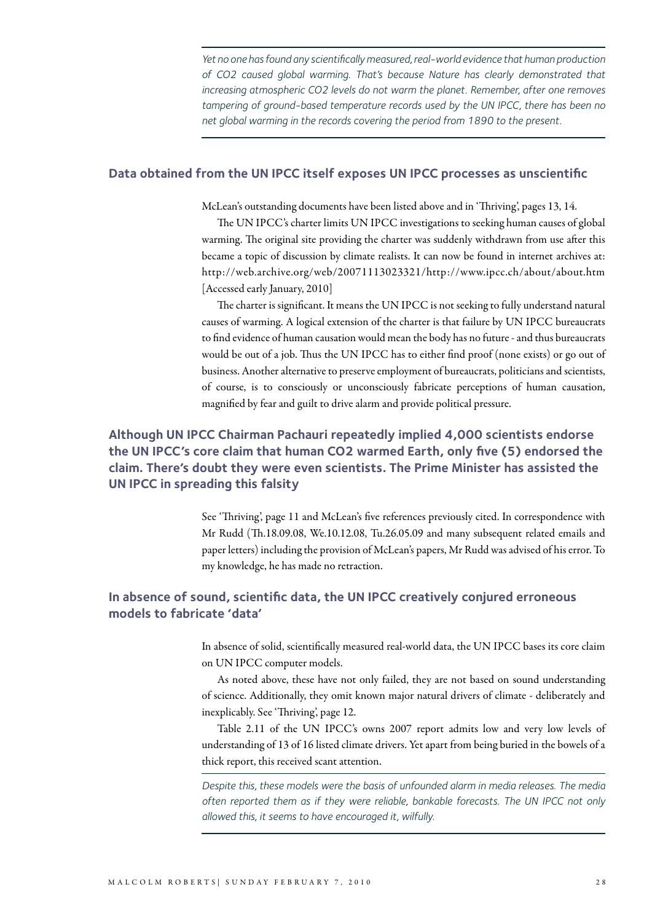*Yet no one has found any scientifically measured, real-world evidence that human production of $CO_2$ caused global warming. That's because Nature has clearly demonstrated that increasing atmospheric $CO_2$ levels do not warm the planet. Remember, after one removes tampering of ground-based temperature records used by the UN IPCC, there has been no net global warming in the records covering the period from 1890 to the present.*

## Data obtained from the UN IPCC itself exposes UN IPCC processes as unscientific

McLean's outstanding documents have been listed above and in 'Thriving', pages 13, 14.

The UN IPCC's charter limits UN IPCC investigations to seeking human causes of global warming. The original site providing the charter was suddenly withdrawn from use after this became a topic of discussion by climate realists. It can now be found in internet archives at: http://web.archive.org/web/20071113023321/http://www.ipcc.ch/about/about.htm [Accessed early January, 2010]

The charter is significant. It means the UN IPCC is not seeking to fully understand natural causes of warming. A logical extension of the charter is that failure by UN IPCC bureaucrats to find evidence of human causation would mean the body has no future - and thus bureaucrats would be out of a job. Thus the UN IPCC has to either find proof (none exists) or go out of business. Another alternative to preserve employment of bureaucrats, politicians and scientists, of course, is to consciously or unconsciously fabricate perceptions of human causation, magnified by fear and guilt to drive alarm and provide political pressure.

## Although UN IPCC Chairman Pachauri repeatedly implied 4,000 scientists endorse the UN IPCC's core claim that human $CO_2$ warmed Earth, only five (5) endorsed the claim. There's doubt they were even scientists. The Prime Minister has assisted the UN IPCC in spreading this falsity

See 'Thriving', page 11 and McLean's five references previously cited. In correspondence with Mr Rudd (Th.18.09.08, We.10.12.08, Tu.26.05.09 and many subsequent related emails and paper letters) including the provision of McLean's papers, Mr Rudd was advised of his error. To my knowledge, he has made no retraction.

## In absence of sound, scientific data, the UN IPCC creatively conjured erroneous models to fabricate 'data'

In absence of solid, scientifically measured real-world data, the UN IPCC bases its core claim on UN IPCC computer models.

As noted above, these have not only failed, they are not based on sound understanding of science. Additionally, they omit known major natural drivers of climate - deliberately and inexplicably. See 'Thriving', page 12.

Table 2.11 of the UN IPCC's owns 2007 report admits low and very low levels of understanding of 13 of 16 listed climate drivers. Yet apart from being buried in the bowels of a thick report, this received scant attention.

*Despite this, these models were the basis of unfounded alarm in media releases. The media often reported them as if they were reliable, bankable forecasts. The UN IPCC not only allowed this, it seems to have encouraged it, wilfully.*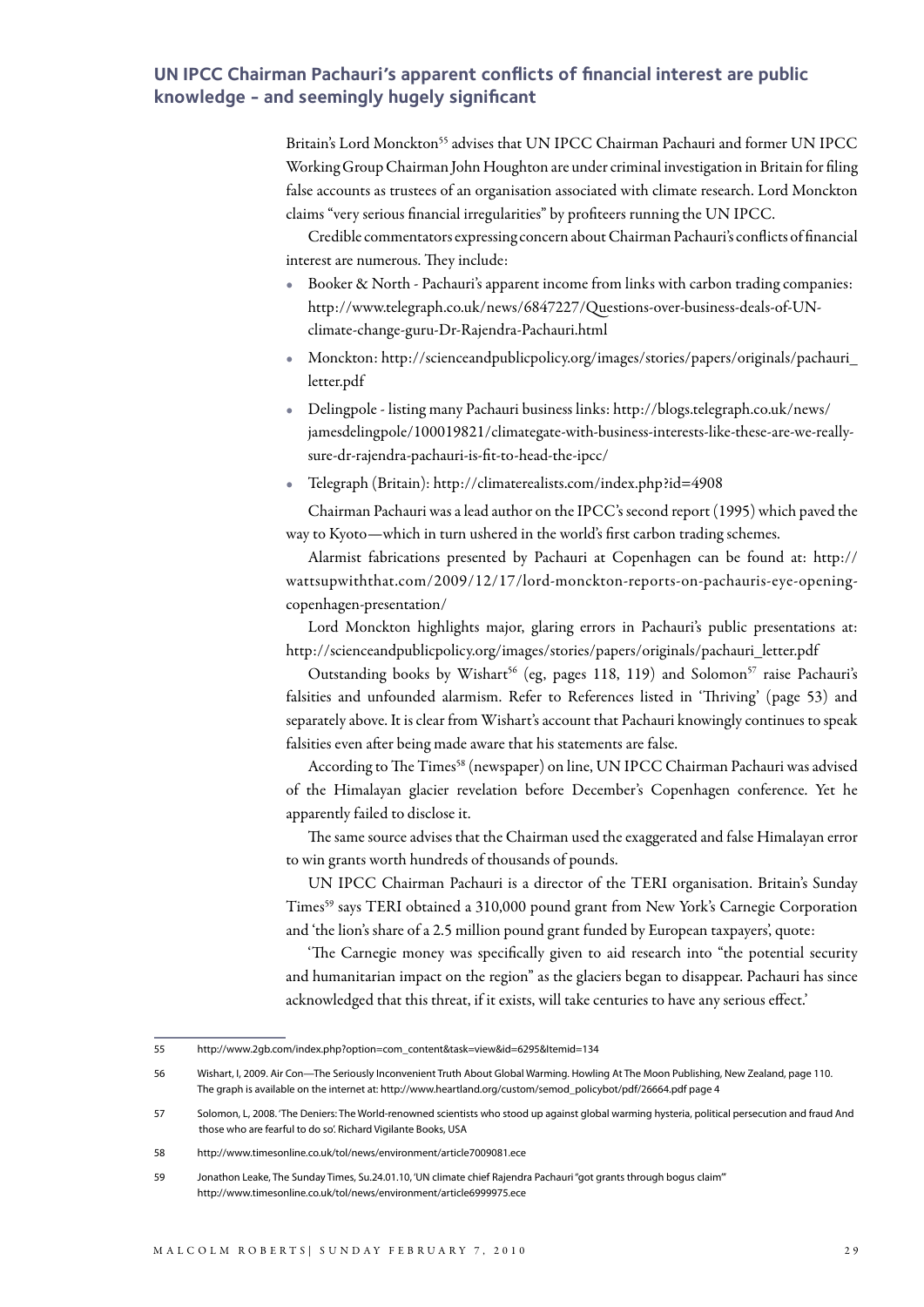## UN IPCC Chairman Pachauri's apparent conflicts of financial interest are public knowledge – and seemingly hugely significant

Britain's Lord Monckton[55] advises that UN IPCC Chairman Pachauri and former UN IPCC Working Group Chairman John Houghton are under criminal investigation in Britain for filing false accounts as trustees of an organisation associated with climate research. Lord Monckton claims "very serious financial irregularities" by profiteers running the UN IPCC.

Credible commentators expressing concern about Chairman Pachauri's conflicts of financial interest are numerous. They include:

- Booker & North - Pachauri's apparent income from links with carbon trading companies: http://www.telegraph.co.uk/news/6847227/Questions-over-business-deals-of-UN-climate-change-guru-Dr-Rajendra-Pachauri.html
- Monckton: http://scienceandpublicpolicy.org/images/stories/papers/originals/pachauri_letter.pdf
- Delingpole - listing many Pachauri business links: http://blogs.telegraph.co.uk/news/jamesdelingpole/100019821/climategate-with-business-interests-like-these-are-we-really-sure-dr-rajendra-pachauri-is-fit-to-head-the-ipcc/
- Telegraph (Britain): http://climaterealists.com/index.php?id=4908

Chairman Pachauri was a lead author on the IPCC's second report (1995) which paved the way to Kyoto—which in turn ushered in the world's first carbon trading schemes.

Alarmist fabrications presented by Pachauri at Copenhagen can be found at: http://wattsupwiththat.com/2009/12/17/lord-monckton-reports-on-pachauris-eye-opening-copenhagen-presentation/

Lord Monckton highlights major, glaring errors in Pachauri's public presentations at: http://scienceandpublicpolicy.org/images/stories/papers/originals/pachauri_letter.pdf

Outstanding books by Wishart[56] (eg, pages 118, 119) and Solomon[57] raise Pachauri's falsities and unfounded alarmism. Refer to References listed in 'Thriving' (page 53) and separately above. It is clear from Wishart's account that Pachauri knowingly continues to speak falsities even after being made aware that his statements are false.

According to The Times[58] (newspaper) on line, UN IPCC Chairman Pachauri was advised of the Himalayan glacier revelation before December's Copenhagen conference. Yet he apparently failed to disclose it.

The same source advises that the Chairman used the exaggerated and false Himalayan error to win grants worth hundreds of thousands of pounds.

UN IPCC Chairman Pachauri is a director of the TERI organisation. Britain's Sunday Times[59] says TERI obtained a 310,000 pound grant from New York's Carnegie Corporation and 'the lion's share of a 2.5 million pound grant funded by European taxpayers', quote:

'The Carnegie money was specifically given to aid research into "the potential security and humanitarian impact on the region" as the glaciers began to disappear. Pachauri has since acknowledged that this threat, if it exists, will take centuries to have any serious effect.'

---

55 http://www.2gb.com/index.php?option=com_content&task=view&id=6295&Itemid=134

56 Wishart, I, 2009. Air Con—The Seriously Inconvenient Truth About Global Warming. Howling At The Moon Publishing, New Zealand, page 110. The graph is available on the internet at: http://www.heartland.org/custom/semod_policybot/pdf/26664.pdf page 4

57 Solomon, L, 2008. 'The Deniers: The World-renowned scientists who stood up against global warming hysteria, political persecution and fraud And those who are fearful to do so'. Richard Vigilante Books, USA

58 http://www.timesonline.co.uk/tol/news/environment/article7009081.ece

59 Jonathon Leake, The Sunday Times, Su.24.01.10, 'UN climate chief Rajendra Pachauri "got grants through bogus claim"' http://www.timesonline.co.uk/tol/news/environment/article6999975.ece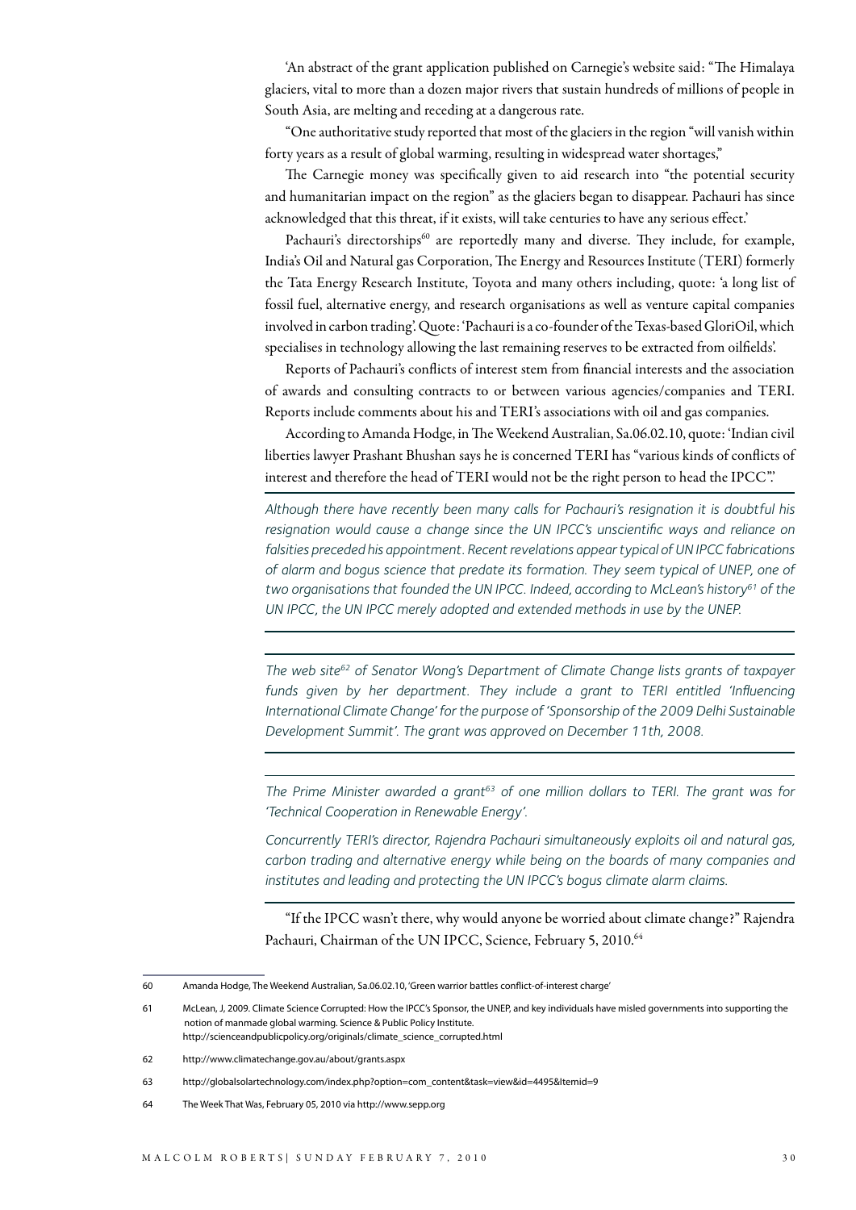'An abstract of the grant application published on Carnegie's website said: "The Himalaya glaciers, vital to more than a dozen major rivers that sustain hundreds of millions of people in South Asia, are melting and receding at a dangerous rate.

"One authoritative study reported that most of the glaciers in the region "will vanish within forty years as a result of global warming, resulting in widespread water shortages,"

The Carnegie money was specifically given to aid research into "the potential security and humanitarian impact on the region" as the glaciers began to disappear. Pachauri has since acknowledged that this threat, if it exists, will take centuries to have any serious effect.'

Pachauri's directorships[60] are reportedly many and diverse. They include, for example, India's Oil and Natural gas Corporation, The Energy and Resources Institute (TERI) formerly the Tata Energy Research Institute, Toyota and many others including, quote: 'a long list of fossil fuel, alternative energy, and research organisations as well as venture capital companies involved in carbon trading'. Quote: 'Pachauri is a co-founder of the Texas-based GloriOil, which specialises in technology allowing the last remaining reserves to be extracted from oilfields'.

Reports of Pachauri's conflicts of interest stem from financial interests and the association of awards and consulting contracts to or between various agencies/companies and TERI. Reports include comments about his and TERI's associations with oil and gas companies.

According to Amanda Hodge, in The Weekend Australian, Sa.06.02.10, quote: 'Indian civil liberties lawyer Prashant Bhushan says he is concerned TERI has "various kinds of conflicts of interest and therefore the head of TERI would not be the right person to head the IPCC".'

---

*Although there have recently been many calls for Pachauri's resignation it is doubtful his resignation would cause a change since the UN IPCC's unscientific ways and reliance on falsities preceded his appointment. Recent revelations appear typical of UN IPCC fabrications of alarm and bogus science that predate its formation. They seem typical of UNEP, one of two organisations that founded the UN IPCC. Indeed, according to McLean's history[61] of the UN IPCC, the UN IPCC merely adopted and extended methods in use by the UNEP.*

---

*The web site[62] of Senator Wong's Department of Climate Change lists grants of taxpayer funds given by her department. They include a grant to TERI entitled 'Influencing International Climate Change' for the purpose of 'Sponsorship of the 2009 Delhi Sustainable Development Summit'. The grant was approved on December 11th, 2008.*

---

*The Prime Minister awarded a grant[63] of one million dollars to TERI. The grant was for 'Technical Cooperation in Renewable Energy'.*

*Concurrently TERI's director, Rajendra Pachauri simultaneously exploits oil and natural gas, carbon trading and alternative energy while being on the boards of many companies and institutes and leading and protecting the UN IPCC's bogus climate alarm claims.*

---

"If the IPCC wasn't there, why would anyone be worried about climate change?" Rajendra Pachauri, Chairman of the UN IPCC, Science, February 5, 2010.[64]

---

60 Amanda Hodge, The Weekend Australian, Sa.06.02.10, 'Green warrior battles conflict-of-interest charge'

61 McLean, J, 2009. Climate Science Corrupted: How the IPCC's Sponsor, the UNEP, and key individuals have misled governments into supporting the notion of manmade global warming. Science & Public Policy Institute. http://scienceandpublicpolicy.org/originals/climate_science_corrupted.html

62 http://www.climatechange.gov.au/about/grants.aspx

63 http://globalsolartechnology.com/index.php?option=com_content&task=view&id=4495&Itemid=9

64 The Week That Was, February 05, 2010 via http://www.sepp.org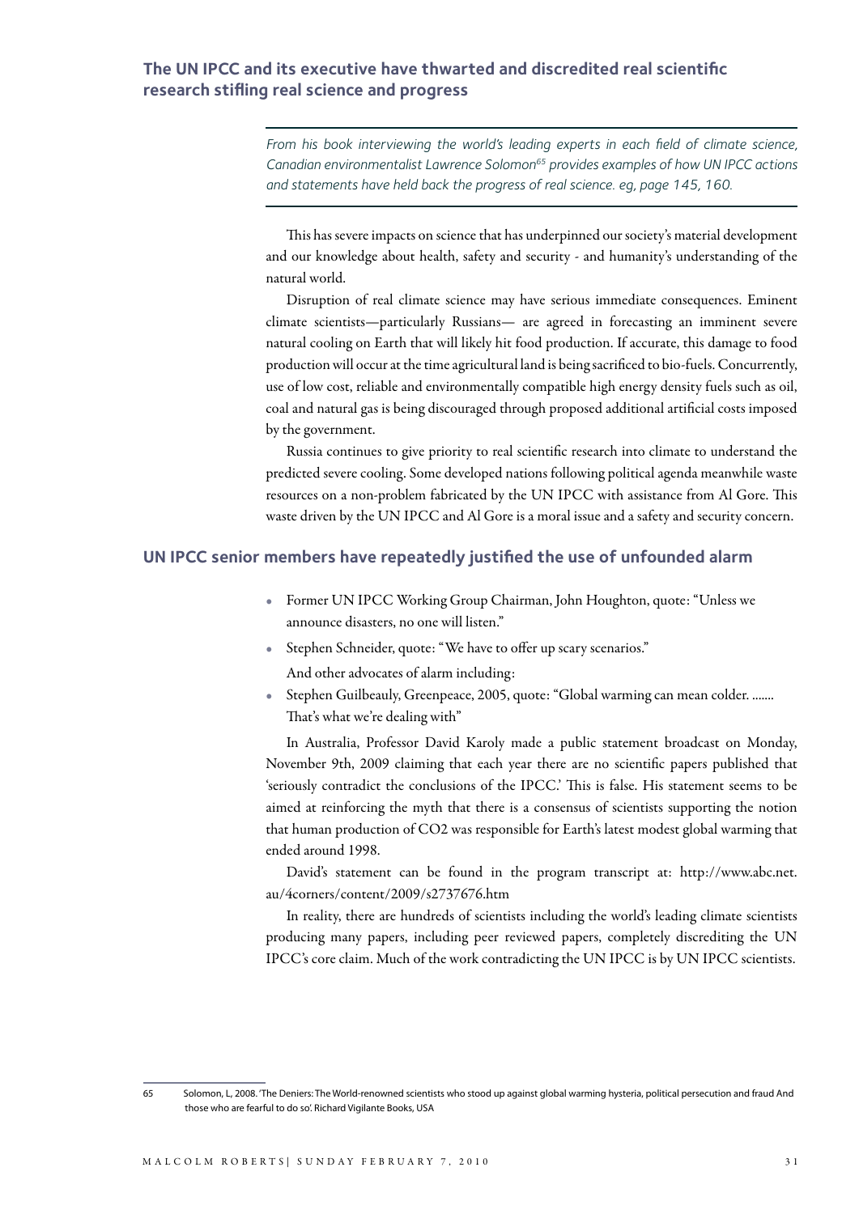## The UN IPCC and its executive have thwarted and discredited real scientific research stifling real science and progress

*From his book interviewing the world's leading experts in each field of climate science, Canadian environmentalist Lawrence Solomon[65] provides examples of how UN IPCC actions and statements have held back the progress of real science. eg, page 145, 160.*

This has severe impacts on science that has underpinned our society's material development and our knowledge about health, safety and security - and humanity's understanding of the natural world.

Disruption of real climate science may have serious immediate consequences. Eminent climate scientists—particularly Russians— are agreed in forecasting an imminent severe natural cooling on Earth that will likely hit food production. If accurate, this damage to food production will occur at the time agricultural land is being sacrificed to bio-fuels. Concurrently, use of low cost, reliable and environmentally compatible high energy density fuels such as oil, coal and natural gas is being discouraged through proposed additional artificial costs imposed by the government.

Russia continues to give priority to real scientific research into climate to understand the predicted severe cooling. Some developed nations following political agenda meanwhile waste resources on a non-problem fabricated by the UN IPCC with assistance from Al Gore. This waste driven by the UN IPCC and Al Gore is a moral issue and a safety and security concern.

## UN IPCC senior members have repeatedly justified the use of unfounded alarm

- Former UN IPCC Working Group Chairman, John Houghton, quote: "Unless we announce disasters, no one will listen."
- Stephen Schneider, quote: "We have to offer up scary scenarios."

  And other advocates of alarm including:
- Stephen Guilbeauly, Greenpeace, 2005, quote: "Global warming can mean colder. ....... That's what we're dealing with"

In Australia, Professor David Karoly made a public statement broadcast on Monday, November 9th, 2009 claiming that each year there are no scientific papers published that 'seriously contradict the conclusions of the IPCC.' This is false. His statement seems to be aimed at reinforcing the myth that there is a consensus of scientists supporting the notion that human production of $CO_2$ was responsible for Earth's latest modest global warming that ended around 1998.

David's statement can be found in the program transcript at: http://www.abc.net.au/4corners/content/2009/s2737676.htm

In reality, there are hundreds of scientists including the world's leading climate scientists producing many papers, including peer reviewed papers, completely discrediting the UN IPCC's core claim. Much of the work contradicting the UN IPCC is by UN IPCC scientists.

---

65 Solomon, L, 2008. 'The Deniers: The World-renowned scientists who stood up against global warming hysteria, political persecution and fraud And those who are fearful to do so'. Richard Vigilante Books, USA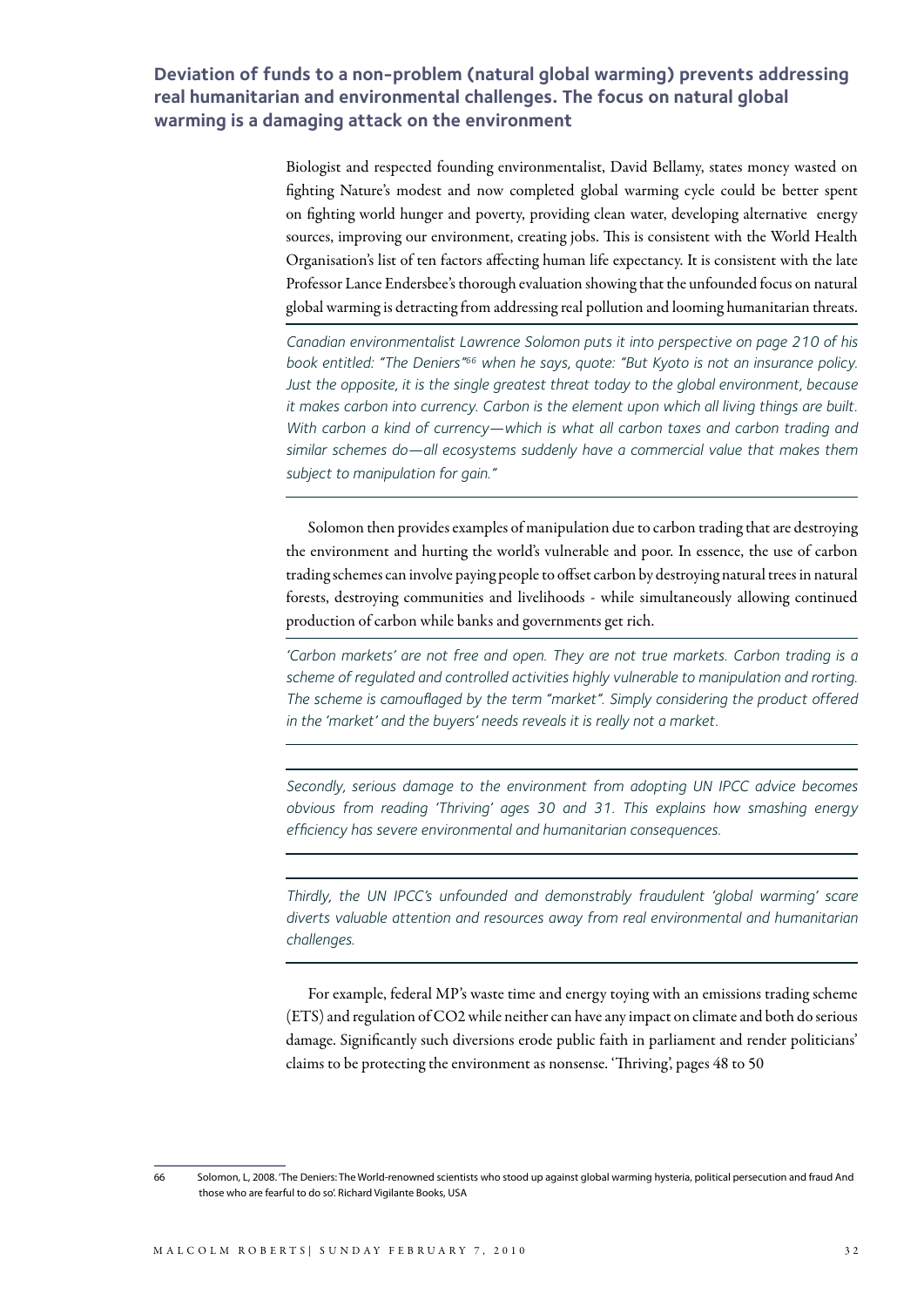## Deviation of funds to a non-problem (natural global warming) prevents addressing real humanitarian and environmental challenges. The focus on natural global warming is a damaging attack on the environment

Biologist and respected founding environmentalist, David Bellamy, states money wasted on fighting Nature's modest and now completed global warming cycle could be better spent on fighting world hunger and poverty, providing clean water, developing alternative energy sources, improving our environment, creating jobs. This is consistent with the World Health Organisation's list of ten factors affecting human life expectancy. It is consistent with the late Professor Lance Endersbee's thorough evaluation showing that the unfounded focus on natural global warming is detracting from addressing real pollution and looming humanitarian threats.

*Canadian environmentalist Lawrence Solomon puts it into perspective on page 210 of his book entitled: "The Deniers"[66] when he says, quote: "But Kyoto is not an insurance policy. Just the opposite, it is the single greatest threat today to the global environment, because it makes carbon into currency. Carbon is the element upon which all living things are built. With carbon a kind of currency—which is what all carbon taxes and carbon trading and similar schemes do—all ecosystems suddenly have a commercial value that makes them subject to manipulation for gain."*

Solomon then provides examples of manipulation due to carbon trading that are destroying the environment and hurting the world's vulnerable and poor. In essence, the use of carbon trading schemes can involve paying people to offset carbon by destroying natural trees in natural forests, destroying communities and livelihoods - while simultaneously allowing continued production of carbon while banks and governments get rich.

*'Carbon markets' are not free and open. They are not true markets. Carbon trading is a scheme of regulated and controlled activities highly vulnerable to manipulation and rorting. The scheme is camouflaged by the term "market". Simply considering the product offered in the 'market' and the buyers' needs reveals it is really not a market.*

*Secondly, serious damage to the environment from adopting UN IPCC advice becomes obvious from reading 'Thriving' ages 30 and 31. This explains how smashing energy efficiency has severe environmental and humanitarian consequences.*

*Thirdly, the UN IPCC's unfounded and demonstrably fraudulent 'global warming' scare diverts valuable attention and resources away from real environmental and humanitarian challenges.*

For example, federal MP's waste time and energy toying with an emissions trading scheme (ETS) and regulation of $CO_2$ while neither can have any impact on climate and both do serious damage. Significantly such diversions erode public faith in parliament and render politicians' claims to be protecting the environment as nonsense. 'Thriving', pages 48 to 50

66 Solomon, L, 2008. 'The Deniers: The World-renowned scientists who stood up against global warming hysteria, political persecution and fraud And those who are fearful to do so'. Richard Vigilante Books, USA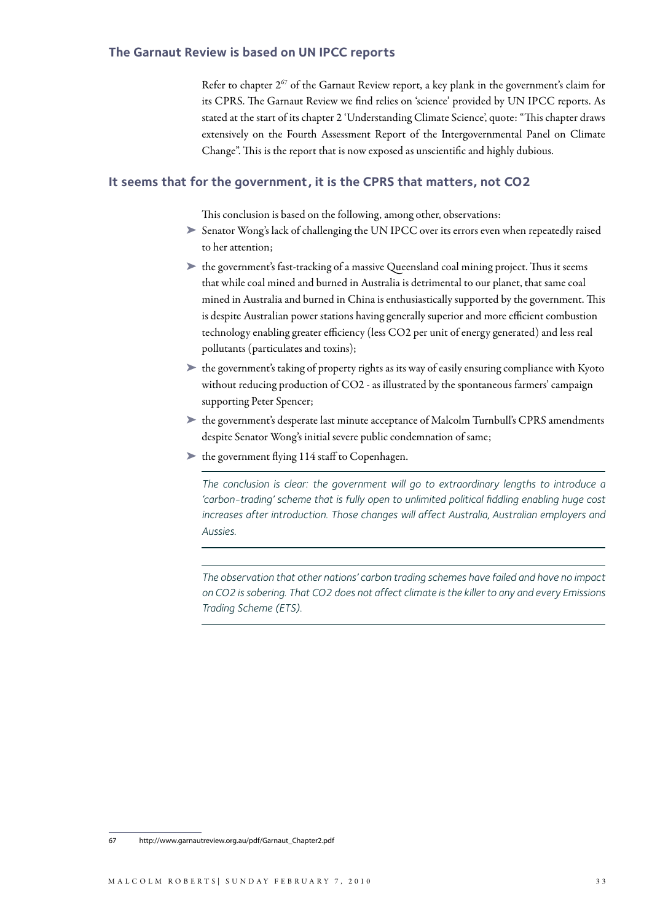## The Garnaut Review is based on UN IPCC reports

Refer to chapter 2[67] of the Garnaut Review report, a key plank in the government's claim for its CPRS. The Garnaut Review we find relies on 'science' provided by UN IPCC reports. As stated at the start of its chapter 2 'Understanding Climate Science', quote: "This chapter draws extensively on the Fourth Assessment Report of the Intergovernmental Panel on Climate Change". This is the report that is now exposed as unscientific and highly dubious.

## It seems that for the government, it is the CPRS that matters, not CO2

This conclusion is based on the following, among other, observations:

- Senator Wong's lack of challenging the UN IPCC over its errors even when repeatedly raised to her attention;
- the government's fast-tracking of a massive Queensland coal mining project. Thus it seems that while coal mined and burned in Australia is detrimental to our planet, that same coal mined in Australia and burned in China is enthusiastically supported by the government. This is despite Australian power stations having generally superior and more efficient combustion technology enabling greater efficiency (less CO2 per unit of energy generated) and less real pollutants (particulates and toxins);
- the government's taking of property rights as its way of easily ensuring compliance with Kyoto without reducing production of CO2 - as illustrated by the spontaneous farmers' campaign supporting Peter Spencer;
- the government's desperate last minute acceptance of Malcolm Turnbull's CPRS amendments despite Senator Wong's initial severe public condemnation of same;
- the government flying 114 staff to Copenhagen.

*The conclusion is clear: the government will go to extraordinary lengths to introduce a 'carbon-trading' scheme that is fully open to unlimited political fiddling enabling huge cost increases after introduction. Those changes will affect Australia, Australian employers and Aussies.*

*The observation that other nations' carbon trading schemes have failed and have no impact on CO2 is sobering. That CO2 does not affect climate is the killer to any and every Emissions Trading Scheme (ETS).*

---

67 http://www.garnautreview.org.au/pdf/Garnaut_Chapter2.pdf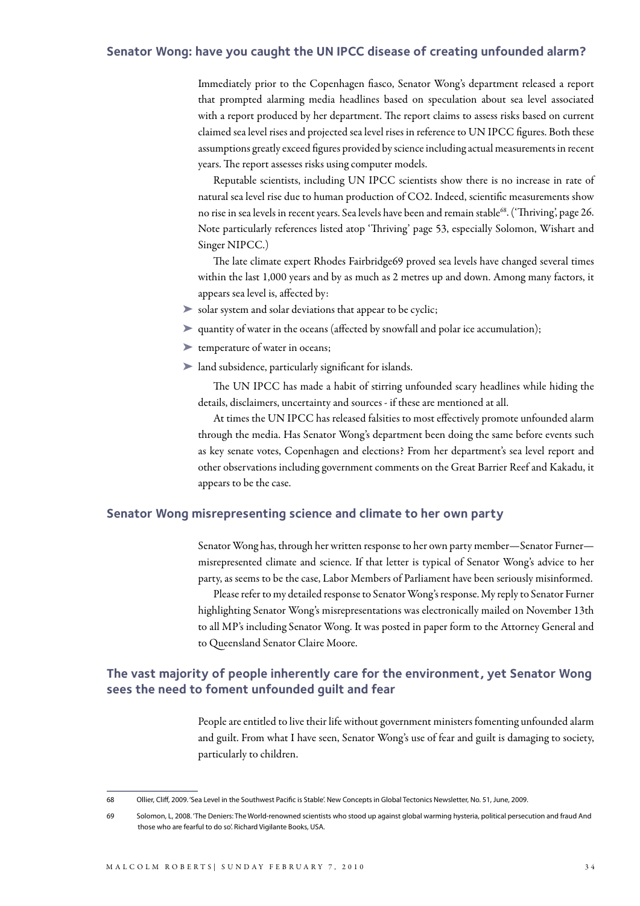## Senator Wong: have you caught the UN IPCC disease of creating unfounded alarm?

Immediately prior to the Copenhagen fiasco, Senator Wong's department released a report that prompted alarming media headlines based on speculation about sea level associated with a report produced by her department. The report claims to assess risks based on current claimed sea level rises and projected sea level rises in reference to UN IPCC figures. Both these assumptions greatly exceed figures provided by science including actual measurements in recent years. The report assesses risks using computer models.

Reputable scientists, including UN IPCC scientists show there is no increase in rate of natural sea level rise due to human production of $CO_2$. Indeed, scientific measurements show no rise in sea levels in recent years. Sea levels have been and remain stable[68]. ('Thriving', page 26. Note particularly references listed atop 'Thriving' page 53, especially Solomon, Wishart and Singer NIPCC.)

The late climate expert Rhodes Fairbridge69 proved sea levels have changed several times within the last 1,000 years and by as much as 2 metres up and down. Among many factors, it appears sea level is, affected by:

- solar system and solar deviations that appear to be cyclic;
- quantity of water in the oceans (affected by snowfall and polar ice accumulation);
- temperature of water in oceans;
- land subsidence, particularly significant for islands.

The UN IPCC has made a habit of stirring unfounded scary headlines while hiding the details, disclaimers, uncertainty and sources - if these are mentioned at all.

At times the UN IPCC has released falsities to most effectively promote unfounded alarm through the media. Has Senator Wong's department been doing the same before events such as key senate votes, Copenhagen and elections? From her department's sea level report and other observations including government comments on the Great Barrier Reef and Kakadu, it appears to be the case.

## Senator Wong misrepresenting science and climate to her own party

Senator Wong has, through her written response to her own party member—Senator Furner—misrepresented climate and science. If that letter is typical of Senator Wong's advice to her party, as seems to be the case, Labor Members of Parliament have been seriously misinformed.

Please refer to my detailed response to Senator Wong's response. My reply to Senator Furner highlighting Senator Wong's misrepresentations was electronically mailed on November 13th to all MP's including Senator Wong. It was posted in paper form to the Attorney General and to Queensland Senator Claire Moore.

## The vast majority of people inherently care for the environment, yet Senator Wong sees the need to foment unfounded guilt and fear

People are entitled to live their life without government ministers fomenting unfounded alarm and guilt. From what I have seen, Senator Wong's use of fear and guilt is damaging to society, particularly to children.

---

68 Ollier, Cliff, 2009. 'Sea Level in the Southwest Pacific is Stable'. New Concepts in Global Tectonics Newsletter, No. 51, June, 2009.

69 Solomon, L, 2008. 'The Deniers: The World-renowned scientists who stood up against global warming hysteria, political persecution and fraud And those who are fearful to do so'. Richard Vigilante Books, USA.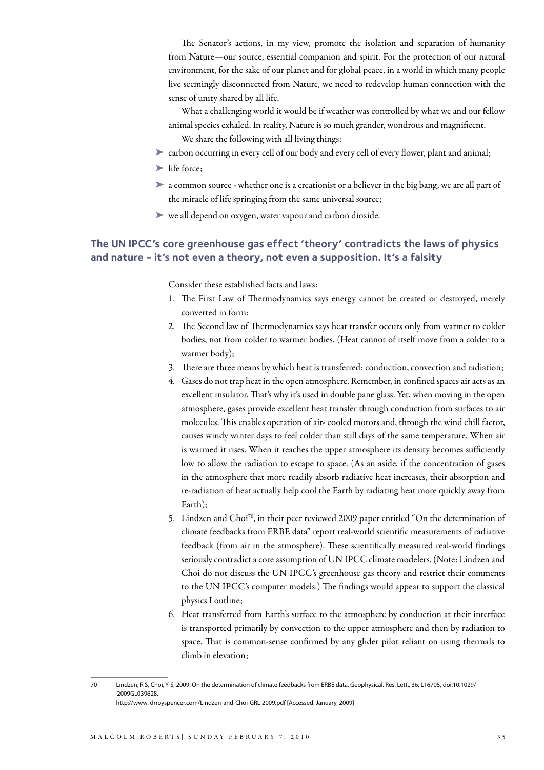The Senator's actions, in my view, promote the isolation and separation of humanity from Nature—our source, essential companion and spirit. For the protection of our natural environment, for the sake of our planet and for global peace, in a world in which many people live seemingly disconnected from Nature, we need to redevelop human connection with the sense of unity shared by all life.

What a challenging world it would be if weather was controlled by what we and our fellow animal species exhaled. In reality, Nature is so much grander, wondrous and magnificent.

We share the following with all living things:

- carbon occurring in every cell of our body and every cell of every flower, plant and animal;
- life force;
- a common source - whether one is a creationist or a believer in the big bang, we are all part of the miracle of life springing from the same universal source;
- we all depend on oxygen, water vapour and carbon dioxide.

## The UN IPCC's core greenhouse gas effect 'theory' contradicts the laws of physics and nature - it's not even a theory, not even a supposition. It's a falsity

Consider these established facts and laws:

1. The First Law of Thermodynamics says energy cannot be created or destroyed, merely converted in form;
2. The Second law of Thermodynamics says heat transfer occurs only from warmer to colder bodies, not from colder to warmer bodies. (Heat cannot of itself move from a colder to a warmer body);
3. There are three means by which heat is transferred: conduction, convection and radiation;
4. Gases do not trap heat in the open atmosphere. Remember, in confined spaces air acts as an excellent insulator. That's why it's used in double pane glass. Yet, when moving in the open atmosphere, gases provide excellent heat transfer through conduction from surfaces to air molecules. This enables operation of air- cooled motors and, through the wind chill factor, causes windy winter days to feel colder than still days of the same temperature. When air is warmed it rises. When it reaches the upper atmosphere its density becomes sufficiently low to allow the radiation to escape to space. (As an aside, if the concentration of gases in the atmosphere that more readily absorb radiative heat increases, their absorption and re-radiation of heat actually help cool the Earth by radiating heat more quickly away from Earth);
5. Lindzen and Choi[70], in their peer reviewed 2009 paper entitled "On the determination of climate feedbacks from ERBE data" report real-world scientific measurements of radiative feedback (from air in the atmosphere). These scientifically measured real-world findings seriously contradict a core assumption of UN IPCC climate modelers. (Note: Lindzen and Choi do not discuss the UN IPCC's greenhouse gas theory and restrict their comments to the UN IPCC's computer models.) The findings would appear to support the classical physics I outline;
6. Heat transferred from Earth's surface to the atmosphere by conduction at their interface is transported primarily by convection to the upper atmosphere and then by radiation to space. That is common-sense confirmed by any glider pilot reliant on using thermals to climb in elevation;

---

70 Lindzen, R S, Choi, Y-S, 2009. On the determination of climate feedbacks from ERBE data, Geophysical. Res. Lett., 36, L16705, doi:10.1029/2009GL039628.
http://www. drroyspencer.com/Lindzen-and-Choi-GRL-2009.pdf [Accessed: January, 2009]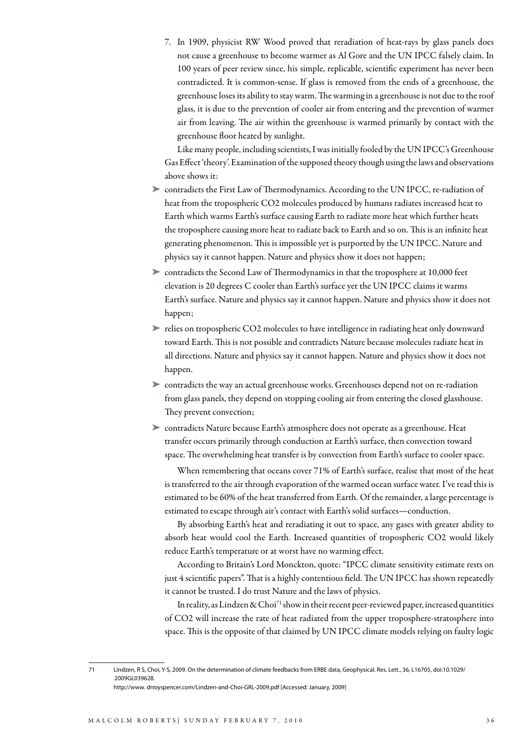7. In 1909, physicist RW Wood proved that reradiation of heat-rays by glass panels does not cause a greenhouse to become warmer as Al Gore and the UN IPCC falsely claim. In 100 years of peer review since, his simple, replicable, scientific experiment has never been contradicted. It is common-sense. If glass is removed from the ends of a greenhouse, the greenhouse loses its ability to stay warm. The warming in a greenhouse is not due to the roof glass, it is due to the prevention of cooler air from entering and the prevention of warmer air from leaving. The air within the greenhouse is warmed primarily by contact with the greenhouse floor heated by sunlight.

   Like many people, including scientists, I was initially fooled by the UN IPCC's Greenhouse Gas Effect 'theory'. Examination of the supposed theory though using the laws and observations above shows it:

- contradicts the First Law of Thermodynamics. According to the UN IPCC, re-radiation of heat from the tropospheric $CO_2$ molecules produced by humans radiates increased heat to Earth which warms Earth's surface causing Earth to radiate more heat which further heats the troposphere causing more heat to radiate back to Earth and so on. This is an infinite heat generating phenomenon. This is impossible yet is purported by the UN IPCC. Nature and physics say it cannot happen. Nature and physics show it does not happen;
- contradicts the Second Law of Thermodynamics in that the troposphere at 10,000 feet elevation is 20 degrees C cooler than Earth's surface yet the UN IPCC claims it warms Earth's surface. Nature and physics say it cannot happen. Nature and physics show it does not happen;
- relies on tropospheric $CO_2$ molecules to have intelligence in radiating heat only downward toward Earth. This is not possible and contradicts Nature because molecules radiate heat in all directions. Nature and physics say it cannot happen. Nature and physics show it does not happen.
- contradicts the way an actual greenhouse works. Greenhouses depend not on re-radiation from glass panels, they depend on stopping cooling air from entering the closed glasshouse. They prevent convection;
- contradicts Nature because Earth's atmosphere does not operate as a greenhouse. Heat transfer occurs primarily through conduction at Earth's surface, then convection toward space. The overwhelming heat transfer is by convection from Earth's surface to cooler space.

When remembering that oceans cover 71% of Earth's surface, realise that most of the heat is transferred to the air through evaporation of the warmed ocean surface water. I've read this is estimated to be 60% of the heat transferred from Earth. Of the remainder, a large percentage is estimated to escape through air's contact with Earth's solid surfaces—conduction.

By absorbing Earth's heat and reradiating it out to space, any gases with greater ability to absorb heat would cool the Earth. Increased quantities of tropospheric $CO_2$ would likely reduce Earth's temperature or at worst have no warming effect.

According to Britain's Lord Monckton, quote: "IPCC climate sensitivity estimate rests on just 4 scientific papers". That is a highly contentious field. The UN IPCC has shown repeatedly it cannot be trusted. I do trust Nature and the laws of physics.

In reality, as Lindzen & Choi[71] show in their recent peer-reviewed paper, increased quantities of $CO_2$ will increase the rate of heat radiated from the upper troposphere-stratosphere into space. This is the opposite of that claimed by UN IPCC climate models relying on faulty logic

---

71 Lindzen, R S, Choi, Y-S, 2009. On the determination of climate feedbacks from ERBE data, Geophysical. Res. Lett., 36, L16705, doi:10.1029/2009GL039628.
http://www. drroyspencer.com/Lindzen-and-Choi-GRL-2009.pdf [Accessed: January, 2009]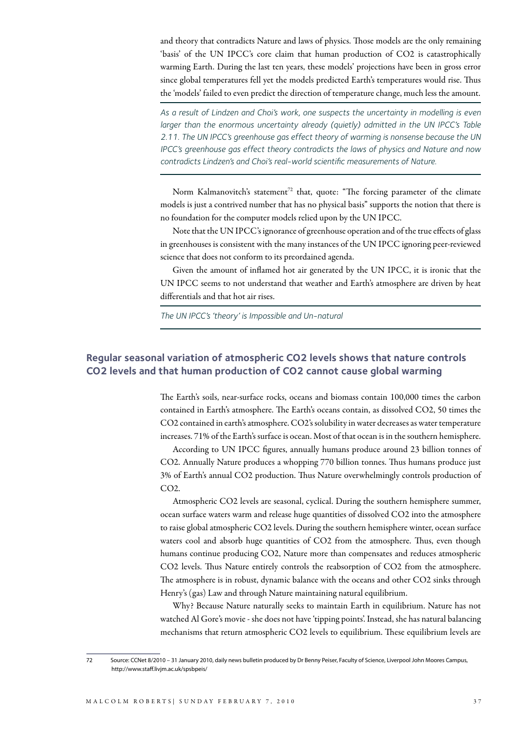and theory that contradicts Nature and laws of physics. Those models are the only remaining 'basis' of the UN IPCC's core claim that human production of $CO_2$ is catastrophically warming Earth. During the last ten years, these models' projections have been in gross error since global temperatures fell yet the models predicted Earth's temperatures would rise. Thus the 'models' failed to even predict the direction of temperature change, much less the amount.

*As a result of Lindzen and Choi's work, one suspects the uncertainty in modelling is even larger than the enormous uncertainty already (quietly) admitted in the UN IPCC's Table 2.11. The UN IPCC's greenhouse gas effect theory of warming is nonsense because the UN IPCC's greenhouse gas effect theory contradicts the laws of physics and Nature and now contradicts Lindzen's and Choi's real-world scientific measurements of Nature.*

Norm Kalmanovitch's statement[72] that, quote: "The forcing parameter of the climate models is just a contrived number that has no physical basis" supports the notion that there is no foundation for the computer models relied upon by the UN IPCC.

Note that the UN IPCC's ignorance of greenhouse operation and of the true effects of glass in greenhouses is consistent with the many instances of the UN IPCC ignoring peer-reviewed science that does not conform to its preordained agenda.

Given the amount of inflamed hot air generated by the UN IPCC, it is ironic that the UN IPCC seems to not understand that weather and Earth's atmosphere are driven by heat differentials and that hot air rises.

*The UN IPCC's 'theory' is Impossible and Un-natural*

## Regular seasonal variation of atmospheric CO2 levels shows that nature controls CO2 levels and that human production of CO2 cannot cause global warming

The Earth's soils, near-surface rocks, oceans and biomass contain 100,000 times the carbon contained in Earth's atmosphere. The Earth's oceans contain, as dissolved $CO_2$, 50 times the $CO_2$ contained in earth's atmosphere. $CO_2$'s solubility in water decreases as water temperature increases. 71% of the Earth's surface is ocean. Most of that ocean is in the southern hemisphere.

According to UN IPCC figures, annually humans produce around 23 billion tonnes of $CO_2$. Annually Nature produces a whopping 770 billion tonnes. Thus humans produce just 3% of Earth's annual $CO_2$ production. Thus Nature overwhelmingly controls production of $CO_2$.

Atmospheric $CO_2$ levels are seasonal, cyclical. During the southern hemisphere summer, ocean surface waters warm and release huge quantities of dissolved $CO_2$ into the atmosphere to raise global atmospheric $CO_2$ levels. During the southern hemisphere winter, ocean surface waters cool and absorb huge quantities of $CO_2$ from the atmosphere. Thus, even though humans continue producing $CO_2$, Nature more than compensates and reduces atmospheric $CO_2$ levels. Thus Nature entirely controls the reabsorption of $CO_2$ from the atmosphere. The atmosphere is in robust, dynamic balance with the oceans and other $CO_2$ sinks through Henry's (gas) Law and through Nature maintaining natural equilibrium.

Why? Because Nature naturally seeks to maintain Earth in equilibrium. Nature has not watched Al Gore's movie - she does not have 'tipping points'. Instead, she has natural balancing mechanisms that return atmospheric $CO_2$ levels to equilibrium. These equilibrium levels are

72 Source: CCNet 8/2010 – 31 January 2010, daily news bulletin produced by Dr Benny Peiser, Faculty of Science, Liverpool John Moores Campus, http://www.staff.livjm.ac.uk/spsbpeis/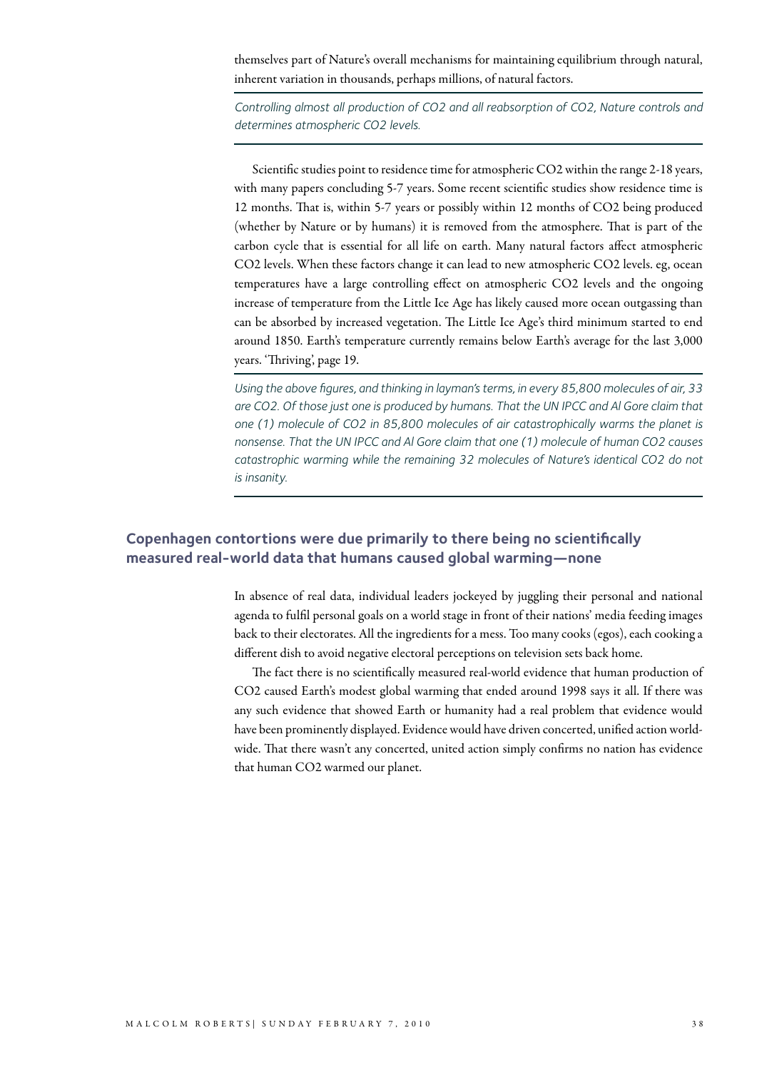themselves part of Nature's overall mechanisms for maintaining equilibrium through natural, inherent variation in thousands, perhaps millions, of natural factors.

*Controlling almost all production of $CO_2$ and all reabsorption of $CO_2$, Nature controls and determines atmospheric $CO_2$ levels.*

Scientific studies point to residence time for atmospheric $CO_2$ within the range 2-18 years, with many papers concluding 5-7 years. Some recent scientific studies show residence time is 12 months. That is, within 5-7 years or possibly within 12 months of $CO_2$ being produced (whether by Nature or by humans) it is removed from the atmosphere. That is part of the carbon cycle that is essential for all life on earth. Many natural factors affect atmospheric $CO_2$ levels. When these factors change it can lead to new atmospheric $CO_2$ levels. eg, ocean temperatures have a large controlling effect on atmospheric $CO_2$ levels and the ongoing increase of temperature from the Little Ice Age has likely caused more ocean outgassing than can be absorbed by increased vegetation. The Little Ice Age's third minimum started to end around 1850. Earth's temperature currently remains below Earth's average for the last 3,000 years. 'Thriving', page 19.

*Using the above figures, and thinking in layman's terms, in every 85,800 molecules of air, 33 are $CO_2$. Of those just one is produced by humans. That the UN IPCC and Al Gore claim that one (1) molecule of $CO_2$ in 85,800 molecules of air catastrophically warms the planet is nonsense. That the UN IPCC and Al Gore claim that one (1) molecule of human $CO_2$ causes catastrophic warming while the remaining 32 molecules of Nature's identical $CO_2$ do not is insanity.*

## Copenhagen contortions were due primarily to there being no scientifically measured real-world data that humans caused global warming—none

In absence of real data, individual leaders jockeyed by juggling their personal and national agenda to fulfil personal goals on a world stage in front of their nations' media feeding images back to their electorates. All the ingredients for a mess. Too many cooks (egos), each cooking a different dish to avoid negative electoral perceptions on television sets back home.

The fact there is no scientifically measured real-world evidence that human production of $CO_2$ caused Earth's modest global warming that ended around 1998 says it all. If there was any such evidence that showed Earth or humanity had a real problem that evidence would have been prominently displayed. Evidence would have driven concerted, unified action worldwide. That there wasn't any concerted, united action simply confirms no nation has evidence that human $CO_2$ warmed our planet.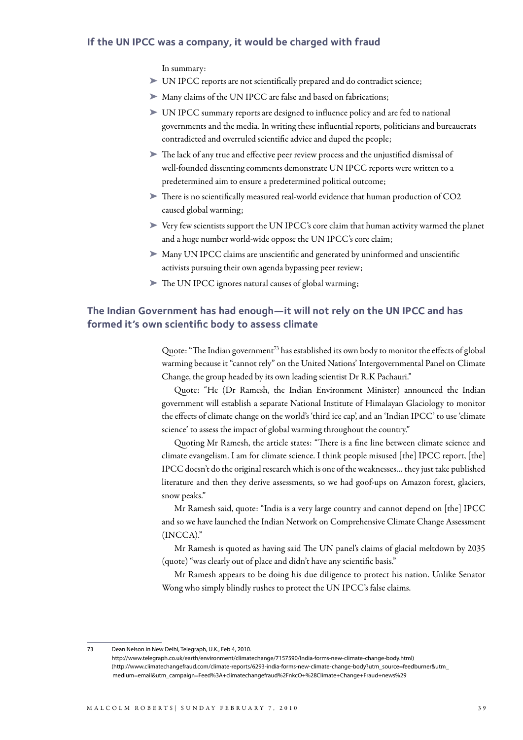## If the UN IPCC was a company, it would be charged with fraud

In summary:

- UN IPCC reports are not scientifically prepared and do contradict science;
- Many claims of the UN IPCC are false and based on fabrications;
- UN IPCC summary reports are designed to influence policy and are fed to national governments and the media. In writing these influential reports, politicians and bureaucrats contradicted and overruled scientific advice and duped the people;
- The lack of any true and effective peer review process and the unjustified dismissal of well-founded dissenting comments demonstrate UN IPCC reports were written to a predetermined aim to ensure a predetermined political outcome;
- There is no scientifically measured real-world evidence that human production of $CO_2$ caused global warming;
- Very few scientists support the UN IPCC's core claim that human activity warmed the planet and a huge number world-wide oppose the UN IPCC's core claim;
- Many UN IPCC claims are unscientific and generated by uninformed and unscientific activists pursuing their own agenda bypassing peer review;
- The UN IPCC ignores natural causes of global warming;

## The Indian Government has had enough—it will not rely on the UN IPCC and has formed it's own scientific body to assess climate

Quote: "The Indian government[73] has established its own body to monitor the effects of global warming because it "cannot rely" on the United Nations' Intergovernmental Panel on Climate Change, the group headed by its own leading scientist Dr R.K Pachauri."

Quote: "He (Dr Ramesh, the Indian Environment Minister) announced the Indian government will establish a separate National Institute of Himalayan Glaciology to monitor the effects of climate change on the world's 'third ice cap', and an 'Indian IPCC' to use 'climate science' to assess the impact of global warming throughout the country."

Quoting Mr Ramesh, the article states: "There is a fine line between climate science and climate evangelism. I am for climate science. I think people misused [the] IPCC report, [the] IPCC doesn't do the original research which is one of the weaknesses... they just take published literature and then they derive assessments, so we had goof-ups on Amazon forest, glaciers, snow peaks."

Mr Ramesh said, quote: "India is a very large country and cannot depend on [the] IPCC and so we have launched the Indian Network on Comprehensive Climate Change Assessment (INCCA)."

Mr Ramesh is quoted as having said The UN panel's claims of glacial meltdown by 2035 (quote) "was clearly out of place and didn't have any scientific basis."

Mr Ramesh appears to be doing his due diligence to protect his nation. Unlike Senator Wong who simply blindly rushes to protect the UN IPCC's false claims.

---

73 Dean Nelson in New Delhi, Telegraph, U.K., Feb 4, 2010.
http://www.telegraph.co.uk/earth/environment/climatechange/7157590/India-forms-new-climate-change-body.html)
(http://www.climatechangefraud.com/climate-reports/6293-india-forms-new-climate-change-body?utm_source=feedburner&utm_medium=email&utm_campaign=Feed%3A+climatechangefraud%2FnkcO+%28Climate+Change+Fraud+news%29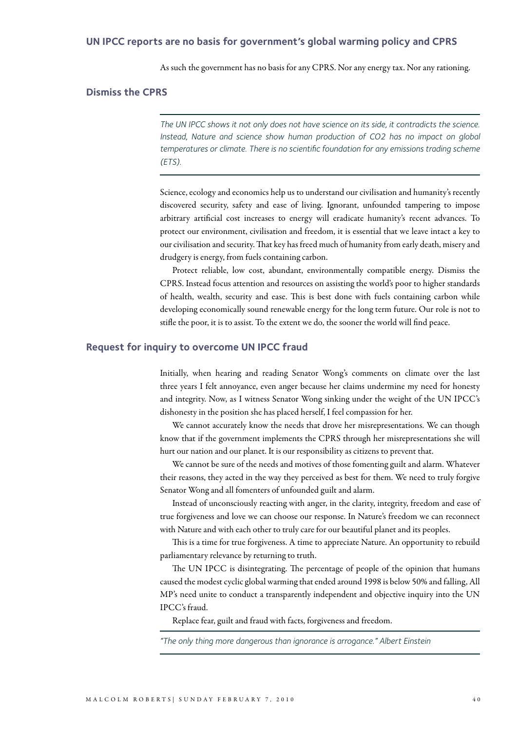## UN IPCC reports are no basis for government's global warming policy and CPRS

As such the government has no basis for any CPRS. Nor any energy tax. Nor any rationing.

## Dismiss the CPRS

*The UN IPCC shows it not only does not have science on its side, it contradicts the science. Instead, Nature and science show human production of $CO_2$ has no impact on global temperatures or climate. There is no scientific foundation for any emissions trading scheme (ETS).*

Science, ecology and economics help us to understand our civilisation and humanity's recently discovered security, safety and ease of living. Ignorant, unfounded tampering to impose arbitrary artificial cost increases to energy will eradicate humanity's recent advances. To protect our environment, civilisation and freedom, it is essential that we leave intact a key to our civilisation and security. That key has freed much of humanity from early death, misery and drudgery is energy, from fuels containing carbon.

Protect reliable, low cost, abundant, environmentally compatible energy. Dismiss the CPRS. Instead focus attention and resources on assisting the world's poor to higher standards of health, wealth, security and ease. This is best done with fuels containing carbon while developing economically sound renewable energy for the long term future. Our role is not to stifle the poor, it is to assist. To the extent we do, the sooner the world will find peace.

## Request for inquiry to overcome UN IPCC fraud

Initially, when hearing and reading Senator Wong's comments on climate over the last three years I felt annoyance, even anger because her claims undermine my need for honesty and integrity. Now, as I witness Senator Wong sinking under the weight of the UN IPCC's dishonesty in the position she has placed herself, I feel compassion for her.

We cannot accurately know the needs that drove her misrepresentations. We can though know that if the government implements the CPRS through her misrepresentations she will hurt our nation and our planet. It is our responsibility as citizens to prevent that.

We cannot be sure of the needs and motives of those fomenting guilt and alarm. Whatever their reasons, they acted in the way they perceived as best for them. We need to truly forgive Senator Wong and all fomenters of unfounded guilt and alarm.

Instead of unconsciously reacting with anger, in the clarity, integrity, freedom and ease of true forgiveness and love we can choose our response. In Nature's freedom we can reconnect with Nature and with each other to truly care for our beautiful planet and its peoples.

This is a time for true forgiveness. A time to appreciate Nature. An opportunity to rebuild parliamentary relevance by returning to truth.

The UN IPCC is disintegrating. The percentage of people of the opinion that humans caused the modest cyclic global warming that ended around 1998 is below 50% and falling, All MP's need unite to conduct a transparently independent and objective inquiry into the UN IPCC's fraud.

Replace fear, guilt and fraud with facts, forgiveness and freedom.

*"The only thing more dangerous than ignorance is arrogance." Albert Einstein*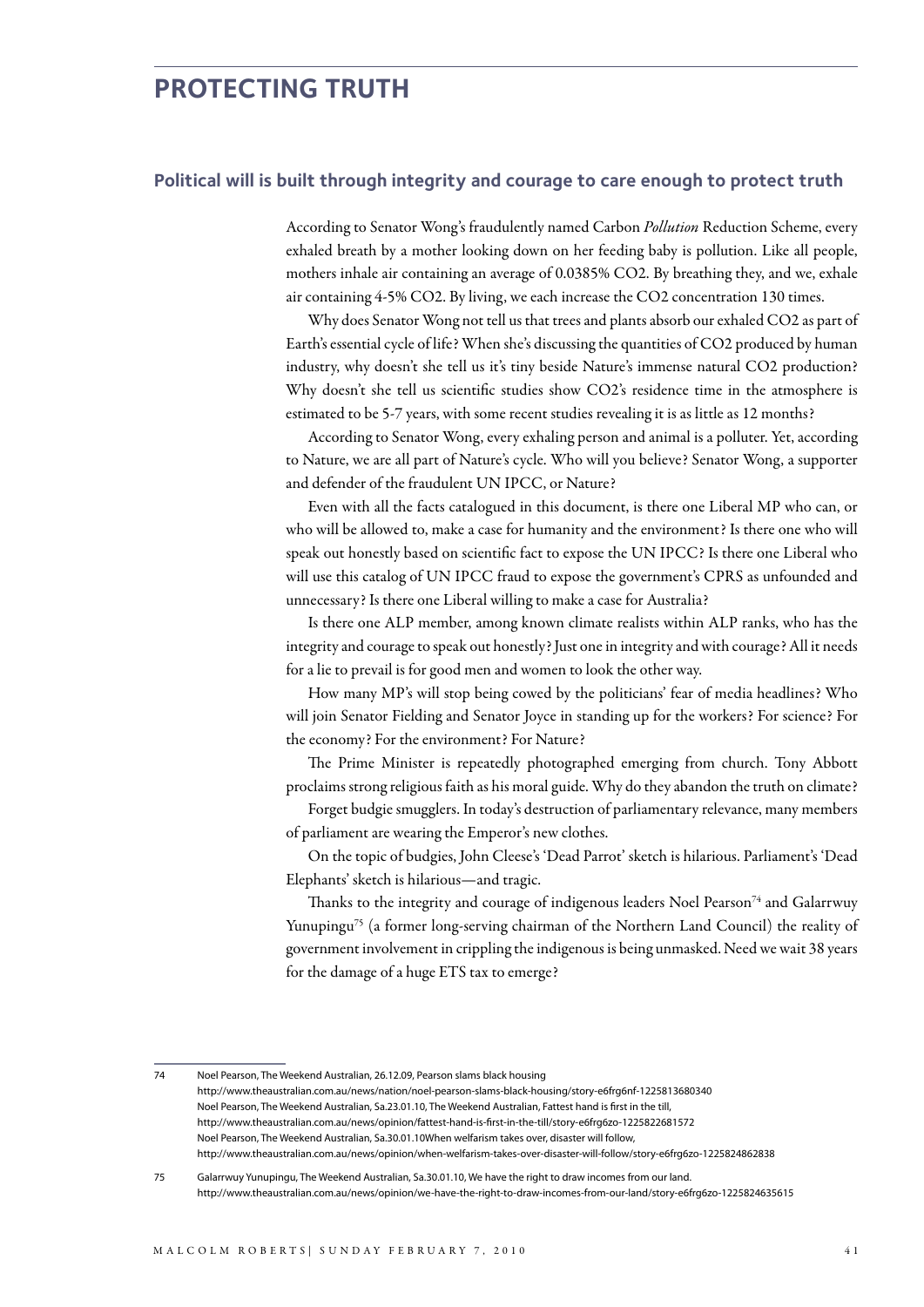# PROTECTING TRUTH

## Political will is built through integrity and courage to care enough to protect truth

According to Senator Wong's fraudulently named Carbon *Pollution* Reduction Scheme, every exhaled breath by a mother looking down on her feeding baby is pollution. Like all people, mothers inhale air containing an average of 0.0385% $CO_2$. By breathing they, and we, exhale air containing 4-5% $CO_2$. By living, we each increase the $CO_2$ concentration 130 times.

Why does Senator Wong not tell us that trees and plants absorb our exhaled $CO_2$ as part of Earth's essential cycle of life? When she's discussing the quantities of $CO_2$ produced by human industry, why doesn't she tell us it's tiny beside Nature's immense natural $CO_2$ production? Why doesn't she tell us scientific studies show $CO_2$'s residence time in the atmosphere is estimated to be 5-7 years, with some recent studies revealing it is as little as 12 months?

According to Senator Wong, every exhaling person and animal is a polluter. Yet, according to Nature, we are all part of Nature's cycle. Who will you believe? Senator Wong, a supporter and defender of the fraudulent UN IPCC, or Nature?

Even with all the facts catalogued in this document, is there one Liberal MP who can, or who will be allowed to, make a case for humanity and the environment? Is there one who will speak out honestly based on scientific fact to expose the UN IPCC? Is there one Liberal who will use this catalog of UN IPCC fraud to expose the government's CPRS as unfounded and unnecessary? Is there one Liberal willing to make a case for Australia?

Is there one ALP member, among known climate realists within ALP ranks, who has the integrity and courage to speak out honestly? Just one in integrity and with courage? All it needs for a lie to prevail is for good men and women to look the other way.

How many MP's will stop being cowed by the politicians' fear of media headlines? Who will join Senator Fielding and Senator Joyce in standing up for the workers? For science? For the economy? For the environment? For Nature?

The Prime Minister is repeatedly photographed emerging from church. Tony Abbott proclaims strong religious faith as his moral guide. Why do they abandon the truth on climate?

Forget budgie smugglers. In today's destruction of parliamentary relevance, many members of parliament are wearing the Emperor's new clothes.

On the topic of budgies, John Cleese's 'Dead Parrot' sketch is hilarious. Parliament's 'Dead Elephants' sketch is hilarious—and tragic.

Thanks to the integrity and courage of indigenous leaders Noel Pearson[74] and Galarrwuy Yunupingu[75] (a former long-serving chairman of the Northern Land Council) the reality of government involvement in crippling the indigenous is being unmasked. Need we wait 38 years for the damage of a huge ETS tax to emerge?

---

74 Noel Pearson, The Weekend Australian, 26.12.09, Pearson slams black housing
http://www.theaustralian.com.au/news/nation/noel-pearson-slams-black-housing/story-e6frg6nf-1225813680340
Noel Pearson, The Weekend Australian, Sa.23.01.10, The Weekend Australian, Fattest hand is first in the till,
http://www.theaustralian.com.au/news/opinion/fattest-hand-is-first-in-the-till/story-e6frg6zo-1225822681572
Noel Pearson, The Weekend Australian, Sa.30.01.10When welfarism takes over, disaster will follow,
http://www.theaustralian.com.au/news/opinion/when-welfarism-takes-over-disaster-will-follow/story-e6frg6zo-1225824862838

75 Galarrwuy Yunupingu, The Weekend Australian, Sa.30.01.10, We have the right to draw incomes from our land.
http://www.theaustralian.com.au/news/opinion/we-have-the-right-to-draw-incomes-from-our-land/story-e6frg6zo-1225824635615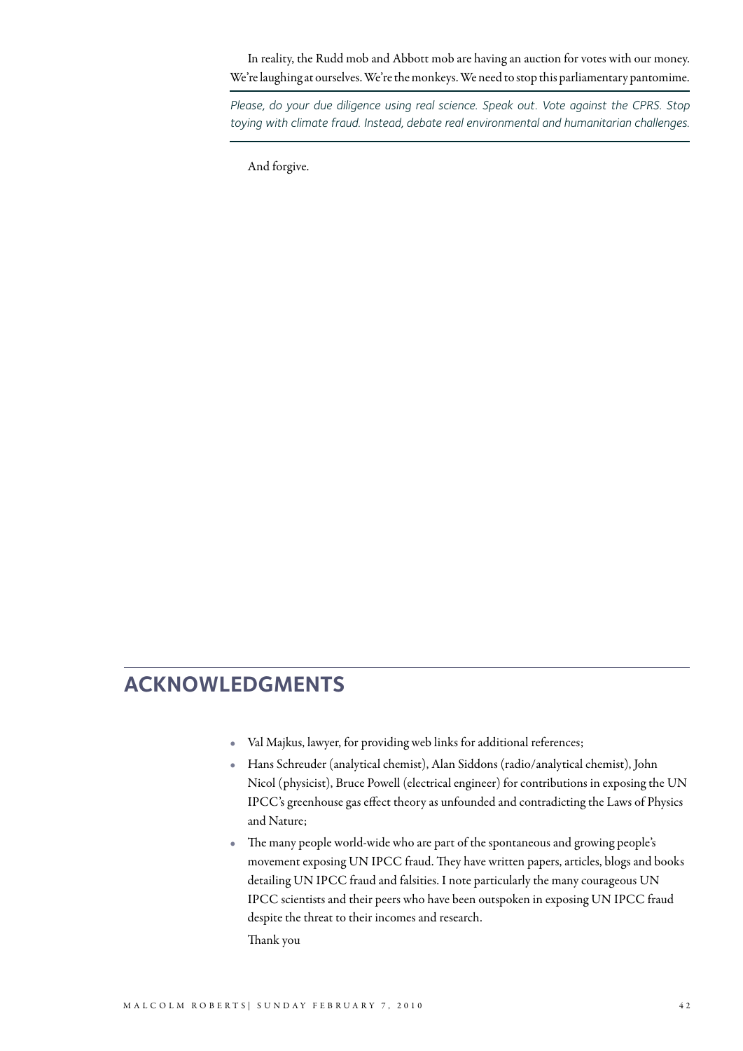In reality, the Rudd mob and Abbott mob are having an auction for votes with our money. We're laughing at ourselves. We're the monkeys. We need to stop this parliamentary pantomime.

---

*Please, do your due diligence using real science. Speak out. Vote against the CPRS. Stop toying with climate fraud. Instead, debate real environmental and humanitarian challenges.*

---

And forgive.

## ACKNOWLEDGMENTS

- Val Majkus, lawyer, for providing web links for additional references;
- Hans Schreuder (analytical chemist), Alan Siddons (radio/analytical chemist), John Nicol (physicist), Bruce Powell (electrical engineer) for contributions in exposing the UN IPCC's greenhouse gas effect theory as unfounded and contradicting the Laws of Physics and Nature;
- The many people world-wide who are part of the spontaneous and growing people's movement exposing UN IPCC fraud. They have written papers, articles, blogs and books detailing UN IPCC fraud and falsities. I note particularly the many courageous UN IPCC scientists and their peers who have been outspoken in exposing UN IPCC fraud despite the threat to their incomes and research.

  Thank you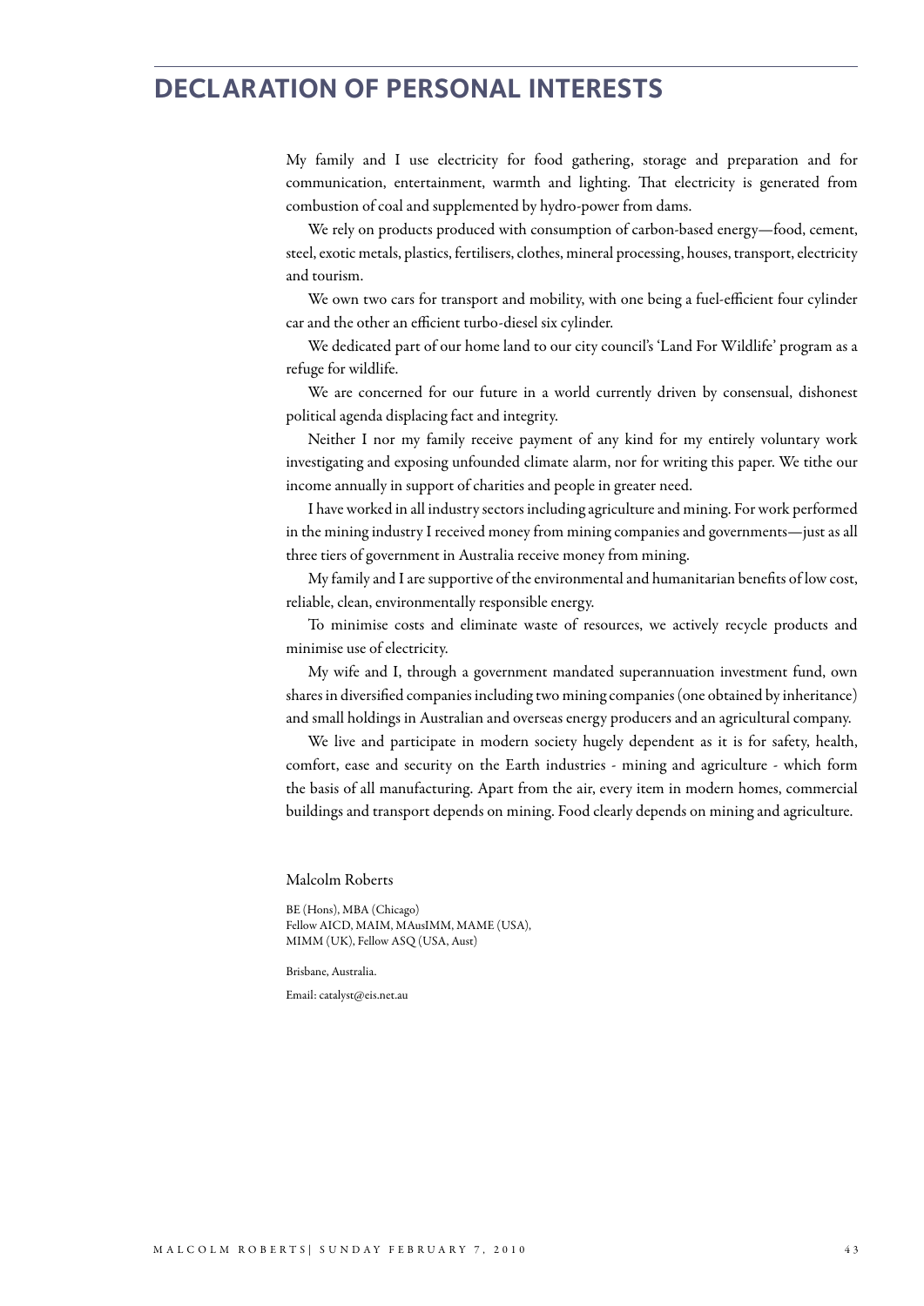# DECLARATION OF PERSONAL INTERESTS

My family and I use electricity for food gathering, storage and preparation and for communication, entertainment, warmth and lighting. That electricity is generated from combustion of coal and supplemented by hydro-power from dams.

We rely on products produced with consumption of carbon-based energy—food, cement, steel, exotic metals, plastics, fertilisers, clothes, mineral processing, houses, transport, electricity and tourism.

We own two cars for transport and mobility, with one being a fuel-efficient four cylinder car and the other an efficient turbo-diesel six cylinder.

We dedicated part of our home land to our city council's 'Land For Wildlife' program as a refuge for wildlife.

We are concerned for our future in a world currently driven by consensual, dishonest political agenda displacing fact and integrity.

Neither I nor my family receive payment of any kind for my entirely voluntary work investigating and exposing unfounded climate alarm, nor for writing this paper. We tithe our income annually in support of charities and people in greater need.

I have worked in all industry sectors including agriculture and mining. For work performed in the mining industry I received money from mining companies and governments—just as all three tiers of government in Australia receive money from mining.

My family and I are supportive of the environmental and humanitarian benefits of low cost, reliable, clean, environmentally responsible energy.

To minimise costs and eliminate waste of resources, we actively recycle products and minimise use of electricity.

My wife and I, through a government mandated superannuation investment fund, own shares in diversified companies including two mining companies (one obtained by inheritance) and small holdings in Australian and overseas energy producers and an agricultural company.

We live and participate in modern society hugely dependent as it is for safety, health, comfort, ease and security on the Earth industries - mining and agriculture - which form the basis of all manufacturing. Apart from the air, every item in modern homes, commercial buildings and transport depends on mining. Food clearly depends on mining and agriculture.

Malcolm Roberts

BE (Hons), MBA (Chicago)
Fellow AICD, MAIM, MAusIMM, MAME (USA),
MIMM (UK), Fellow ASQ (USA, Aust)

Brisbane, Australia.

Email: catalyst@eis.net.au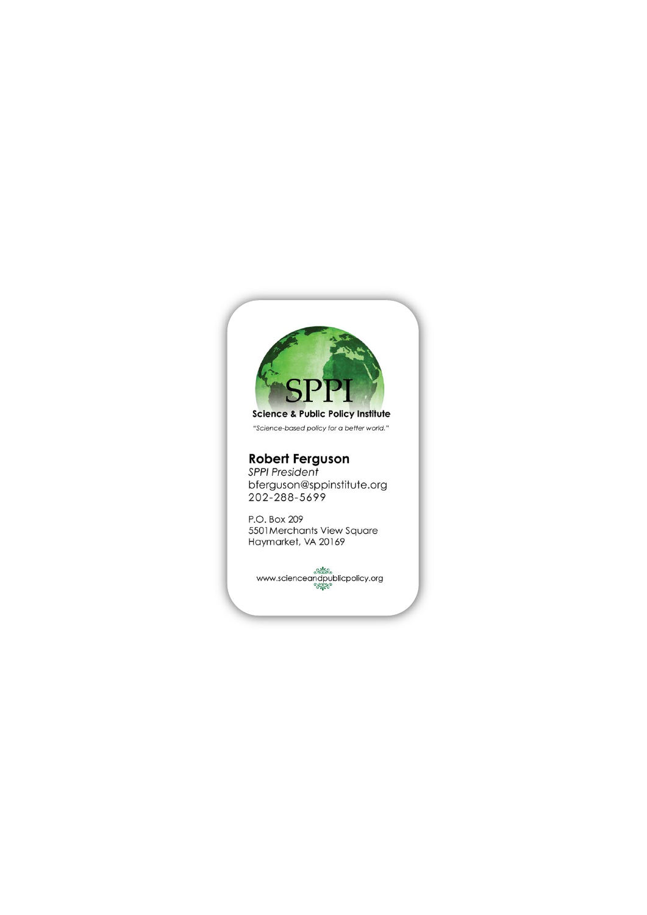SPPI

**Science & Public Policy Institute**

*"Science-based policy for a better world."*

**Robert Ferguson**

*SPPI President*

bferguson@sppinstitute.org

202-288-5699

P.O. Box 209

5501Merchants View Square

Haymarket, VA 20169

www.scienceandpublicpolicy.org